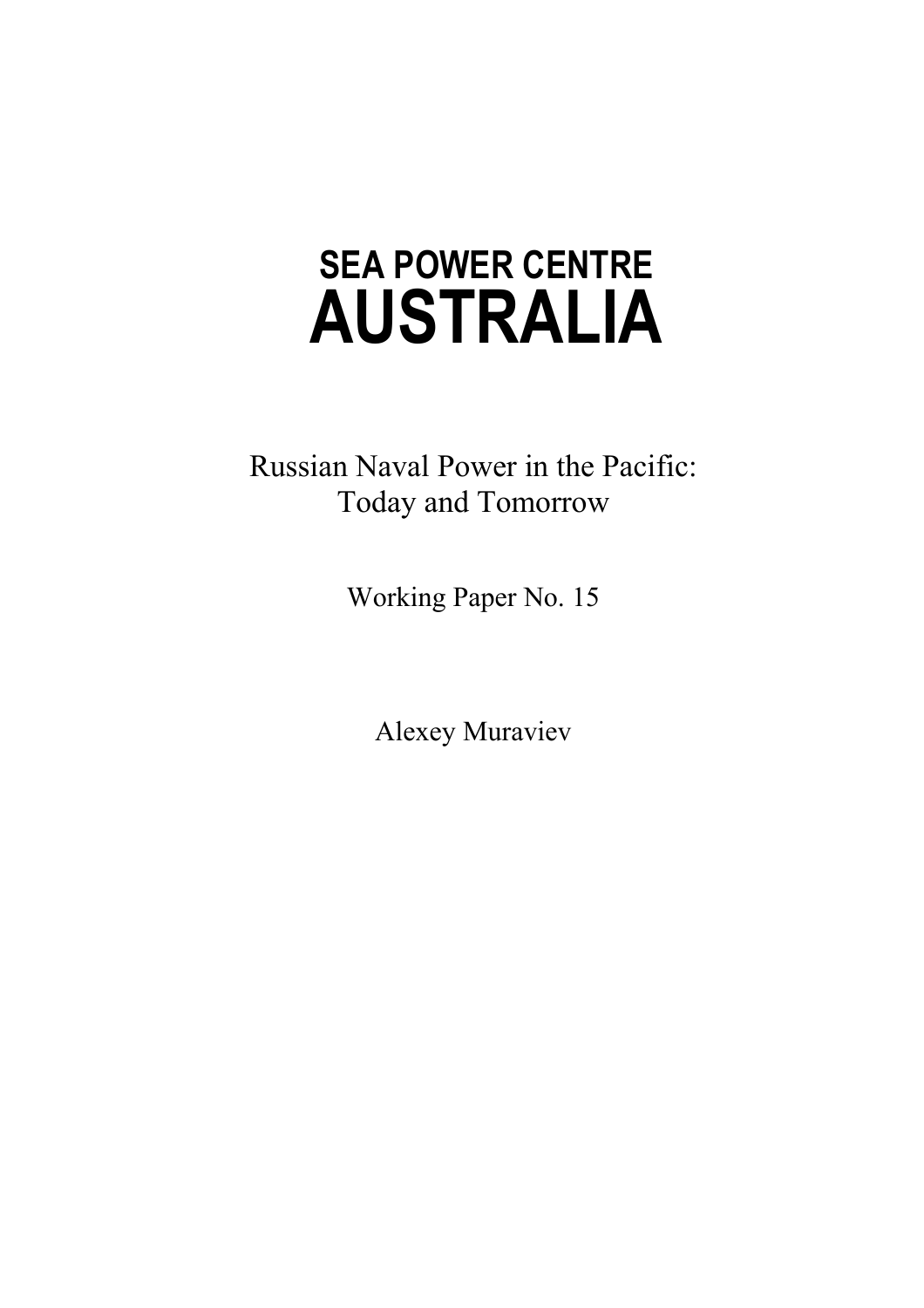# SEA POWER CENTRE AUSTRALIA

Russian Naval Power in the Pacific: Today and Tomorrow

Working Paper No. 15

Alexey Muraviev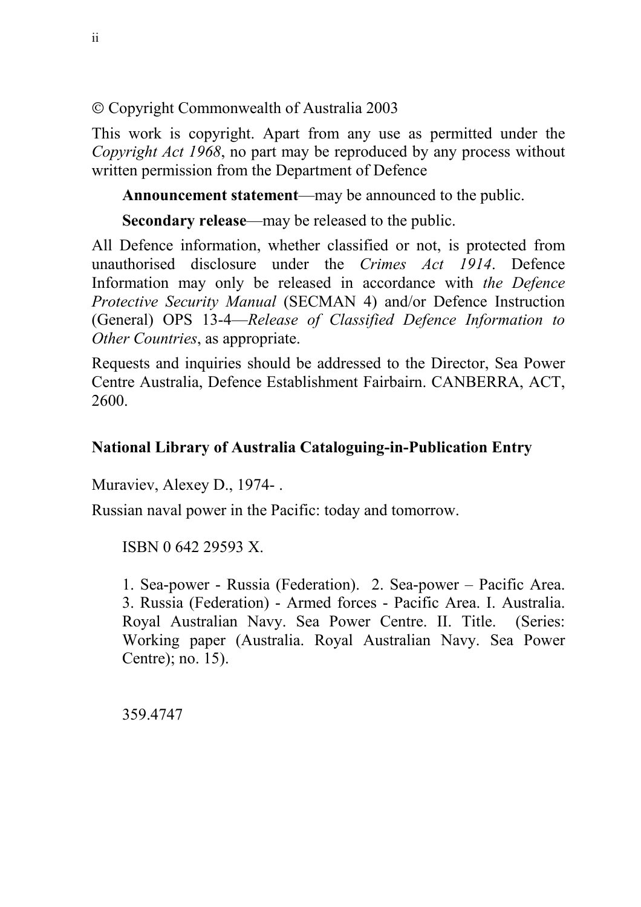© Copyright Commonwealth of Australia 2003

This work is copyright. Apart from any use as permitted under the *Copyright Act 1968*, no part may be reproduced by any process without written permission from the Department of Defence

**Announcement statement**—may be announced to the public.

**Secondary release**—may be released to the public.

All Defence information, whether classified or not, is protected from unauthorised disclosure under the *Crimes Act 1914*. Defence Information may only be released in accordance with *the Defence Protective Security Manual* (SECMAN 4) and/or Defence Instruction (General) OPS 13-4—*Release of Classified Defence Information to Other Countries*, as appropriate.

Requests and inquiries should be addressed to the Director, Sea Power Centre Australia, Defence Establishment Fairbairn. CANBERRA, ACT, 2600.

**National Library of Australia Cataloguing-in-Publication Entry**

Muraviev, Alexey D., 1974- .

Russian naval power in the Pacific: today and tomorrow.

ISBN 0 642 29593 X.

1. Sea-power - Russia (Federation). 2. Sea-power – Pacific Area. 3. Russia (Federation) - Armed forces - Pacific Area. I. Australia. Royal Australian Navy. Sea Power Centre. II. Title. (Series: Working paper (Australia. Royal Australian Navy. Sea Power Centre); no. 15).

359.4747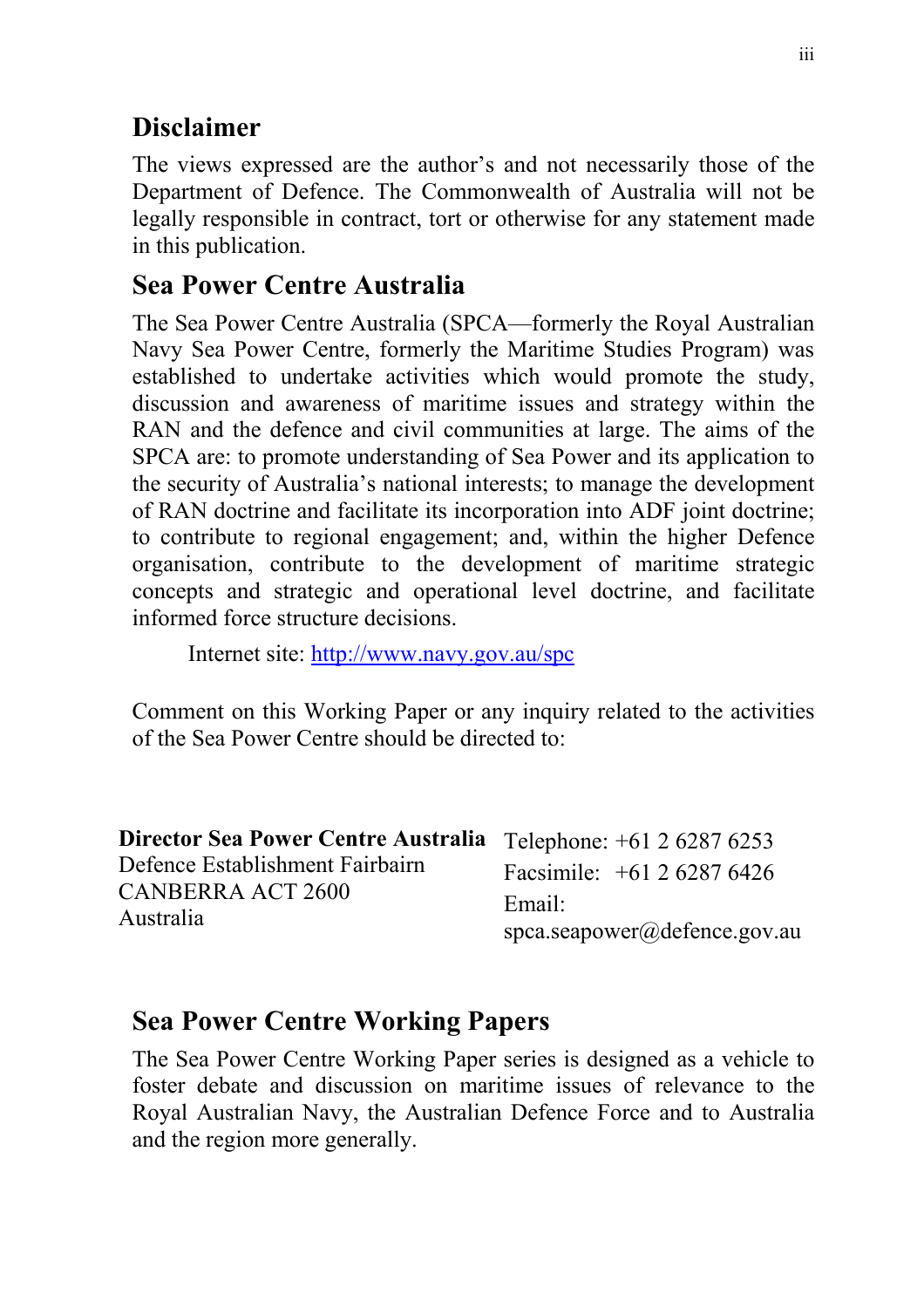## Disclaimer

The views expressed are the author's and not necessarily those of the Department of Defence. The Commonwealth of Australia will not be legally responsible in contract, tort or otherwise for any statement made in this publication.

## Sea Power Centre Australia

The Sea Power Centre Australia (SPCA—formerly the Royal Australian Navy Sea Power Centre, formerly the Maritime Studies Program) was established to undertake activities which would promote the study, discussion and awareness of maritime issues and strategy within the RAN and the defence and civil communities at large. The aims of the SPCA are: to promote understanding of Sea Power and its application to the security of Australia's national interests; to manage the development of RAN doctrine and facilitate its incorporation into ADF joint doctrine; to contribute to regional engagement; and, within the higher Defence organisation, contribute to the development of maritime strategic concepts and strategic and operational level doctrine, and facilitate informed force structure decisions.

Internet site: http://www.navy.gov.au/spc

Comment on this Working Paper or any inquiry related to the activities of the Sea Power Centre should be directed to:

**Director Sea Power Centre Australia**
Defence Establishment Fairbairn
CANBERRA ACT 2600
Australia

Telephone: +61 2 6287 6253
Facsimile: +61 2 6287 6426
Email: spca.seapower@defence.gov.au

## Sea Power Centre Working Papers

The Sea Power Centre Working Paper series is designed as a vehicle to foster debate and discussion on maritime issues of relevance to the Royal Australian Navy, the Australian Defence Force and to Australia and the region more generally.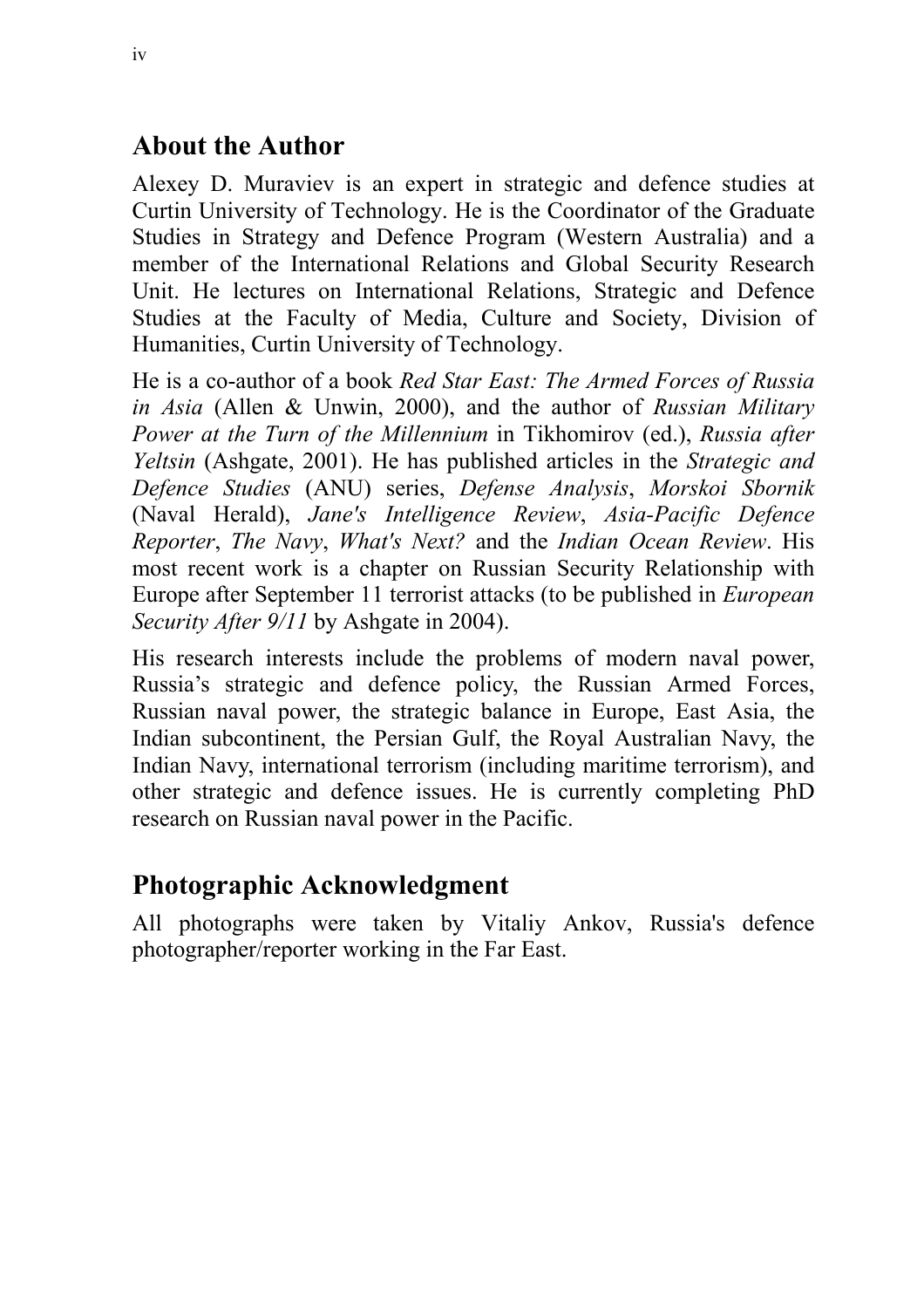## About the Author

Alexey D. Muraviev is an expert in strategic and defence studies at Curtin University of Technology. He is the Coordinator of the Graduate Studies in Strategy and Defence Program (Western Australia) and a member of the International Relations and Global Security Research Unit. He lectures on International Relations, Strategic and Defence Studies at the Faculty of Media, Culture and Society, Division of Humanities, Curtin University of Technology.

He is a co-author of a book *Red Star East: The Armed Forces of Russia in Asia* (Allen & Unwin, 2000), and the author of *Russian Military Power at the Turn of the Millennium* in Tikhomirov (ed.), *Russia after Yeltsin* (Ashgate, 2001). He has published articles in the *Strategic and Defence Studies* (ANU) series, *Defense Analysis*, *Morskoi Sbornik* (Naval Herald), *Jane's Intelligence Review*, *Asia-Pacific Defence Reporter*, *The Navy*, *What's Next?* and the *Indian Ocean Review*. His most recent work is a chapter on Russian Security Relationship with Europe after September 11 terrorist attacks (to be published in *European Security After 9/11* by Ashgate in 2004).

His research interests include the problems of modern naval power, Russia's strategic and defence policy, the Russian Armed Forces, Russian naval power, the strategic balance in Europe, East Asia, the Indian subcontinent, the Persian Gulf, the Royal Australian Navy, the Indian Navy, international terrorism (including maritime terrorism), and other strategic and defence issues. He is currently completing PhD research on Russian naval power in the Pacific.

## Photographic Acknowledgment

All photographs were taken by Vitaliy Ankov, Russia's defence photographer/reporter working in the Far East.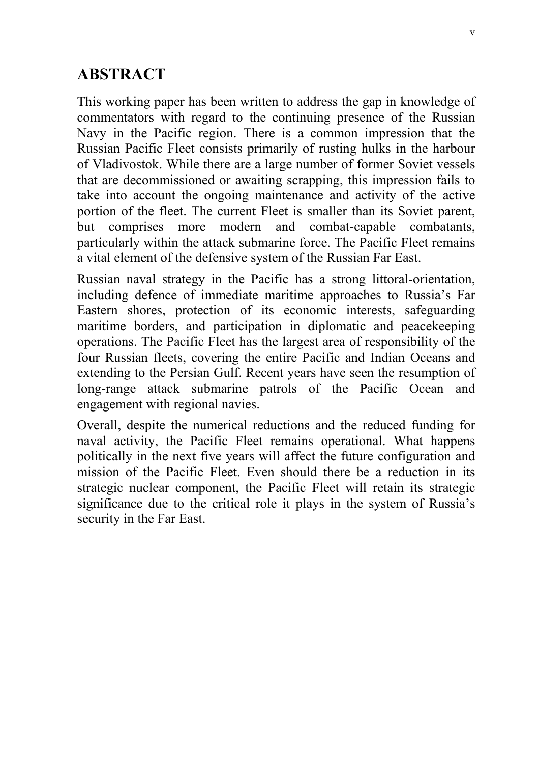# ABSTRACT

This working paper has been written to address the gap in knowledge of commentators with regard to the continuing presence of the Russian Navy in the Pacific region. There is a common impression that the Russian Pacific Fleet consists primarily of rusting hulks in the harbour of Vladivostok. While there are a large number of former Soviet vessels that are decommissioned or awaiting scrapping, this impression fails to take into account the ongoing maintenance and activity of the active portion of the fleet. The current Fleet is smaller than its Soviet parent, but comprises more modern and combat-capable combatants, particularly within the attack submarine force. The Pacific Fleet remains a vital element of the defensive system of the Russian Far East.

Russian naval strategy in the Pacific has a strong littoral-orientation, including defence of immediate maritime approaches to Russia's Far Eastern shores, protection of its economic interests, safeguarding maritime borders, and participation in diplomatic and peacekeeping operations. The Pacific Fleet has the largest area of responsibility of the four Russian fleets, covering the entire Pacific and Indian Oceans and extending to the Persian Gulf. Recent years have seen the resumption of long-range attack submarine patrols of the Pacific Ocean and engagement with regional navies.

Overall, despite the numerical reductions and the reduced funding for naval activity, the Pacific Fleet remains operational. What happens politically in the next five years will affect the future configuration and mission of the Pacific Fleet. Even should there be a reduction in its strategic nuclear component, the Pacific Fleet will retain its strategic significance due to the critical role it plays in the system of Russia's security in the Far East.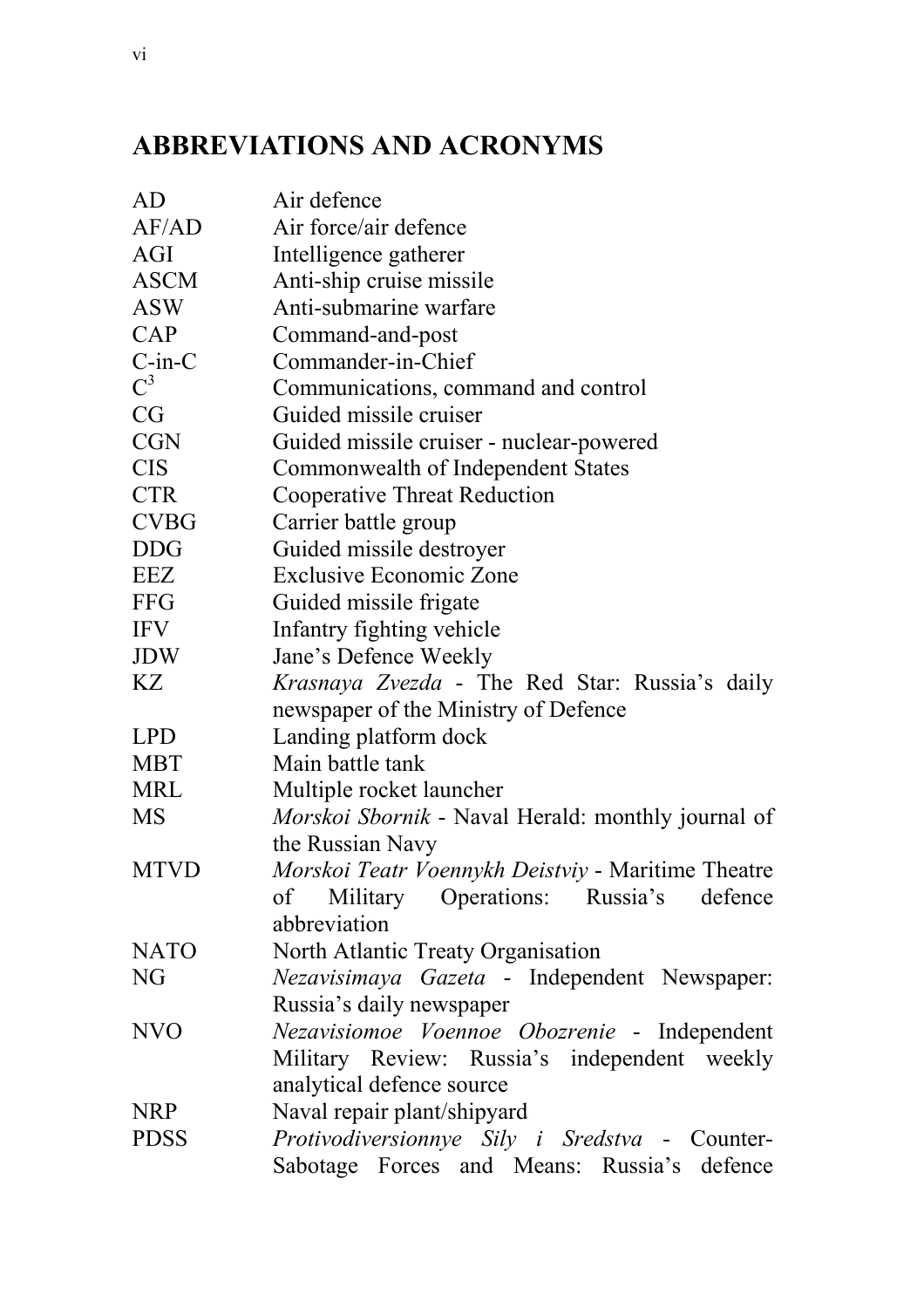## ABBREVIATIONS AND ACRONYMS

| | |
|---|---|
| AD | Air defence |
| AF/AD | Air force/air defence |
| AGI | Intelligence gatherer |
| ASCM | Anti-ship cruise missile |
| ASW | Anti-submarine warfare |
| CAP | Command-and-post |
| C-in-C | Commander-in-Chief |
| $C^3$ | Communications, command and control |
| CG | Guided missile cruiser |
| CGN | Guided missile cruiser - nuclear-powered |
| CIS | Commonwealth of Independent States |
| CTR | Cooperative Threat Reduction |
| CVBG | Carrier battle group |
| DDG | Guided missile destroyer |
| EEZ | Exclusive Economic Zone |
| FFG | Guided missile frigate |
| IFV | Infantry fighting vehicle |
| JDW | Jane's Defence Weekly |
| KZ | *Krasnaya Zvezda* - The Red Star: Russia's daily newspaper of the Ministry of Defence |
| LPD | Landing platform dock |
| MBT | Main battle tank |
| MRL | Multiple rocket launcher |
| MS | *Morskoi Sbornik* - Naval Herald: monthly journal of the Russian Navy |
| MTVD | *Morskoi Teatr Voennykh Deistviy* - Maritime Theatre of Military Operations: Russia's defence abbreviation |
| NATO | North Atlantic Treaty Organisation |
| NG | *Nezavisimaya Gazeta* - Independent Newspaper: Russia's daily newspaper |
| NVO | *Nezavisiomoe Voennoe Obozrenie* - Independent Military Review: Russia's independent weekly analytical defence source |
| NRP | Naval repair plant/shipyard |
| PDSS | *Protivodiversionnye Sily i Sredstva* - Counter-Sabotage Forces and Means: Russia's defence |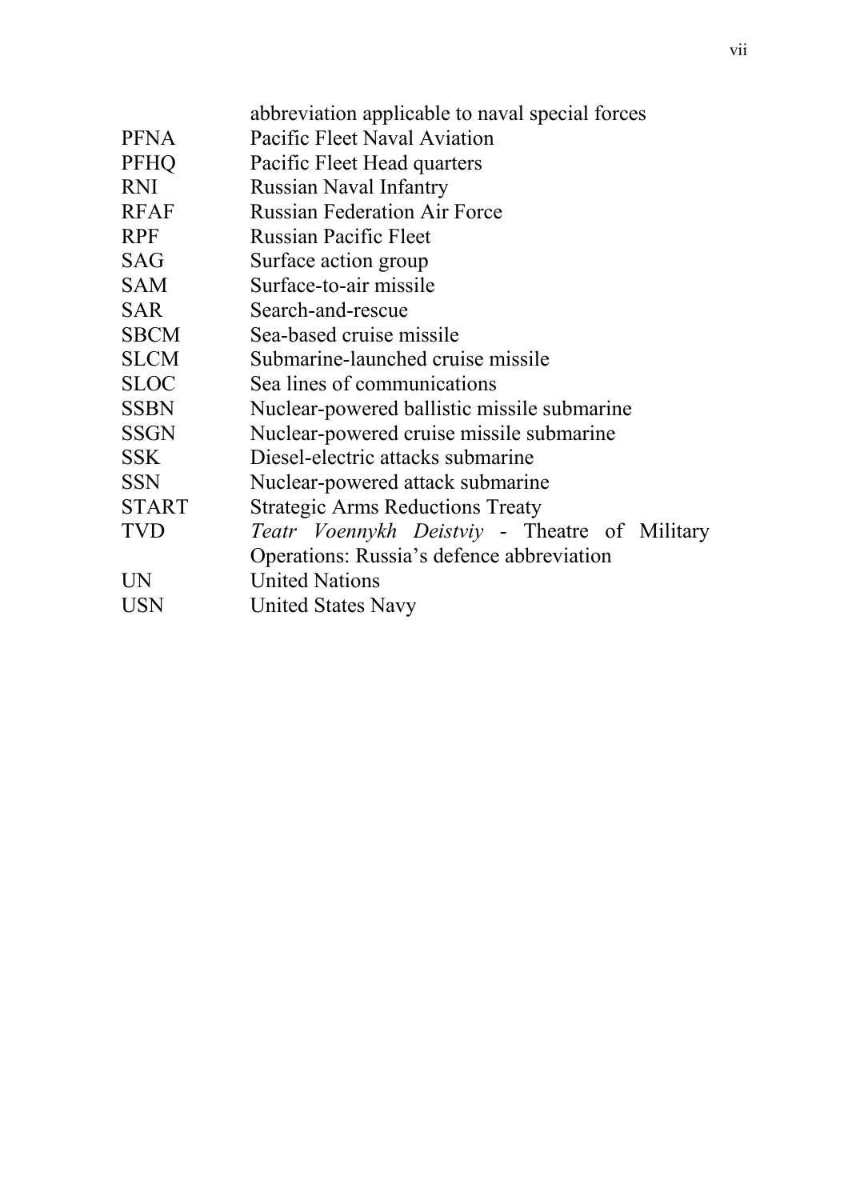| | |
|---|---|
| | abbreviation applicable to naval special forces |
| PFNA | Pacific Fleet Naval Aviation |
| PFHQ | Pacific Fleet Head quarters |
| RNI | Russian Naval Infantry |
| RFAF | Russian Federation Air Force |
| RPF | Russian Pacific Fleet |
| SAG | Surface action group |
| SAM | Surface-to-air missile |
| SAR | Search-and-rescue |
| SBCM | Sea-based cruise missile |
| SLCM | Submarine-launched cruise missile |
| SLOC | Sea lines of communications |
| SSBN | Nuclear-powered ballistic missile submarine |
| SSGN | Nuclear-powered cruise missile submarine |
| SSK | Diesel-electric attacks submarine |
| SSN | Nuclear-powered attack submarine |
| START | Strategic Arms Reductions Treaty |
| TVD | *Teatr Voennykh Deistviy* - Theatre of Military Operations: Russia's defence abbreviation |
| UN | United Nations |
| USN | United States Navy |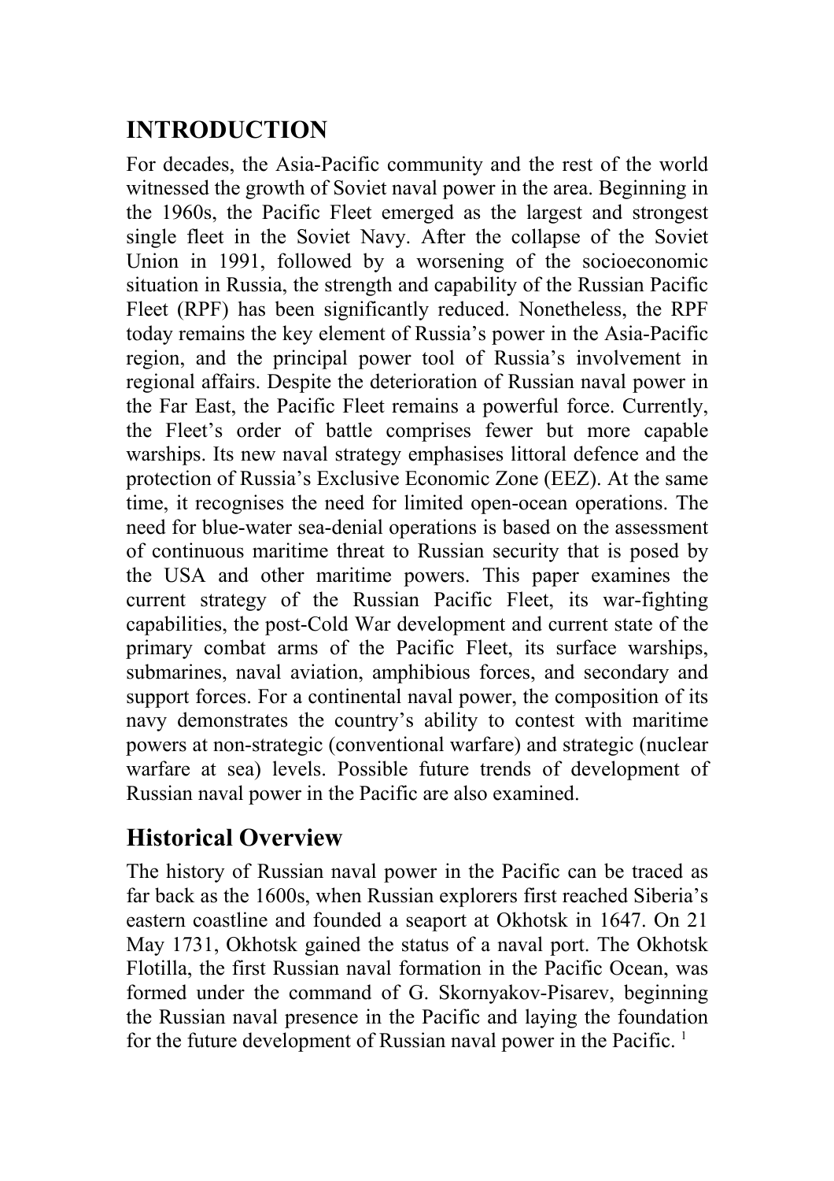# INTRODUCTION

For decades, the Asia-Pacific community and the rest of the world witnessed the growth of Soviet naval power in the area. Beginning in the 1960s, the Pacific Fleet emerged as the largest and strongest single fleet in the Soviet Navy. After the collapse of the Soviet Union in 1991, followed by a worsening of the socioeconomic situation in Russia, the strength and capability of the Russian Pacific Fleet (RPF) has been significantly reduced. Nonetheless, the RPF today remains the key element of Russia's power in the Asia-Pacific region, and the principal power tool of Russia's involvement in regional affairs. Despite the deterioration of Russian naval power in the Far East, the Pacific Fleet remains a powerful force. Currently, the Fleet's order of battle comprises fewer but more capable warships. Its new naval strategy emphasises littoral defence and the protection of Russia's Exclusive Economic Zone (EEZ). At the same time, it recognises the need for limited open-ocean operations. The need for blue-water sea-denial operations is based on the assessment of continuous maritime threat to Russian security that is posed by the USA and other maritime powers. This paper examines the current strategy of the Russian Pacific Fleet, its war-fighting capabilities, the post-Cold War development and current state of the primary combat arms of the Pacific Fleet, its surface warships, submarines, naval aviation, amphibious forces, and secondary and support forces. For a continental naval power, the composition of its navy demonstrates the country's ability to contest with maritime powers at non-strategic (conventional warfare) and strategic (nuclear warfare at sea) levels. Possible future trends of development of Russian naval power in the Pacific are also examined.

## Historical Overview

The history of Russian naval power in the Pacific can be traced as far back as the 1600s, when Russian explorers first reached Siberia's eastern coastline and founded a seaport at Okhotsk in 1647. On 21 May 1731, Okhotsk gained the status of a naval port. The Okhotsk Flotilla, the first Russian naval formation in the Pacific Ocean, was formed under the command of G. Skornyakov-Pisarev, beginning the Russian naval presence in the Pacific and laying the foundation for the future development of Russian naval power in the Pacific. [1]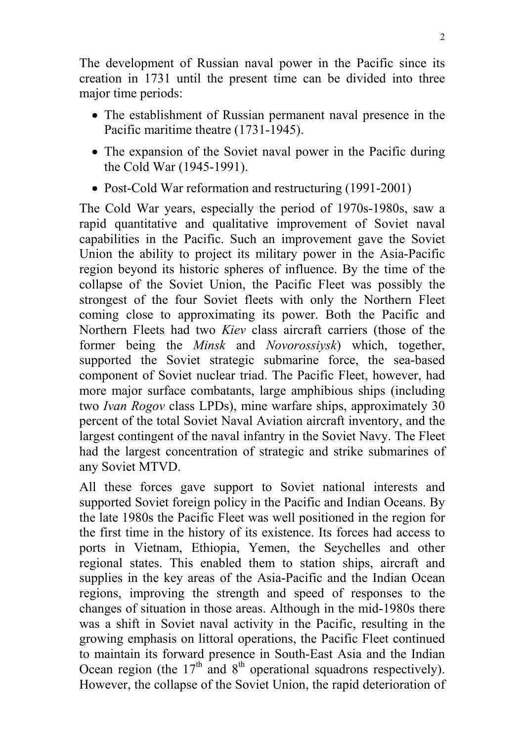The development of Russian naval power in the Pacific since its creation in 1731 until the present time can be divided into three major time periods:

- The establishment of Russian permanent naval presence in the Pacific maritime theatre (1731-1945).
- The expansion of the Soviet naval power in the Pacific during the Cold War (1945-1991).
- Post-Cold War reformation and restructuring (1991-2001)

The Cold War years, especially the period of 1970s-1980s, saw a rapid quantitative and qualitative improvement of Soviet naval capabilities in the Pacific. Such an improvement gave the Soviet Union the ability to project its military power in the Asia-Pacific region beyond its historic spheres of influence. By the time of the collapse of the Soviet Union, the Pacific Fleet was possibly the strongest of the four Soviet fleets with only the Northern Fleet coming close to approximating its power. Both the Pacific and Northern Fleets had two *Kiev* class aircraft carriers (those of the former being the *Minsk* and *Novorossiysk*) which, together, supported the Soviet strategic submarine force, the sea-based component of Soviet nuclear triad. The Pacific Fleet, however, had more major surface combatants, large amphibious ships (including two *Ivan Rogov* class LPDs), mine warfare ships, approximately 30 percent of the total Soviet Naval Aviation aircraft inventory, and the largest contingent of the naval infantry in the Soviet Navy. The Fleet had the largest concentration of strategic and strike submarines of any Soviet MTVD.

All these forces gave support to Soviet national interests and supported Soviet foreign policy in the Pacific and Indian Oceans. By the late 1980s the Pacific Fleet was well positioned in the region for the first time in the history of its existence. Its forces had access to ports in Vietnam, Ethiopia, Yemen, the Seychelles and other regional states. This enabled them to station ships, aircraft and supplies in the key areas of the Asia-Pacific and the Indian Ocean regions, improving the strength and speed of responses to the changes of situation in those areas. Although in the mid-1980s there was a shift in Soviet naval activity in the Pacific, resulting in the growing emphasis on littoral operations, the Pacific Fleet continued to maintain its forward presence in South-East Asia and the Indian Ocean region (the 17th and 8th operational squadrons respectively). However, the collapse of the Soviet Union, the rapid deterioration of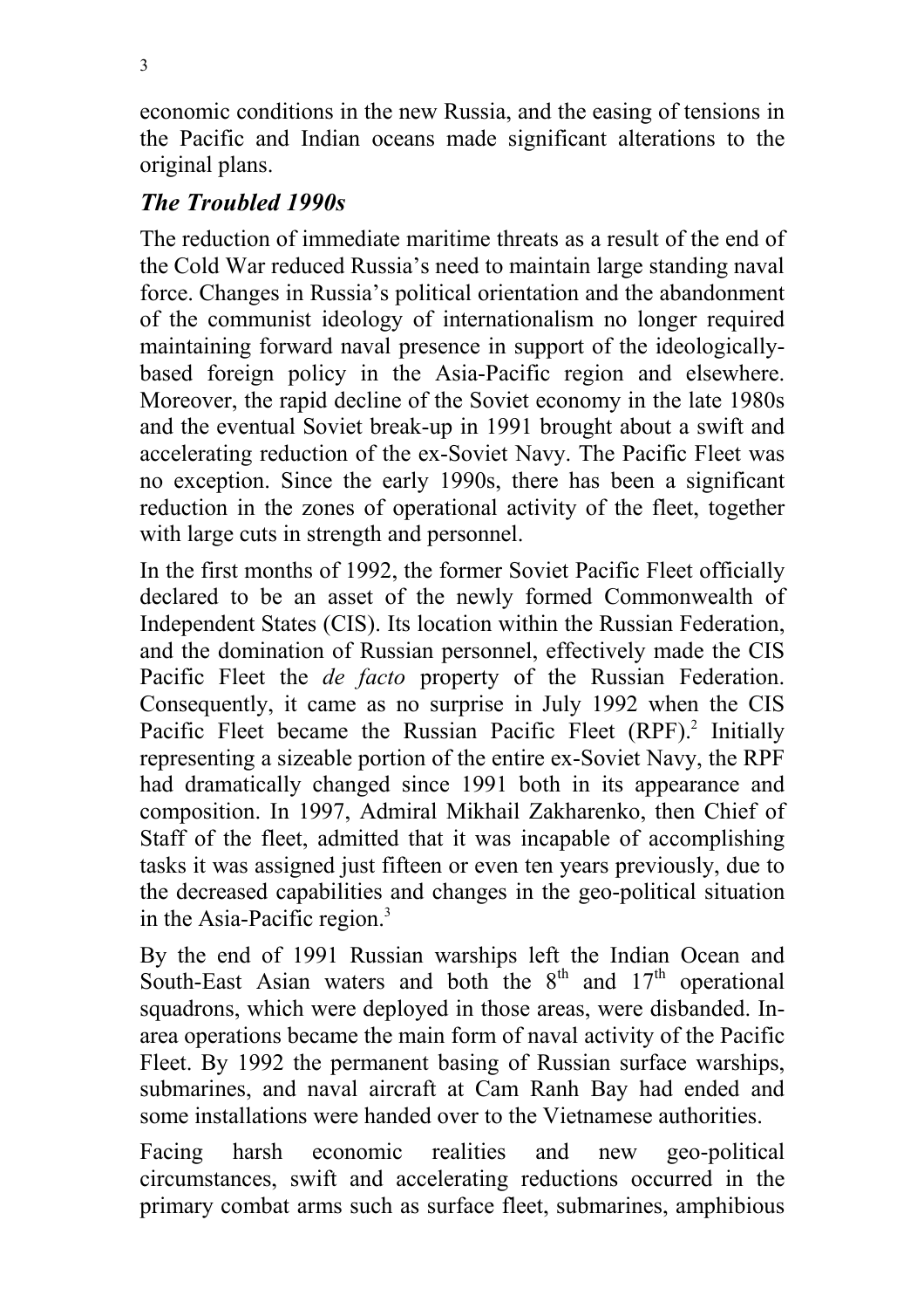economic conditions in the new Russia, and the easing of tensions in the Pacific and Indian oceans made significant alterations to the original plans.

### *The Troubled 1990s*

The reduction of immediate maritime threats as a result of the end of the Cold War reduced Russia's need to maintain large standing naval force. Changes in Russia's political orientation and the abandonment of the communist ideology of internationalism no longer required maintaining forward naval presence in support of the ideologically-based foreign policy in the Asia-Pacific region and elsewhere. Moreover, the rapid decline of the Soviet economy in the late 1980s and the eventual Soviet break-up in 1991 brought about a swift and accelerating reduction of the ex-Soviet Navy. The Pacific Fleet was no exception. Since the early 1990s, there has been a significant reduction in the zones of operational activity of the fleet, together with large cuts in strength and personnel.

In the first months of 1992, the former Soviet Pacific Fleet officially declared to be an asset of the newly formed Commonwealth of Independent States (CIS). Its location within the Russian Federation, and the domination of Russian personnel, effectively made the CIS Pacific Fleet the *de facto* property of the Russian Federation. Consequently, it came as no surprise in July 1992 when the CIS Pacific Fleet became the Russian Pacific Fleet (RPF).[2] Initially representing a sizeable portion of the entire ex-Soviet Navy, the RPF had dramatically changed since 1991 both in its appearance and composition. In 1997, Admiral Mikhail Zakharenko, then Chief of Staff of the fleet, admitted that it was incapable of accomplishing tasks it was assigned just fifteen or even ten years previously, due to the decreased capabilities and changes in the geo-political situation in the Asia-Pacific region.[3]

By the end of 1991 Russian warships left the Indian Ocean and South-East Asian waters and both the 8th and 17th operational squadrons, which were deployed in those areas, were disbanded. In-area operations became the main form of naval activity of the Pacific Fleet. By 1992 the permanent basing of Russian surface warships, submarines, and naval aircraft at Cam Ranh Bay had ended and some installations were handed over to the Vietnamese authorities.

Facing harsh economic realities and new geo-political circumstances, swift and accelerating reductions occurred in the primary combat arms such as surface fleet, submarines, amphibious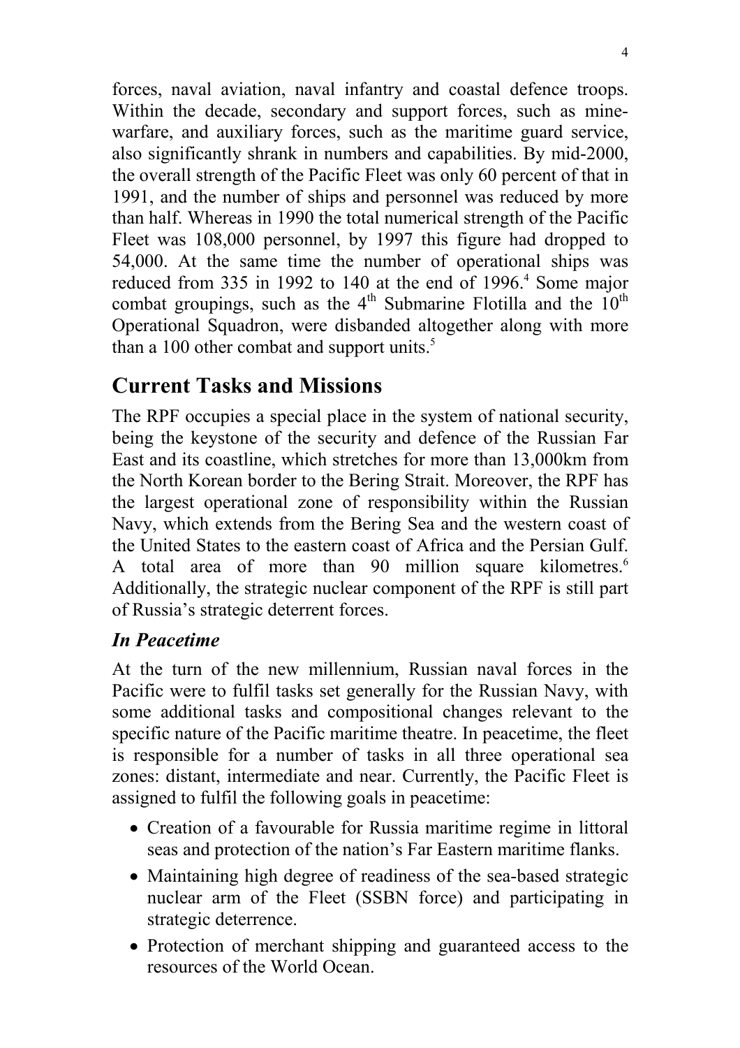forces, naval aviation, naval infantry and coastal defence troops. Within the decade, secondary and support forces, such as mine-warfare, and auxiliary forces, such as the maritime guard service, also significantly shrank in numbers and capabilities. By mid-2000, the overall strength of the Pacific Fleet was only 60 percent of that in 1991, and the number of ships and personnel was reduced by more than half. Whereas in 1990 the total numerical strength of the Pacific Fleet was 108,000 personnel, by 1997 this figure had dropped to 54,000. At the same time the number of operational ships was reduced from 335 in 1992 to 140 at the end of 1996.[4] Some major combat groupings, such as the 4th Submarine Flotilla and the 10th Operational Squadron, were disbanded altogether along with more than a 100 other combat and support units.[5]

## Current Tasks and Missions

The RPF occupies a special place in the system of national security, being the keystone of the security and defence of the Russian Far East and its coastline, which stretches for more than 13,000km from the North Korean border to the Bering Strait. Moreover, the RPF has the largest operational zone of responsibility within the Russian Navy, which extends from the Bering Sea and the western coast of the United States to the eastern coast of Africa and the Persian Gulf. A total area of more than 90 million square kilometres.[6] Additionally, the strategic nuclear component of the RPF is still part of Russia's strategic deterrent forces.

### *In Peacetime*

At the turn of the new millennium, Russian naval forces in the Pacific were to fulfil tasks set generally for the Russian Navy, with some additional tasks and compositional changes relevant to the specific nature of the Pacific maritime theatre. In peacetime, the fleet is responsible for a number of tasks in all three operational sea zones: distant, intermediate and near. Currently, the Pacific Fleet is assigned to fulfil the following goals in peacetime:

- Creation of a favourable for Russia maritime regime in littoral seas and protection of the nation's Far Eastern maritime flanks.
- Maintaining high degree of readiness of the sea-based strategic nuclear arm of the Fleet (SSBN force) and participating in strategic deterrence.
- Protection of merchant shipping and guaranteed access to the resources of the World Ocean.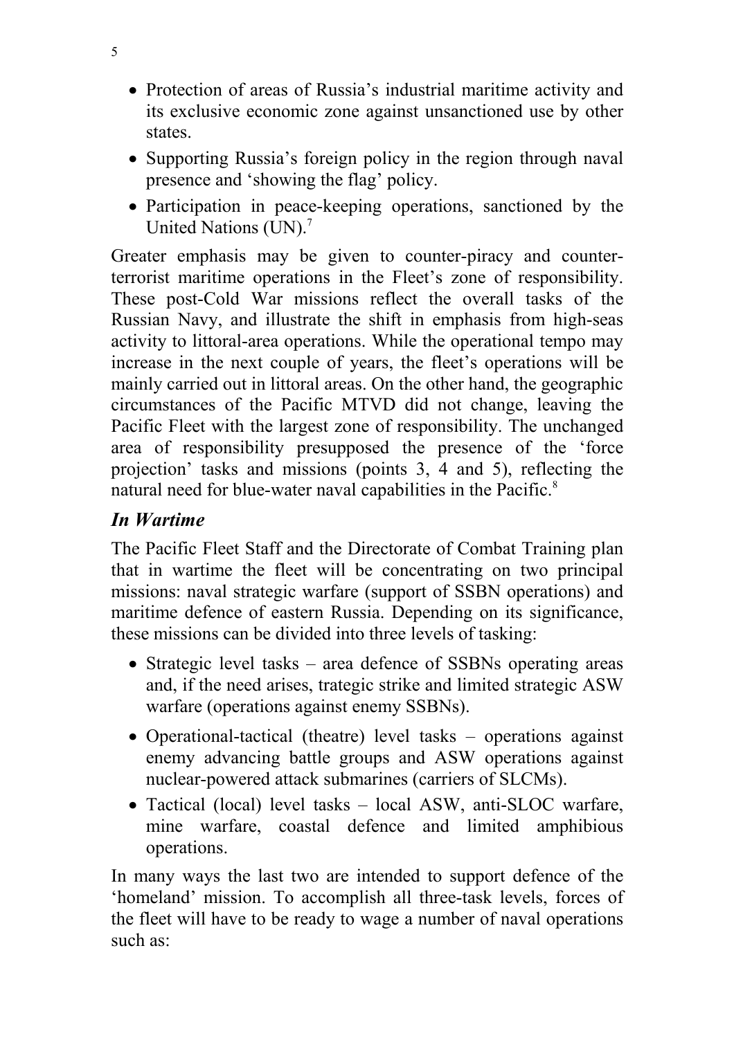- Protection of areas of Russia's industrial maritime activity and its exclusive economic zone against unsanctioned use by other states.
- Supporting Russia's foreign policy in the region through naval presence and 'showing the flag' policy.
- Participation in peace-keeping operations, sanctioned by the United Nations (UN).[7]

Greater emphasis may be given to counter-piracy and counter-terrorist maritime operations in the Fleet's zone of responsibility. These post-Cold War missions reflect the overall tasks of the Russian Navy, and illustrate the shift in emphasis from high-seas activity to littoral-area operations. While the operational tempo may increase in the next couple of years, the fleet's operations will be mainly carried out in littoral areas. On the other hand, the geographic circumstances of the Pacific MTVD did not change, leaving the Pacific Fleet with the largest zone of responsibility. The unchanged area of responsibility presupposed the presence of the 'force projection' tasks and missions (points 3, 4 and 5), reflecting the natural need for blue-water naval capabilities in the Pacific.[8]

### *In Wartime*

The Pacific Fleet Staff and the Directorate of Combat Training plan that in wartime the fleet will be concentrating on two principal missions: naval strategic warfare (support of SSBN operations) and maritime defence of eastern Russia. Depending on its significance, these missions can be divided into three levels of tasking:

- Strategic level tasks – area defence of SSBNs operating areas and, if the need arises, trategic strike and limited strategic ASW warfare (operations against enemy SSBNs).
- Operational-tactical (theatre) level tasks – operations against enemy advancing battle groups and ASW operations against nuclear-powered attack submarines (carriers of SLCMs).
- Tactical (local) level tasks – local ASW, anti-SLOC warfare, mine warfare, coastal defence and limited amphibious operations.

In many ways the last two are intended to support defence of the 'homeland' mission. To accomplish all three-task levels, forces of the fleet will have to be ready to wage a number of naval operations such as: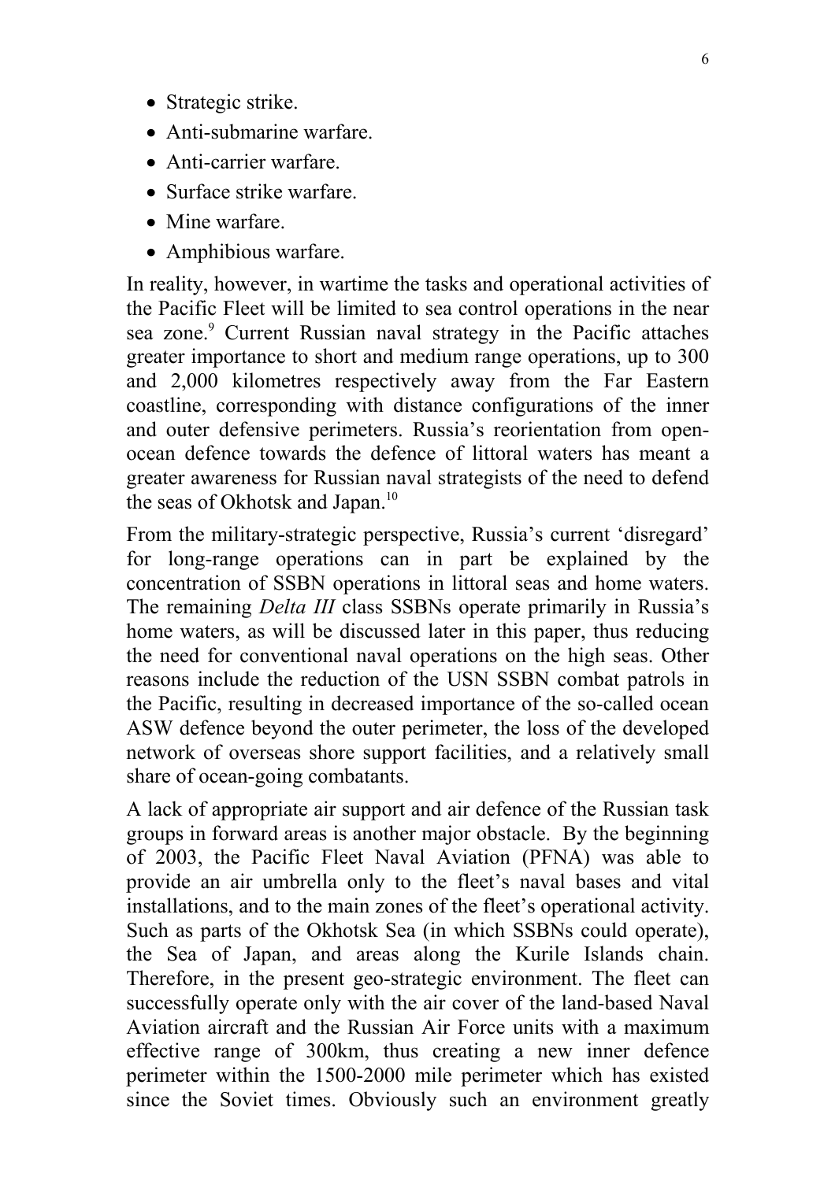- Strategic strike.
- Anti-submarine warfare.
- Anti-carrier warfare.
- Surface strike warfare.
- Mine warfare.
- Amphibious warfare.

In reality, however, in wartime the tasks and operational activities of the Pacific Fleet will be limited to sea control operations in the near sea zone.[9] Current Russian naval strategy in the Pacific attaches greater importance to short and medium range operations, up to 300 and 2,000 kilometres respectively away from the Far Eastern coastline, corresponding with distance configurations of the inner and outer defensive perimeters. Russia's reorientation from open-ocean defence towards the defence of littoral waters has meant a greater awareness for Russian naval strategists of the need to defend the seas of Okhotsk and Japan.[10]

From the military-strategic perspective, Russia's current 'disregard' for long-range operations can in part be explained by the concentration of SSBN operations in littoral seas and home waters. The remaining *Delta III* class SSBNs operate primarily in Russia's home waters, as will be discussed later in this paper, thus reducing the need for conventional naval operations on the high seas. Other reasons include the reduction of the USN SSBN combat patrols in the Pacific, resulting in decreased importance of the so-called ocean ASW defence beyond the outer perimeter, the loss of the developed network of overseas shore support facilities, and a relatively small share of ocean-going combatants.

A lack of appropriate air support and air defence of the Russian task groups in forward areas is another major obstacle. By the beginning of 2003, the Pacific Fleet Naval Aviation (PFNA) was able to provide an air umbrella only to the fleet's naval bases and vital installations, and to the main zones of the fleet's operational activity. Such as parts of the Okhotsk Sea (in which SSBNs could operate), the Sea of Japan, and areas along the Kurile Islands chain. Therefore, in the present geo-strategic environment. The fleet can successfully operate only with the air cover of the land-based Naval Aviation aircraft and the Russian Air Force units with a maximum effective range of 300km, thus creating a new inner defence perimeter within the 1500-2000 mile perimeter which has existed since the Soviet times. Obviously such an environment greatly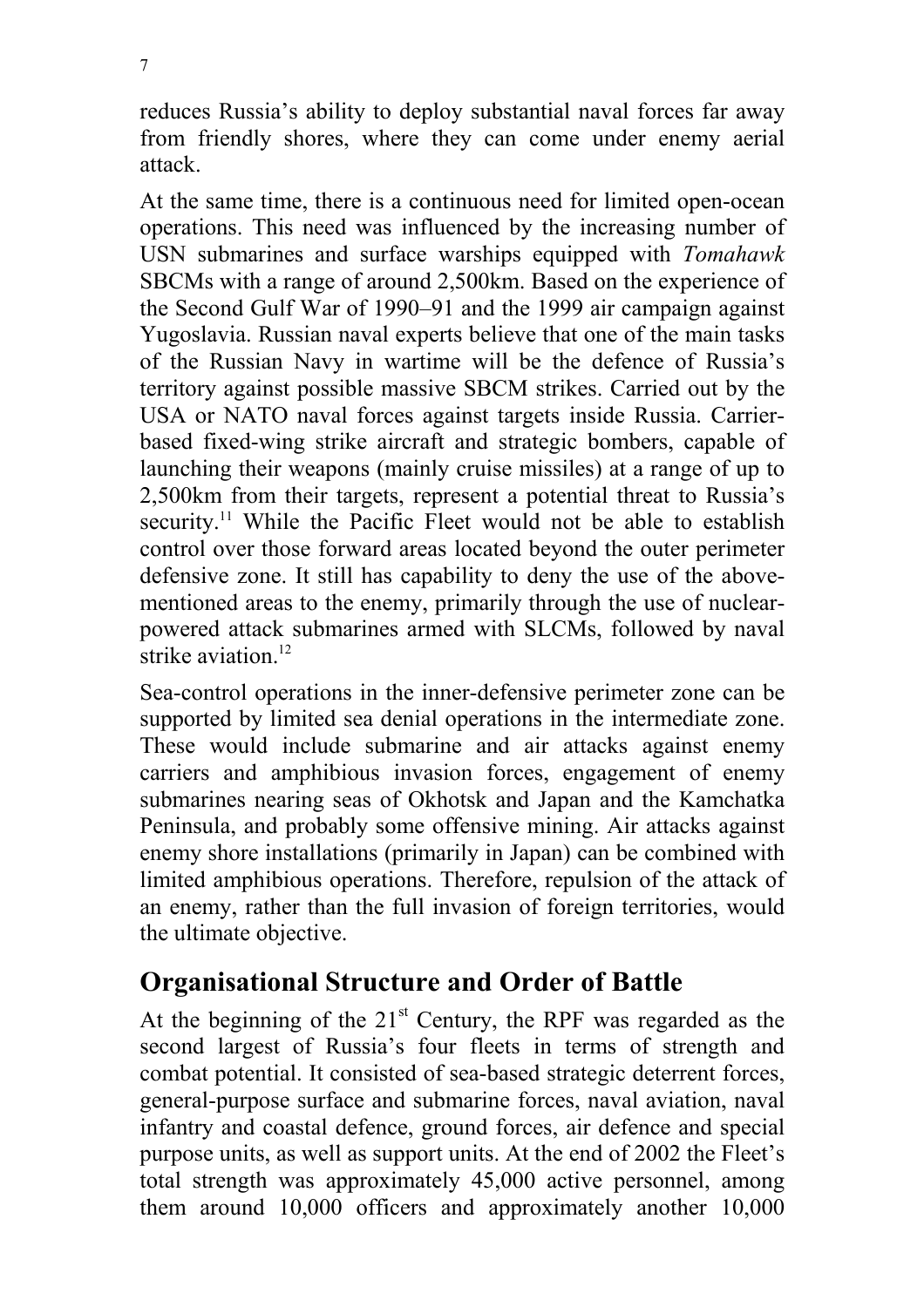reduces Russia's ability to deploy substantial naval forces far away from friendly shores, where they can come under enemy aerial attack.

At the same time, there is a continuous need for limited open-ocean operations. This need was influenced by the increasing number of USN submarines and surface warships equipped with *Tomahawk* SBCMs with a range of around 2,500km. Based on the experience of the Second Gulf War of 1990–91 and the 1999 air campaign against Yugoslavia. Russian naval experts believe that one of the main tasks of the Russian Navy in wartime will be the defence of Russia's territory against possible massive SBCM strikes. Carried out by the USA or NATO naval forces against targets inside Russia. Carrier-based fixed-wing strike aircraft and strategic bombers, capable of launching their weapons (mainly cruise missiles) at a range of up to 2,500km from their targets, represent a potential threat to Russia's security.[11] While the Pacific Fleet would not be able to establish control over those forward areas located beyond the outer perimeter defensive zone. It still has capability to deny the use of the above-mentioned areas to the enemy, primarily through the use of nuclear-powered attack submarines armed with SLCMs, followed by naval strike aviation.[12]

Sea-control operations in the inner-defensive perimeter zone can be supported by limited sea denial operations in the intermediate zone. These would include submarine and air attacks against enemy carriers and amphibious invasion forces, engagement of enemy submarines nearing seas of Okhotsk and Japan and the Kamchatka Peninsula, and probably some offensive mining. Air attacks against enemy shore installations (primarily in Japan) can be combined with limited amphibious operations. Therefore, repulsion of the attack of an enemy, rather than the full invasion of foreign territories, would the ultimate objective.

## Organisational Structure and Order of Battle

At the beginning of the 21st Century, the RPF was regarded as the second largest of Russia's four fleets in terms of strength and combat potential. It consisted of sea-based strategic deterrent forces, general-purpose surface and submarine forces, naval aviation, naval infantry and coastal defence, ground forces, air defence and special purpose units, as well as support units. At the end of 2002 the Fleet's total strength was approximately 45,000 active personnel, among them around 10,000 officers and approximately another 10,000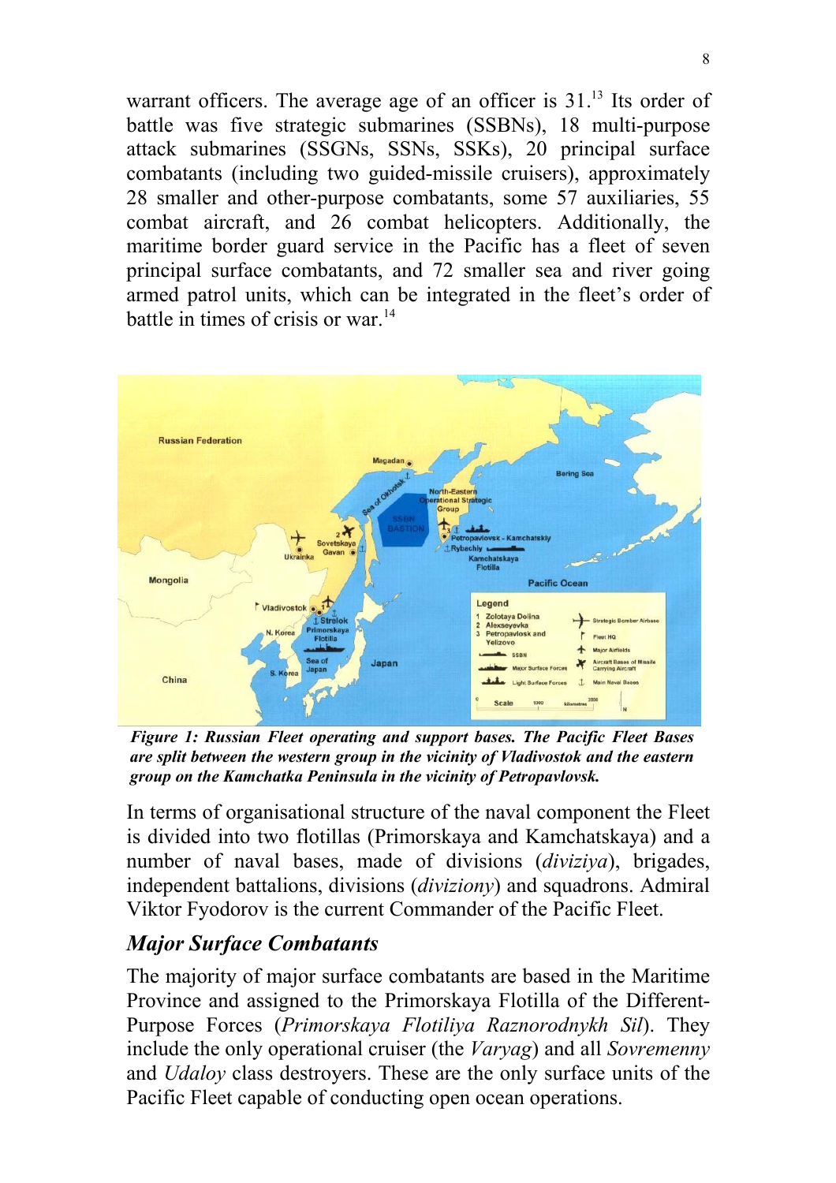warrant officers. The average age of an officer is 31.[13] Its order of battle was five strategic submarines (SSBNs), 18 multi-purpose attack submarines (SSGNs, SSNs, SSKs), 20 principal surface combatants (including two guided-missile cruisers), approximately 28 smaller and other-purpose combatants, some 57 auxiliaries, 55 combat aircraft, and 26 combat helicopters. Additionally, the maritime border guard service in the Pacific has a fleet of seven principal surface combatants, and 72 smaller sea and river going armed patrol units, which can be integrated in the fleet's order of battle in times of crisis or war.[14]

***Figure 1: Russian Fleet operating and support bases. The Pacific Fleet Bases are split between the western group in the vicinity of Vladivostok and the eastern group on the Kamchatka Peninsula in the vicinity of Petropavlovsk.***

In terms of organisational structure of the naval component the Fleet is divided into two flotillas (Primorskaya and Kamchatskaya) and a number of naval bases, made of divisions (*diviziya*), brigades, independent battalions, divisions (*diviziony*) and squadrons. Admiral Viktor Fyodorov is the current Commander of the Pacific Fleet.

## *Major Surface Combatants*

The majority of major surface combatants are based in the Maritime Province and assigned to the Primorskaya Flotilla of the Different-Purpose Forces (*Primorskaya Flotiliya Raznorodnykh Sil*). They include the only operational cruiser (the *Varyag*) and all *Sovremenny* and *Udaloy* class destroyers. These are the only surface units of the Pacific Fleet capable of conducting open ocean operations.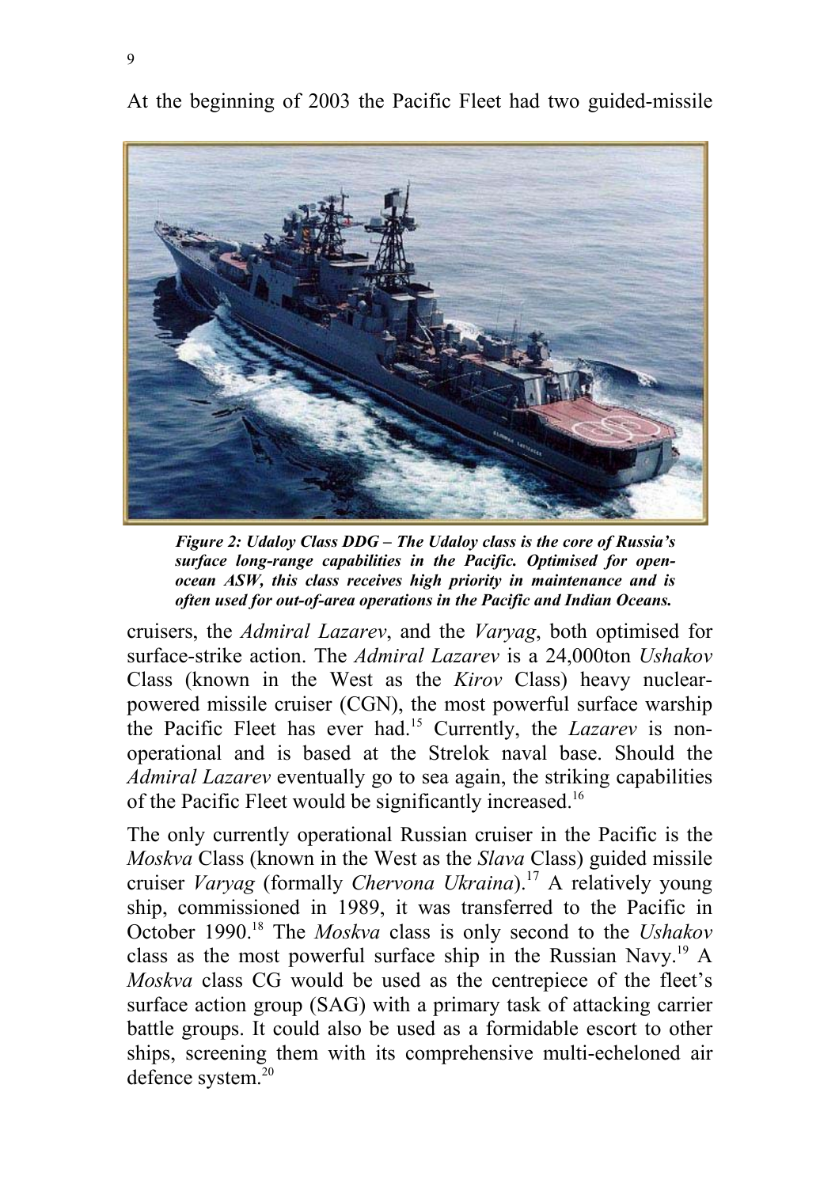At the beginning of 2003 the Pacific Fleet had two guided-missile

***Figure 2: Udaloy Class DDG – The Udaloy class is the core of Russia's surface long-range capabilities in the Pacific. Optimised for open-ocean ASW, this class receives high priority in maintenance and is often used for out-of-area operations in the Pacific and Indian Oceans.***

cruisers, the *Admiral Lazarev*, and the *Varyag*, both optimised for surface-strike action. The *Admiral Lazarev* is a 24,000ton *Ushakov* Class (known in the West as the *Kirov* Class) heavy nuclear-powered missile cruiser (CGN), the most powerful surface warship the Pacific Fleet has ever had.[15] Currently, the *Lazarev* is non-operational and is based at the Strelok naval base. Should the *Admiral Lazarev* eventually go to sea again, the striking capabilities of the Pacific Fleet would be significantly increased.[16]

The only currently operational Russian cruiser in the Pacific is the *Moskva* Class (known in the West as the *Slava* Class) guided missile cruiser *Varyag* (formally *Chervona Ukraina*).[17] A relatively young ship, commissioned in 1989, it was transferred to the Pacific in October 1990.[18] The *Moskva* class is only second to the *Ushakov* class as the most powerful surface ship in the Russian Navy.[19] A *Moskva* class CG would be used as the centrepiece of the fleet's surface action group (SAG) with a primary task of attacking carrier battle groups. It could also be used as a formidable escort to other ships, screening them with its comprehensive multi-echeloned air defence system.[20]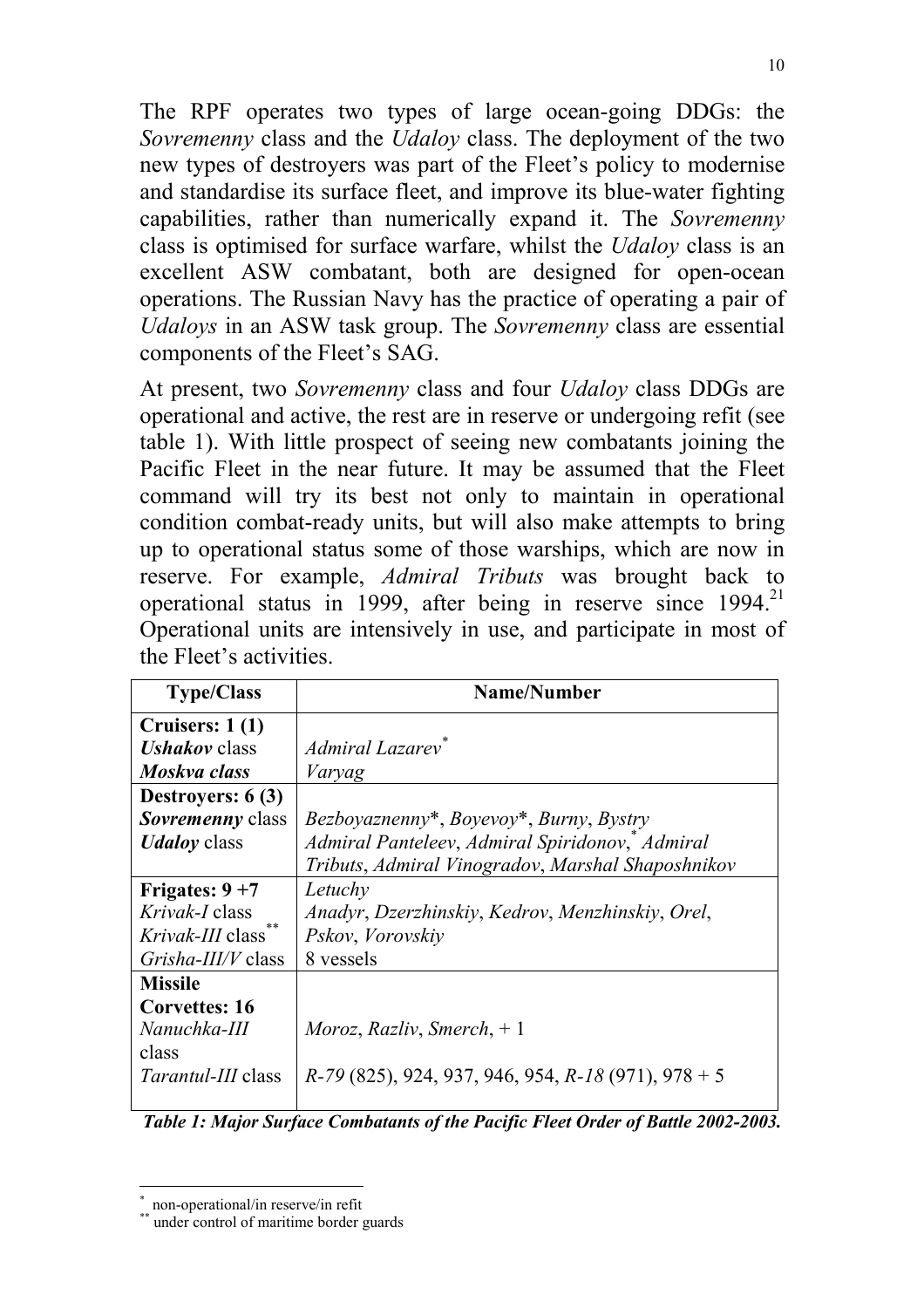The RPF operates two types of large ocean-going DDGs: the *Sovremenny* class and the *Udaloy* class. The deployment of the two new types of destroyers was part of the Fleet's policy to modernise and standardise its surface fleet, and improve its blue-water fighting capabilities, rather than numerically expand it. The *Sovremenny* class is optimised for surface warfare, whilst the *Udaloy* class is an excellent ASW combatant, both are designed for open-ocean operations. The Russian Navy has the practice of operating a pair of *Udaloys* in an ASW task group. The *Sovremenny* class are essential components of the Fleet's SAG.

At present, two *Sovremenny* class and four *Udaloy* class DDGs are operational and active, the rest are in reserve or undergoing refit (see table 1). With little prospect of seeing new combatants joining the Pacific Fleet in the near future. It may be assumed that the Fleet command will try its best not only to maintain in operational condition combat-ready units, but will also make attempts to bring up to operational status some of those warships, which are now in reserve. For example, *Admiral Tributs* was brought back to operational status in 1999, after being in reserve since 1994.[21] Operational units are intensively in use, and participate in most of the Fleet's activities.

| Type/Class | Name/Number |
|---|---|
| **Cruisers: 1 (1)** | |
| ***Ushakov*** **class** | *Admiral Lazarev*[*] |
| ***Moskva class*** | *Varyag* |
| **Destroyers: 6 (3)** | |
| ***Sovremenny*** **class** | *Bezboyaznenny*\*, *Boyevoy*\*, *Burny*, *Bystry* |
| ***Udaloy*** **class** | *Admiral Panteleev*, *Admiral Spiridonov*,[*] *Admiral Tributs*, *Admiral Vinogradov*, *Marshal Shaposhnikov* |
| **Frigates: 9 +7** | |
| *Krivak-I* class | *Letuchy* |
| *Krivak-III* class[**] | *Anadyr*, *Dzerzhinskiy*, *Kedrov*, *Menzhinskiy*, *Orel*, *Pskov*, *Vorovskiy* |
| *Grisha-III/V* class | 8 vessels |
| **Missile Corvettes: 16** | |
| *Nanuchka-III* class | *Moroz*, *Razliv*, *Smerch*, + 1 |
| *Tarantul-III* class | *R-79* (825), 924, 937, 946, 954, *R-18* (971), 978 + 5 |

***Table 1: Major Surface Combatants of the Pacific Fleet Order of Battle 2002-2003.***

[*] non-operational/in reserve/in refit
[**] under control of maritime border guards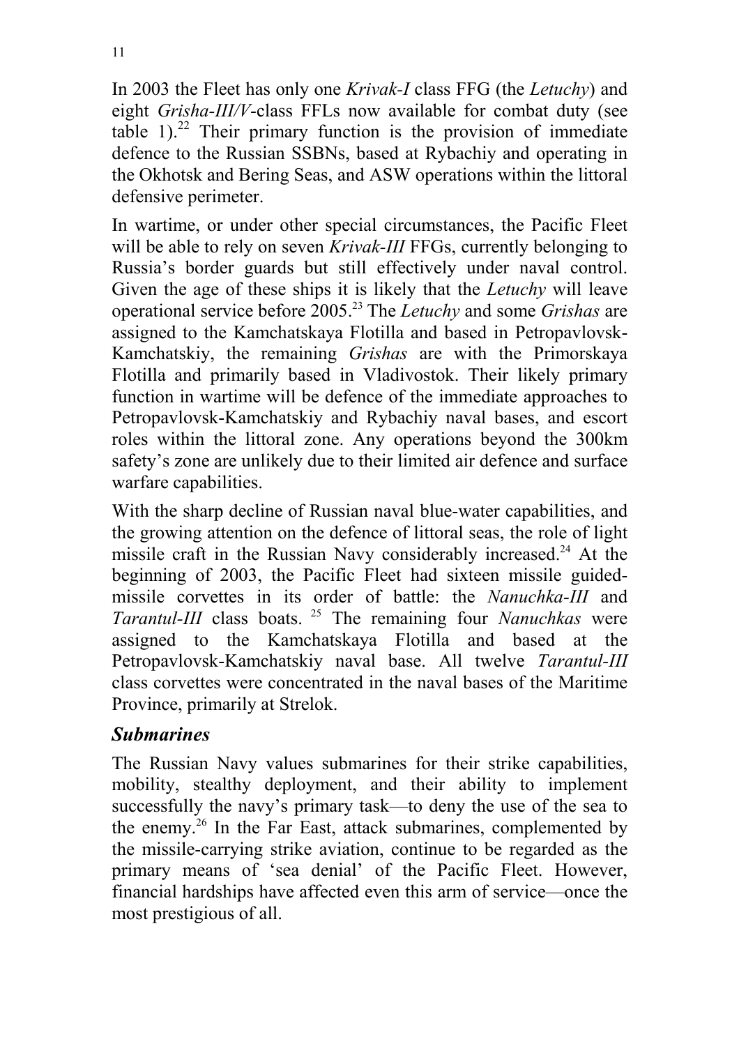In 2003 the Fleet has only one *Krivak-I* class FFG (the *Letuchy*) and eight *Grisha-III/V*-class FFLs now available for combat duty (see table 1).[22] Their primary function is the provision of immediate defence to the Russian SSBNs, based at Rybachiy and operating in the Okhotsk and Bering Seas, and ASW operations within the littoral defensive perimeter.

In wartime, or under other special circumstances, the Pacific Fleet will be able to rely on seven *Krivak-III* FFGs, currently belonging to Russia's border guards but still effectively under naval control. Given the age of these ships it is likely that the *Letuchy* will leave operational service before 2005.[23] The *Letuchy* and some *Grishas* are assigned to the Kamchatskaya Flotilla and based in Petropavlovsk-Kamchatskiy, the remaining *Grishas* are with the Primorskaya Flotilla and primarily based in Vladivostok. Their likely primary function in wartime will be defence of the immediate approaches to Petropavlovsk-Kamchatskiy and Rybachiy naval bases, and escort roles within the littoral zone. Any operations beyond the 300km safety's zone are unlikely due to their limited air defence and surface warfare capabilities.

With the sharp decline of Russian naval blue-water capabilities, and the growing attention on the defence of littoral seas, the role of light missile craft in the Russian Navy considerably increased.[24] At the beginning of 2003, the Pacific Fleet had sixteen missile guided-missile corvettes in its order of battle: the *Nanuchka-III* and *Tarantul-III* class boats. [25] The remaining four *Nanuchkas* were assigned to the Kamchatskaya Flotilla and based at the Petropavlovsk-Kamchatskiy naval base. All twelve *Tarantul-III* class corvettes were concentrated in the naval bases of the Maritime Province, primarily at Strelok.

### *Submarines*

The Russian Navy values submarines for their strike capabilities, mobility, stealthy deployment, and their ability to implement successfully the navy's primary task—to deny the use of the sea to the enemy.[26] In the Far East, attack submarines, complemented by the missile-carrying strike aviation, continue to be regarded as the primary means of 'sea denial' of the Pacific Fleet. However, financial hardships have affected even this arm of service—once the most prestigious of all.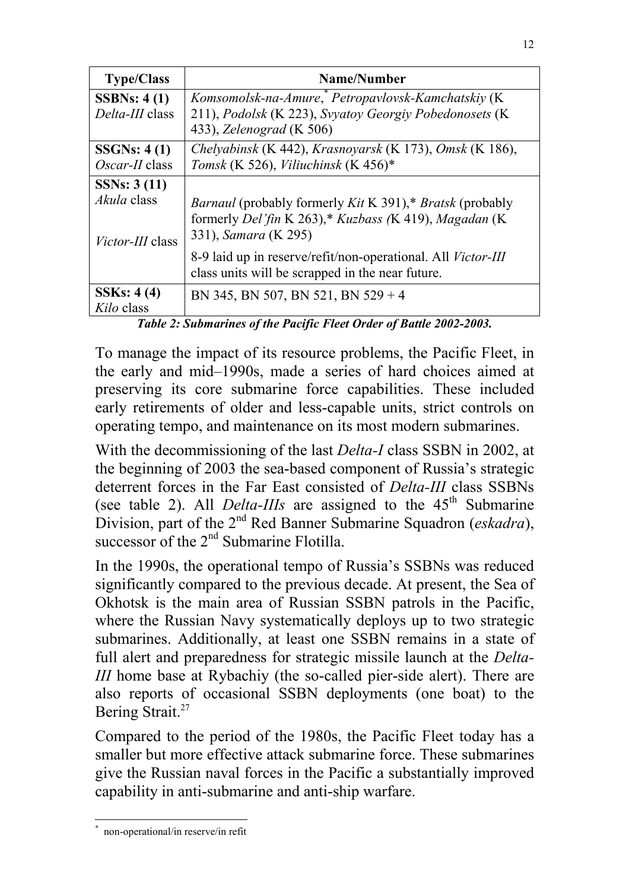| Type/Class | Name/Number |
|---|---|
| **SSBNs: 4 (1)** *Delta-III* class | *Komsomolsk-na-Amure*,* *Petropavlovsk-Kamchatskiy* (K 211), *Podolsk* (K 223), *Svyatoy Georgiy Pobedonosets* (K 433), *Zelenograd* (K 506) |
| **SSGNs: 4 (1)** *Oscar-II* class | *Chelyabinsk* (K 442), *Krasnoyarsk* (K 173), *Omsk* (K 186), *Tomsk* (K 526), *Viliuchinsk* (K 456)* |
| **SSNs: 3 (11)** *Akula* class | *Barnaul* (probably formerly *Kit* K 391),* *Bratsk* (probably formerly *Del'fin* K 263),* *Kuzbass (*K 419), *Magadan* (K 331), *Samara* (K 295) |
| *Victor-III* class | 8-9 laid up in reserve/refit/non-operational. All *Victor-III* class units will be scrapped in the near future. |
| **SSKs: 4 (4)** *Kilo* class | BN 345, BN 507, BN 521, BN 529 + 4 |

***Table 2: Submarines of the Pacific Fleet Order of Battle 2002-2003.***

To manage the impact of its resource problems, the Pacific Fleet, in the early and mid–1990s, made a series of hard choices aimed at preserving its core submarine force capabilities. These included early retirements of older and less-capable units, strict controls on operating tempo, and maintenance on its most modern submarines.

With the decommissioning of the last *Delta-I* class SSBN in 2002, at the beginning of 2003 the sea-based component of Russia's strategic deterrent forces in the Far East consisted of *Delta-III* class SSBNs (see table 2). All *Delta-IIIs* are assigned to the 45th Submarine Division, part of the 2nd Red Banner Submarine Squadron (*eskadra*), successor of the 2nd Submarine Flotilla.

In the 1990s, the operational tempo of Russia's SSBNs was reduced significantly compared to the previous decade. At present, the Sea of Okhotsk is the main area of Russian SSBN patrols in the Pacific, where the Russian Navy systematically deploys up to two strategic submarines. Additionally, at least one SSBN remains in a state of full alert and preparedness for strategic missile launch at the *Delta-III* home base at Rybachiy (the so-called pier-side alert). There are also reports of occasional SSBN deployments (one boat) to the Bering Strait.[27]

Compared to the period of the 1980s, the Pacific Fleet today has a smaller but more effective attack submarine force. These submarines give the Russian naval forces in the Pacific a substantially improved capability in anti-submarine and anti-ship warfare.

---

* non-operational/in reserve/in refit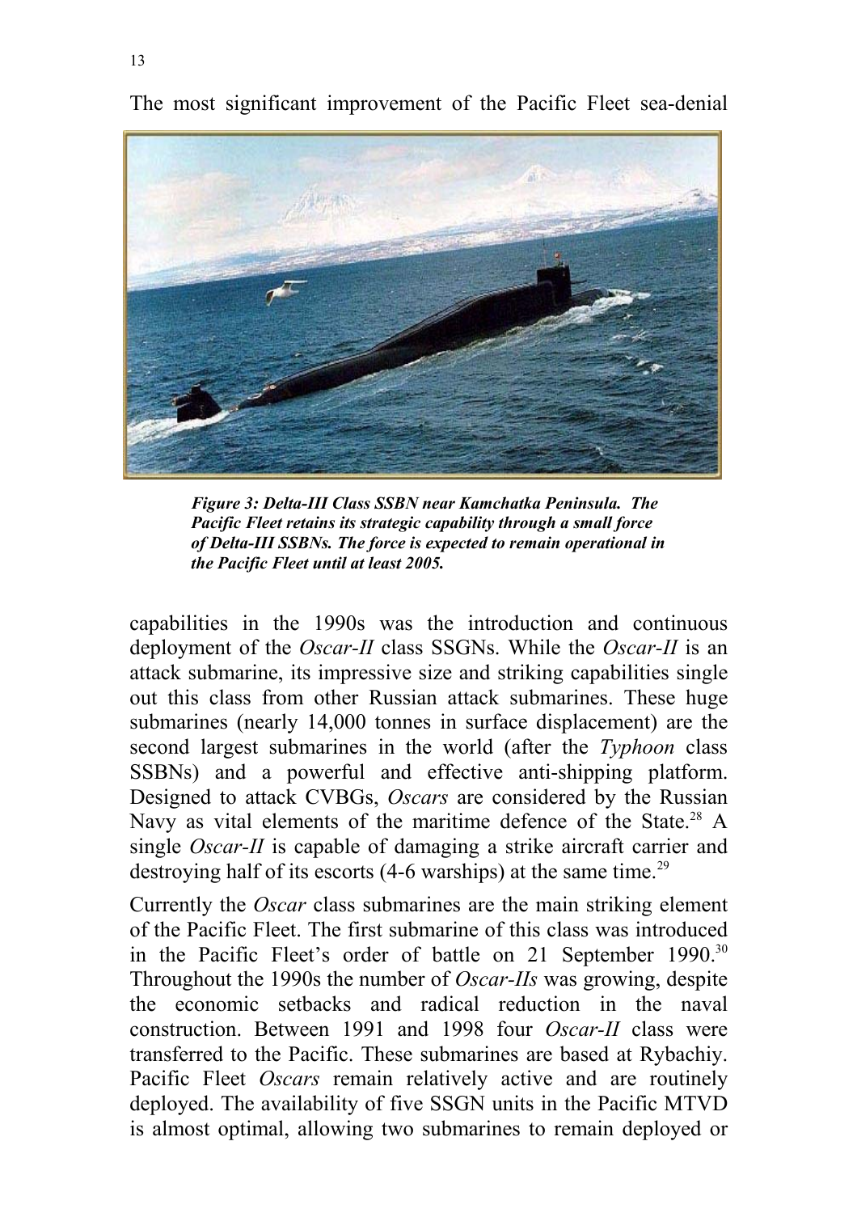The most significant improvement of the Pacific Fleet sea-denial

***Figure 3: Delta-III Class SSBN near Kamchatka Peninsula. The Pacific Fleet retains its strategic capability through a small force of Delta-III SSBNs. The force is expected to remain operational in the Pacific Fleet until at least 2005.***

capabilities in the 1990s was the introduction and continuous deployment of the *Oscar-II* class SSGNs. While the *Oscar-II* is an attack submarine, its impressive size and striking capabilities single out this class from other Russian attack submarines. These huge submarines (nearly 14,000 tonnes in surface displacement) are the second largest submarines in the world (after the *Typhoon* class SSBNs) and a powerful and effective anti-shipping platform. Designed to attack CVBGs, *Oscars* are considered by the Russian Navy as vital elements of the maritime defence of the State.[28] A single *Oscar-II* is capable of damaging a strike aircraft carrier and destroying half of its escorts (4-6 warships) at the same time.[29]

Currently the *Oscar* class submarines are the main striking element of the Pacific Fleet. The first submarine of this class was introduced in the Pacific Fleet's order of battle on 21 September 1990.[30] Throughout the 1990s the number of *Oscar-IIs* was growing, despite the economic setbacks and radical reduction in the naval construction. Between 1991 and 1998 four *Oscar-II* class were transferred to the Pacific. These submarines are based at Rybachiy. Pacific Fleet *Oscars* remain relatively active and are routinely deployed. The availability of five SSGN units in the Pacific MTVD is almost optimal, allowing two submarines to remain deployed or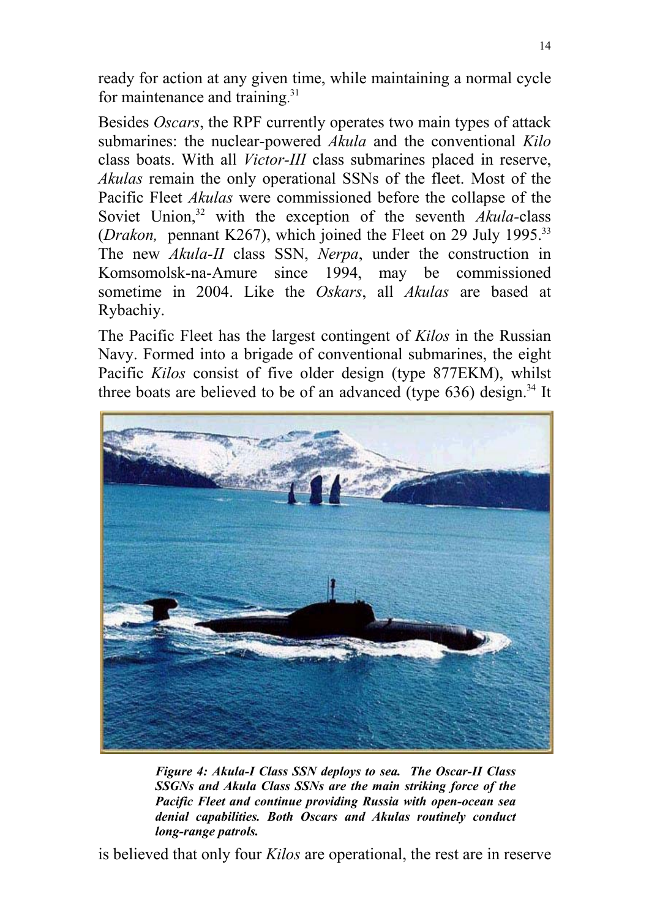ready for action at any given time, while maintaining a normal cycle for maintenance and training.[31]

Besides *Oscars*, the RPF currently operates two main types of attack submarines: the nuclear-powered *Akula* and the conventional *Kilo* class boats. With all *Victor-III* class submarines placed in reserve, *Akulas* remain the only operational SSNs of the fleet. Most of the Pacific Fleet *Akulas* were commissioned before the collapse of the Soviet Union,[32] with the exception of the seventh *Akula*-class (*Drakon,* pennant K267), which joined the Fleet on 29 July 1995.[33] The new *Akula-II* class SSN, *Nerpa*, under the construction in Komsomolsk-na-Amure since 1994, may be commissioned sometime in 2004. Like the *Oskars*, all *Akulas* are based at Rybachiy.

The Pacific Fleet has the largest contingent of *Kilos* in the Russian Navy. Formed into a brigade of conventional submarines, the eight Pacific *Kilos* consist of five older design (type 877EKM), whilst three boats are believed to be of an advanced (type 636) design.[34] It

***Figure 4: Akula-I Class SSN deploys to sea. The Oscar-II Class SSGNs and Akula Class SSNs are the main striking force of the Pacific Fleet and continue providing Russia with open-ocean sea denial capabilities. Both Oscars and Akulas routinely conduct long-range patrols.***

is believed that only four *Kilos* are operational, the rest are in reserve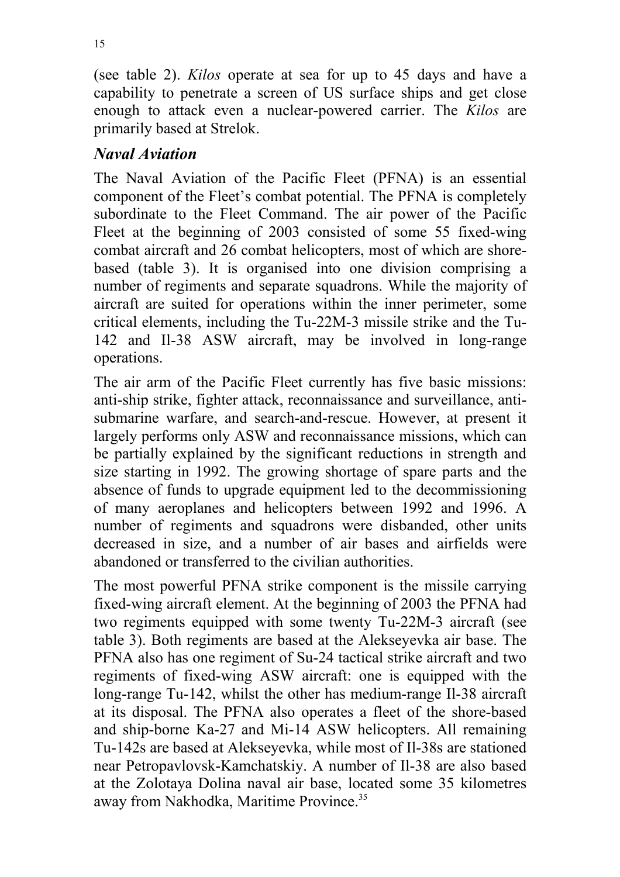(see table 2). *Kilos* operate at sea for up to 45 days and have a capability to penetrate a screen of US surface ships and get close enough to attack even a nuclear-powered carrier. The *Kilos* are primarily based at Strelok.

## *Naval Aviation*

The Naval Aviation of the Pacific Fleet (PFNA) is an essential component of the Fleet's combat potential. The PFNA is completely subordinate to the Fleet Command. The air power of the Pacific Fleet at the beginning of 2003 consisted of some 55 fixed-wing combat aircraft and 26 combat helicopters, most of which are shore-based (table 3). It is organised into one division comprising a number of regiments and separate squadrons. While the majority of aircraft are suited for operations within the inner perimeter, some critical elements, including the Tu-22M-3 missile strike and the Tu-142 and Il-38 ASW aircraft, may be involved in long-range operations.

The air arm of the Pacific Fleet currently has five basic missions: anti-ship strike, fighter attack, reconnaissance and surveillance, anti-submarine warfare, and search-and-rescue. However, at present it largely performs only ASW and reconnaissance missions, which can be partially explained by the significant reductions in strength and size starting in 1992. The growing shortage of spare parts and the absence of funds to upgrade equipment led to the decommissioning of many aeroplanes and helicopters between 1992 and 1996. A number of regiments and squadrons were disbanded, other units decreased in size, and a number of air bases and airfields were abandoned or transferred to the civilian authorities.

The most powerful PFNA strike component is the missile carrying fixed-wing aircraft element. At the beginning of 2003 the PFNA had two regiments equipped with some twenty Tu-22M-3 aircraft (see table 3). Both regiments are based at the Alekseyevka air base. The PFNA also has one regiment of Su-24 tactical strike aircraft and two regiments of fixed-wing ASW aircraft: one is equipped with the long-range Tu-142, whilst the other has medium-range Il-38 aircraft at its disposal. The PFNA also operates a fleet of the shore-based and ship-borne Ka-27 and Mi-14 ASW helicopters. All remaining Tu-142s are based at Alekseyevka, while most of Il-38s are stationed near Petropavlovsk-Kamchatskiy. A number of Il-38 are also based at the Zolotaya Dolina naval air base, located some 35 kilometres away from Nakhodka, Maritime Province.[35]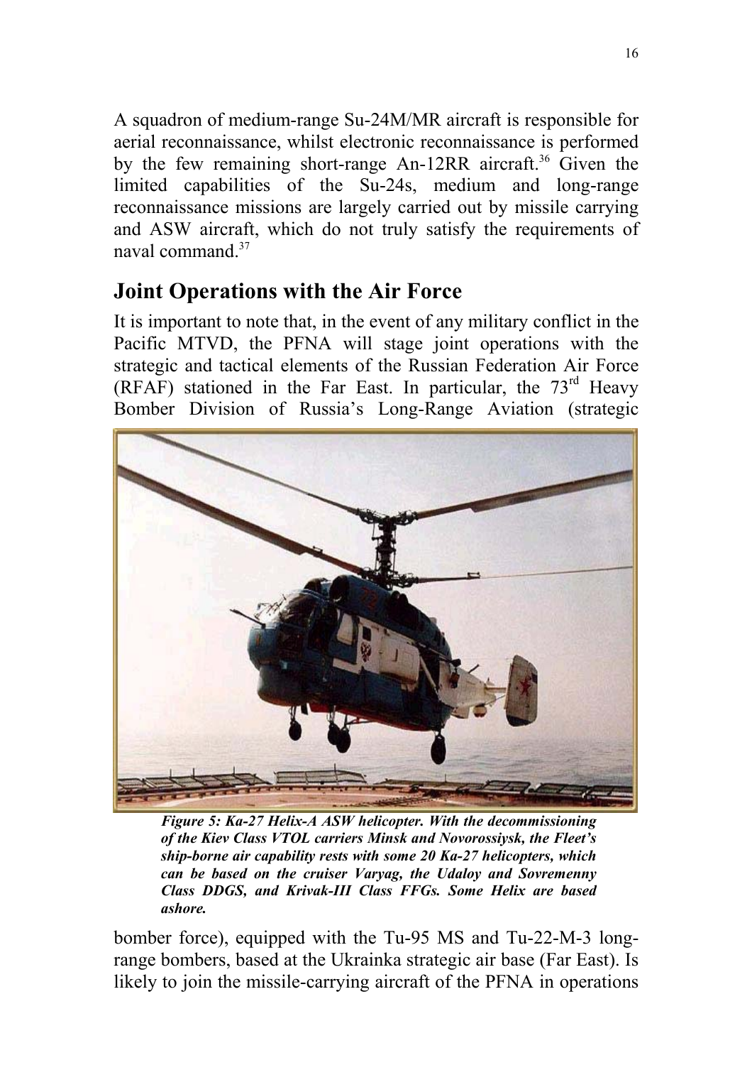A squadron of medium-range Su-24M/MR aircraft is responsible for aerial reconnaissance, whilst electronic reconnaissance is performed by the few remaining short-range An-12RR aircraft.[36] Given the limited capabilities of the Su-24s, medium and long-range reconnaissance missions are largely carried out by missile carrying and ASW aircraft, which do not truly satisfy the requirements of naval command.[37]

## Joint Operations with the Air Force

It is important to note that, in the event of any military conflict in the Pacific MTVD, the PFNA will stage joint operations with the strategic and tactical elements of the Russian Federation Air Force (RFAF) stationed in the Far East. In particular, the 73rd Heavy Bomber Division of Russia's Long-Range Aviation (strategic bomber force), equipped with the Tu-95 MS and Tu-22-M-3 long-range bombers, based at the Ukrainka strategic air base (Far East). Is likely to join the missile-carrying aircraft of the PFNA in operations

***Figure 5: Ka-27 Helix-A ASW helicopter. With the decommissioning of the Kiev Class VTOL carriers Minsk and Novorossiysk, the Fleet's ship-borne air capability rests with some 20 Ka-27 helicopters, which can be based on the cruiser Varyag, the Udaloy and Sovremenny Class DDGS, and Krivak-III Class FFGs. Some Helix are based ashore.***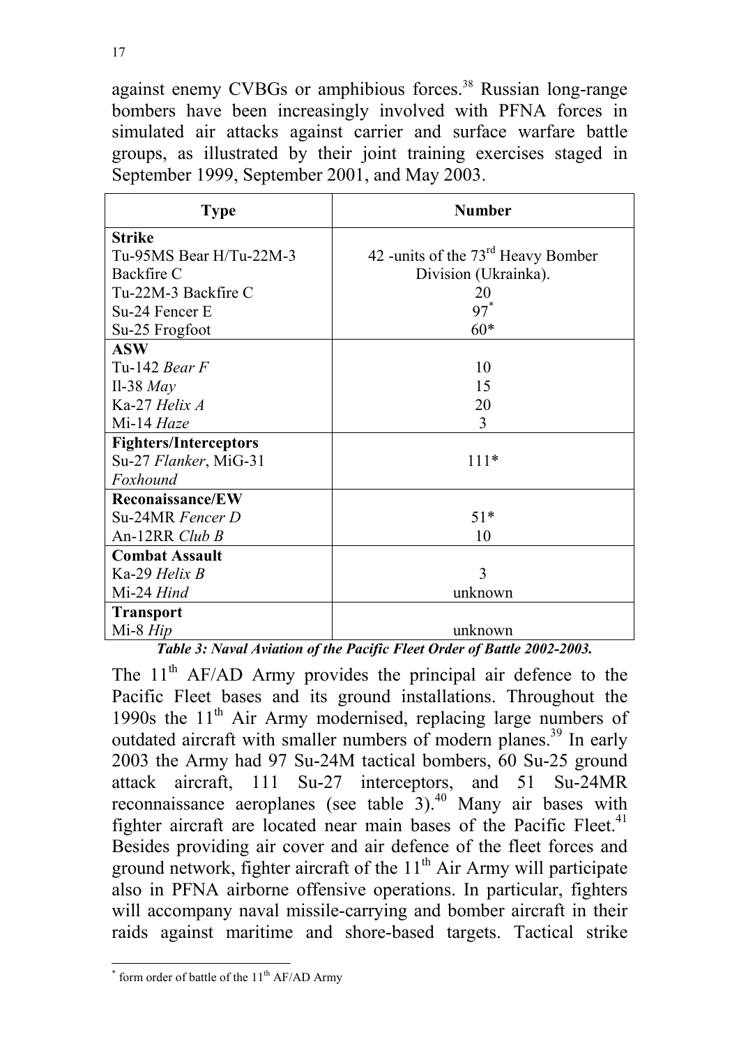against enemy CVBGs or amphibious forces.[38] Russian long-range bombers have been increasingly involved with PFNA forces in simulated air attacks against carrier and surface warfare battle groups, as illustrated by their joint training exercises staged in September 1999, September 2001, and May 2003.

| Type | Number |
|---|---|
| **Strike** | |
| Tu-95MS Bear H/Tu-22M-3 Backfire C | 42 -units of the 73rd Heavy Bomber Division (Ukrainka). |
| Tu-22M-3 Backfire C | 20 |
| Su-24 Fencer E | 97* |
| Su-25 Frogfoot | 60* |
| **ASW** | |
| Tu-142 *Bear F* | 10 |
| Il-38 *May* | 15 |
| Ka-27 *Helix A* | 20 |
| Mi-14 *Haze* | 3 |
| **Fighters/Interceptors** | |
| Su-27 *Flanker*, MiG-31 *Foxhound* | 111* |
| **Reconaissance/EW** | |
| Su-24MR *Fencer D* | 51* |
| An-12RR *Club B* | 10 |
| **Combat Assault** | |
| Ka-29 *Helix B* | 3 |
| Mi-24 *Hind* | unknown |
| **Transport** | |
| Mi-8 *Hip* | unknown |

***Table 3: Naval Aviation of the Pacific Fleet Order of Battle 2002-2003.***

The 11th AF/AD Army provides the principal air defence to the Pacific Fleet bases and its ground installations. Throughout the 1990s the 11th Air Army modernised, replacing large numbers of outdated aircraft with smaller numbers of modern planes.[39] In early 2003 the Army had 97 Su-24M tactical bombers, 60 Su-25 ground attack aircraft, 111 Su-27 interceptors, and 51 Su-24MR reconnaissance aeroplanes (see table 3).[40] Many air bases with fighter aircraft are located near main bases of the Pacific Fleet.[41] Besides providing air cover and air defence of the fleet forces and ground network, fighter aircraft of the 11th Air Army will participate also in PFNA airborne offensive operations. In particular, fighters will accompany naval missile-carrying and bomber aircraft in their raids against maritime and shore-based targets. Tactical strike

* form order of battle of the 11th AF/AD Army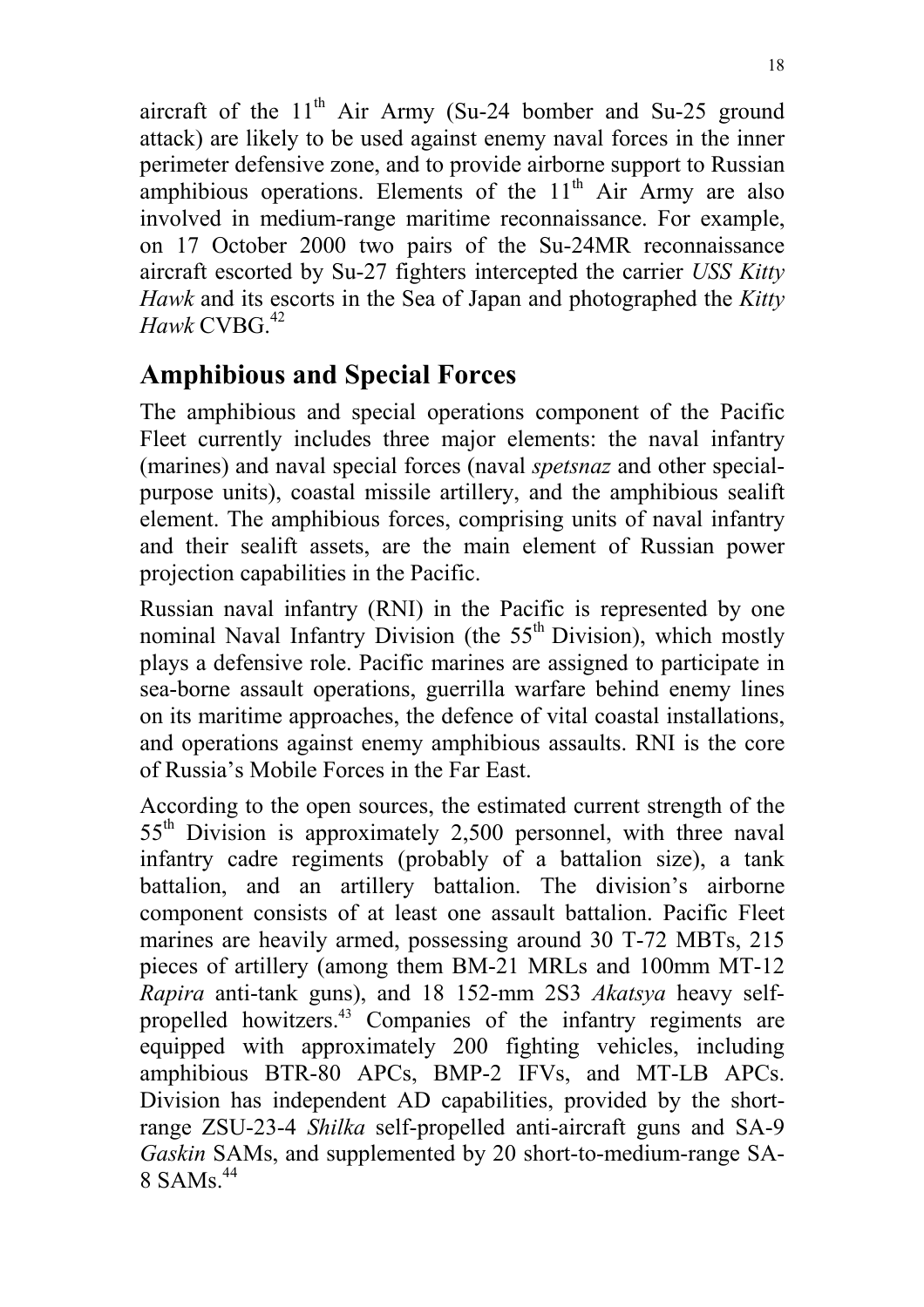aircraft of the 11th Air Army (Su-24 bomber and Su-25 ground attack) are likely to be used against enemy naval forces in the inner perimeter defensive zone, and to provide airborne support to Russian amphibious operations. Elements of the 11th Air Army are also involved in medium-range maritime reconnaissance. For example, on 17 October 2000 two pairs of the Su-24MR reconnaissance aircraft escorted by Su-27 fighters intercepted the carrier *USS Kitty Hawk* and its escorts in the Sea of Japan and photographed the *Kitty Hawk* CVBG.[42]

## Amphibious and Special Forces

The amphibious and special operations component of the Pacific Fleet currently includes three major elements: the naval infantry (marines) and naval special forces (naval *spetsnaz* and other special-purpose units), coastal missile artillery, and the amphibious sealift element. The amphibious forces, comprising units of naval infantry and their sealift assets, are the main element of Russian power projection capabilities in the Pacific.

Russian naval infantry (RNI) in the Pacific is represented by one nominal Naval Infantry Division (the 55th Division), which mostly plays a defensive role. Pacific marines are assigned to participate in sea-borne assault operations, guerrilla warfare behind enemy lines on its maritime approaches, the defence of vital coastal installations, and operations against enemy amphibious assaults. RNI is the core of Russia's Mobile Forces in the Far East.

According to the open sources, the estimated current strength of the 55th Division is approximately 2,500 personnel, with three naval infantry cadre regiments (probably of a battalion size), a tank battalion, and an artillery battalion. The division's airborne component consists of at least one assault battalion. Pacific Fleet marines are heavily armed, possessing around 30 T-72 MBTs, 215 pieces of artillery (among them BM-21 MRLs and 100mm MT-12 *Rapira* anti-tank guns), and 18 152-mm 2S3 *Akatsya* heavy self-propelled howitzers.[43] Companies of the infantry regiments are equipped with approximately 200 fighting vehicles, including amphibious BTR-80 APCs, BMP-2 IFVs, and MT-LB APCs. Division has independent AD capabilities, provided by the short-range ZSU-23-4 *Shilka* self-propelled anti-aircraft guns and SA-9 *Gaskin* SAMs, and supplemented by 20 short-to-medium-range SA-8 SAMs.[44]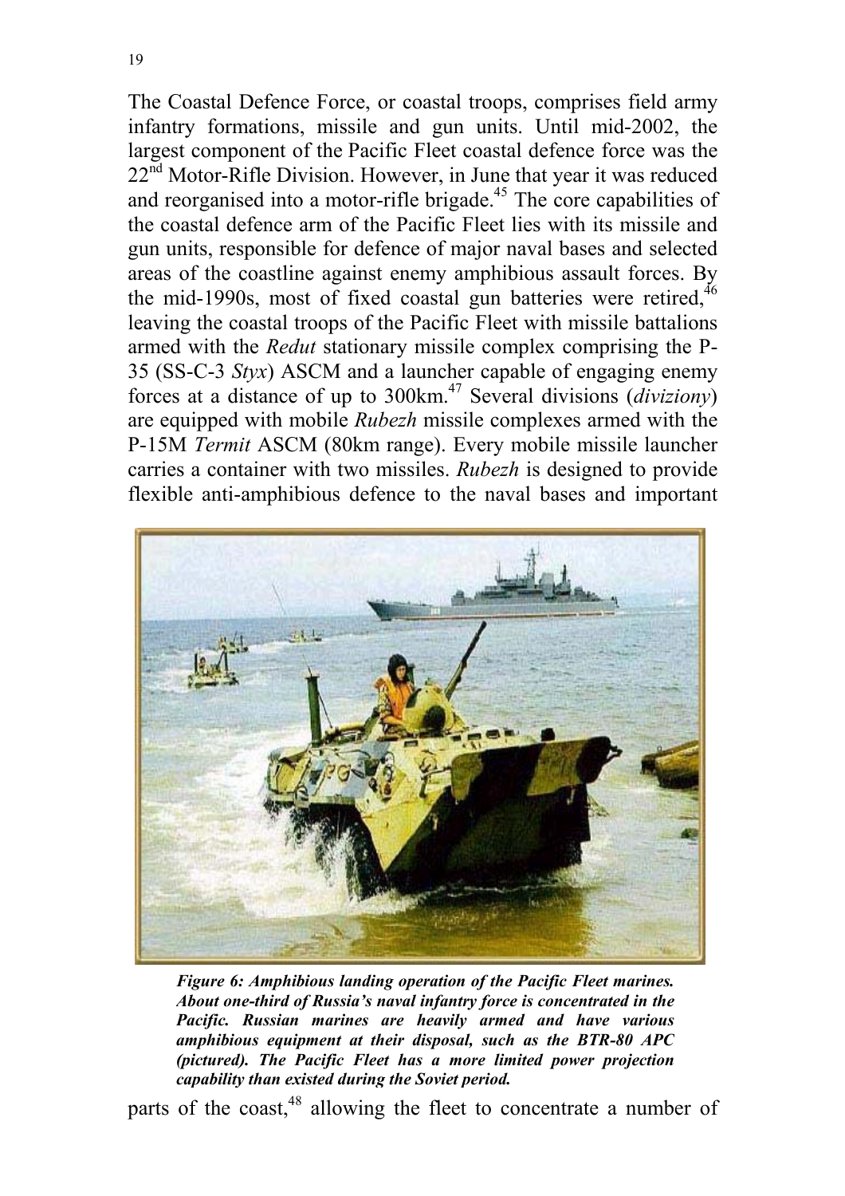The Coastal Defence Force, or coastal troops, comprises field army infantry formations, missile and gun units. Until mid-2002, the largest component of the Pacific Fleet coastal defence force was the 22nd Motor-Rifle Division. However, in June that year it was reduced and reorganised into a motor-rifle brigade.[45] The core capabilities of the coastal defence arm of the Pacific Fleet lies with its missile and gun units, responsible for defence of major naval bases and selected areas of the coastline against enemy amphibious assault forces. By the mid-1990s, most of fixed coastal gun batteries were retired,[46] leaving the coastal troops of the Pacific Fleet with missile battalions armed with the *Redut* stationary missile complex comprising the P-35 (SS-C-3 *Styx*) ASCM and a launcher capable of engaging enemy forces at a distance of up to 300km.[47] Several divisions (*diviziony*) are equipped with mobile *Rubezh* missile complexes armed with the P-15M *Termit* ASCM (80km range). Every mobile missile launcher carries a container with two missiles. *Rubezh* is designed to provide flexible anti-amphibious defence to the naval bases and important

***Figure 6: Amphibious landing operation of the Pacific Fleet marines. About one-third of Russia's naval infantry force is concentrated in the Pacific. Russian marines are heavily armed and have various amphibious equipment at their disposal, such as the BTR-80 APC (pictured). The Pacific Fleet has a more limited power projection capability than existed during the Soviet period.***

parts of the coast,[48] allowing the fleet to concentrate a number of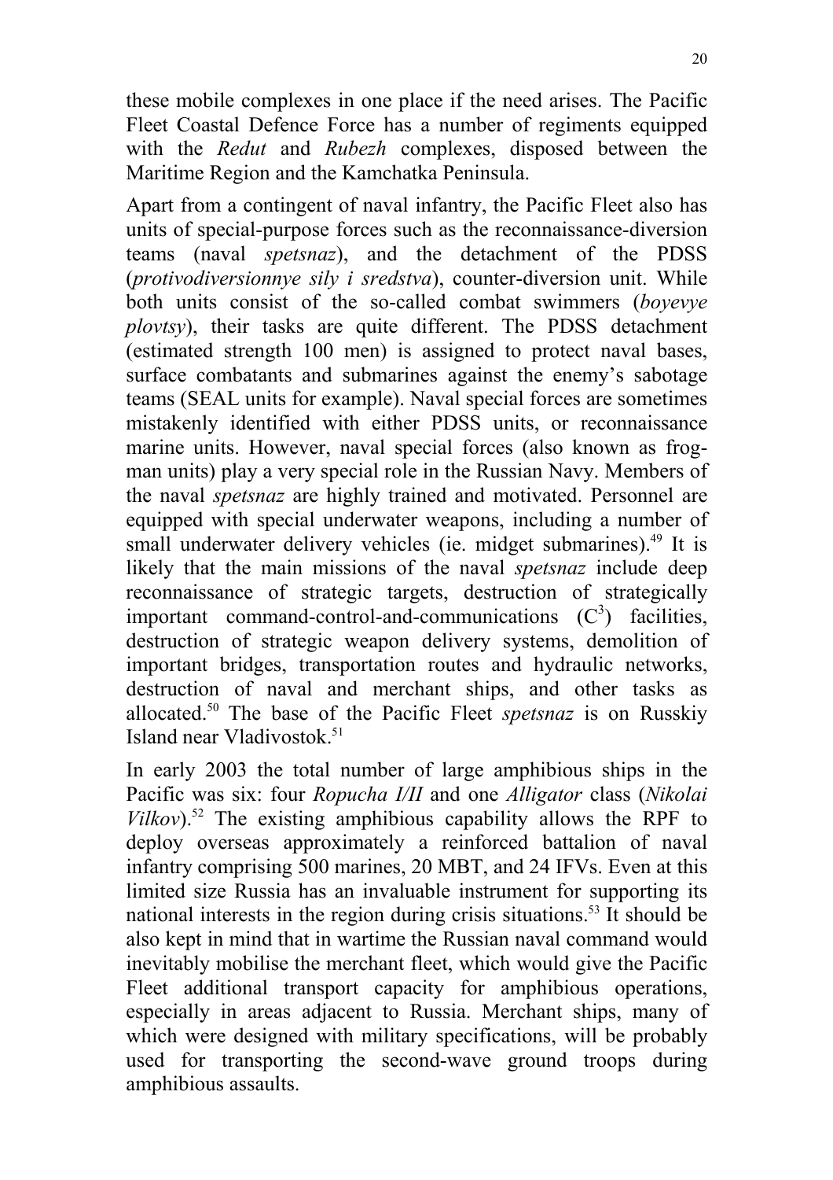these mobile complexes in one place if the need arises. The Pacific Fleet Coastal Defence Force has a number of regiments equipped with the *Redut* and *Rubezh* complexes, disposed between the Maritime Region and the Kamchatka Peninsula.

Apart from a contingent of naval infantry, the Pacific Fleet also has units of special-purpose forces such as the reconnaissance-diversion teams (naval *spetsnaz*), and the detachment of the PDSS (*protivodiversionnye sily i sredstva*), counter-diversion unit. While both units consist of the so-called combat swimmers (*boyevye plovtsy*), their tasks are quite different. The PDSS detachment (estimated strength 100 men) is assigned to protect naval bases, surface combatants and submarines against the enemy's sabotage teams (SEAL units for example). Naval special forces are sometimes mistakenly identified with either PDSS units, or reconnaissance marine units. However, naval special forces (also known as frog-man units) play a very special role in the Russian Navy. Members of the naval *spetsnaz* are highly trained and motivated. Personnel are equipped with special underwater weapons, including a number of small underwater delivery vehicles (ie. midget submarines).[49] It is likely that the main missions of the naval *spetsnaz* include deep reconnaissance of strategic targets, destruction of strategically important command-control-and-communications ($C^3$) facilities, destruction of strategic weapon delivery systems, demolition of important bridges, transportation routes and hydraulic networks, destruction of naval and merchant ships, and other tasks as allocated.[50] The base of the Pacific Fleet *spetsnaz* is on Russkiy Island near Vladivostok.[51]

In early 2003 the total number of large amphibious ships in the Pacific was six: four *Ropucha I/II* and one *Alligator* class (*Nikolai Vilkov*).[52] The existing amphibious capability allows the RPF to deploy overseas approximately a reinforced battalion of naval infantry comprising 500 marines, 20 MBT, and 24 IFVs. Even at this limited size Russia has an invaluable instrument for supporting its national interests in the region during crisis situations.[53] It should be also kept in mind that in wartime the Russian naval command would inevitably mobilise the merchant fleet, which would give the Pacific Fleet additional transport capacity for amphibious operations, especially in areas adjacent to Russia. Merchant ships, many of which were designed with military specifications, will be probably used for transporting the second-wave ground troops during amphibious assaults.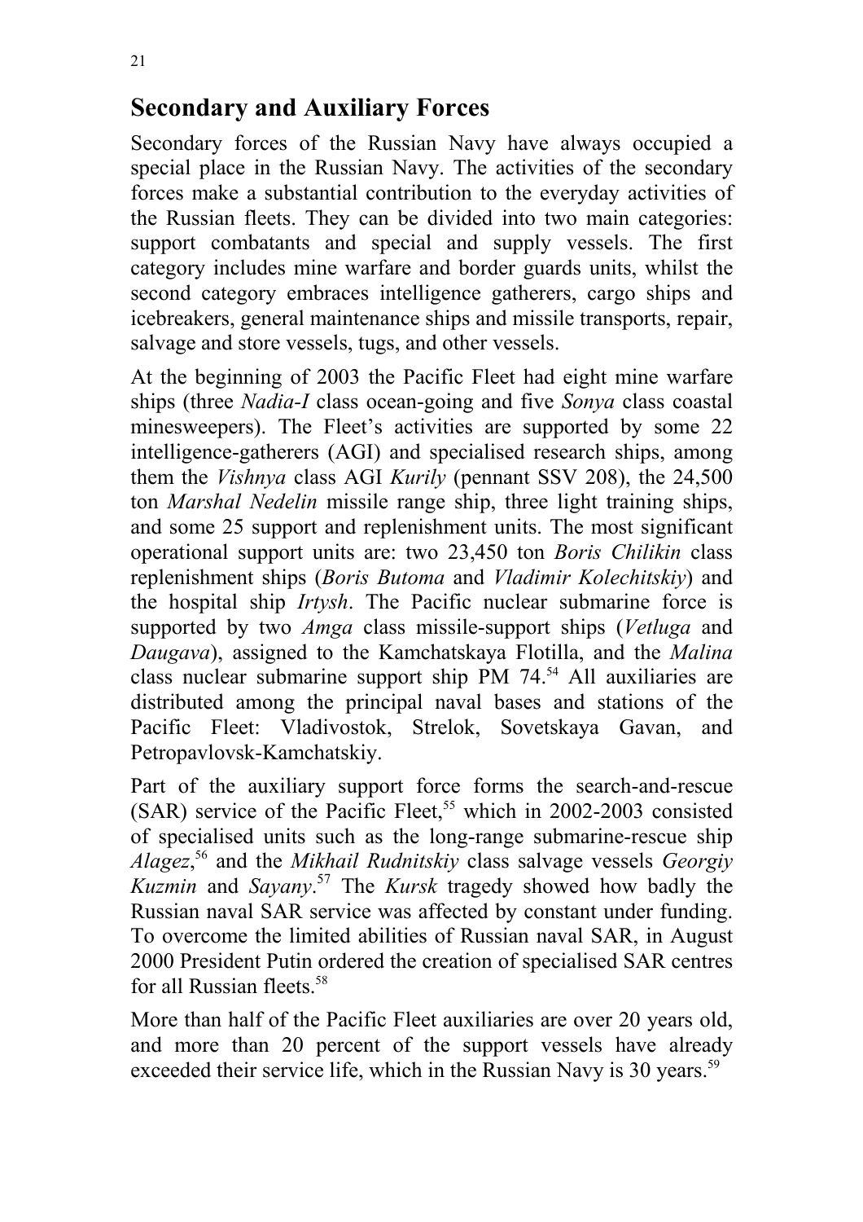## Secondary and Auxiliary Forces

Secondary forces of the Russian Navy have always occupied a special place in the Russian Navy. The activities of the secondary forces make a substantial contribution to the everyday activities of the Russian fleets. They can be divided into two main categories: support combatants and special and supply vessels. The first category includes mine warfare and border guards units, whilst the second category embraces intelligence gatherers, cargo ships and icebreakers, general maintenance ships and missile transports, repair, salvage and store vessels, tugs, and other vessels.

At the beginning of 2003 the Pacific Fleet had eight mine warfare ships (three *Nadia-I* class ocean-going and five *Sonya* class coastal minesweepers). The Fleet's activities are supported by some 22 intelligence-gatherers (AGI) and specialised research ships, among them the *Vishnya* class AGI *Kurily* (pennant SSV 208), the 24,500 ton *Marshal Nedelin* missile range ship, three light training ships, and some 25 support and replenishment units. The most significant operational support units are: two 23,450 ton *Boris Chilikin* class replenishment ships (*Boris Butoma* and *Vladimir Kolechitskiy*) and the hospital ship *Irtysh*. The Pacific nuclear submarine force is supported by two *Amga* class missile-support ships (*Vetluga* and *Daugava*), assigned to the Kamchatskaya Flotilla, and the *Malina* class nuclear submarine support ship PM 74.[54] All auxiliaries are distributed among the principal naval bases and stations of the Pacific Fleet: Vladivostok, Strelok, Sovetskaya Gavan, and Petropavlovsk-Kamchatskiy.

Part of the auxiliary support force forms the search-and-rescue (SAR) service of the Pacific Fleet,[55] which in 2002-2003 consisted of specialised units such as the long-range submarine-rescue ship *Alagez*,[56] and the *Mikhail Rudnitskiy* class salvage vessels *Georgiy Kuzmin* and *Sayany*.[57] The *Kursk* tragedy showed how badly the Russian naval SAR service was affected by constant under funding. To overcome the limited abilities of Russian naval SAR, in August 2000 President Putin ordered the creation of specialised SAR centres for all Russian fleets.[58]

More than half of the Pacific Fleet auxiliaries are over 20 years old, and more than 20 percent of the support vessels have already exceeded their service life, which in the Russian Navy is 30 years.[59]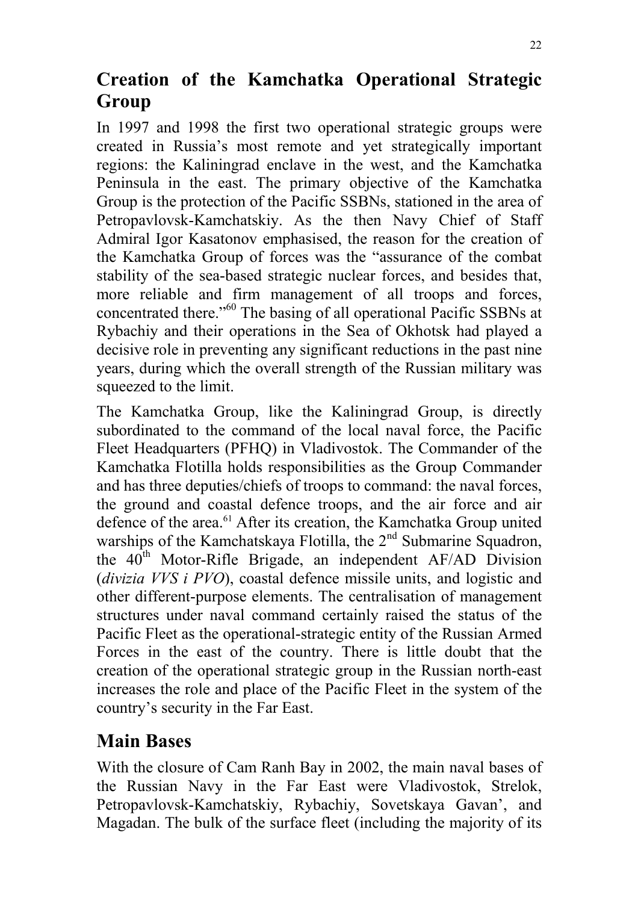## Creation of the Kamchatka Operational Strategic Group

In 1997 and 1998 the first two operational strategic groups were created in Russia's most remote and yet strategically important regions: the Kaliningrad enclave in the west, and the Kamchatka Peninsula in the east. The primary objective of the Kamchatka Group is the protection of the Pacific SSBNs, stationed in the area of Petropavlovsk-Kamchatskiy. As the then Navy Chief of Staff Admiral Igor Kasatonov emphasised, the reason for the creation of the Kamchatka Group of forces was the "assurance of the combat stability of the sea-based strategic nuclear forces, and besides that, more reliable and firm management of all troops and forces, concentrated there."[60] The basing of all operational Pacific SSBNs at Rybachiy and their operations in the Sea of Okhotsk had played a decisive role in preventing any significant reductions in the past nine years, during which the overall strength of the Russian military was squeezed to the limit.

The Kamchatka Group, like the Kaliningrad Group, is directly subordinated to the command of the local naval force, the Pacific Fleet Headquarters (PFHQ) in Vladivostok. The Commander of the Kamchatka Flotilla holds responsibilities as the Group Commander and has three deputies/chiefs of troops to command: the naval forces, the ground and coastal defence troops, and the air force and air defence of the area.[61] After its creation, the Kamchatka Group united warships of the Kamchatskaya Flotilla, the 2nd Submarine Squadron, the 40th Motor-Rifle Brigade, an independent AF/AD Division (*divizia VVS i PVO*), coastal defence missile units, and logistic and other different-purpose elements. The centralisation of management structures under naval command certainly raised the status of the Pacific Fleet as the operational-strategic entity of the Russian Armed Forces in the east of the country. There is little doubt that the creation of the operational strategic group in the Russian north-east increases the role and place of the Pacific Fleet in the system of the country's security in the Far East.

## Main Bases

With the closure of Cam Ranh Bay in 2002, the main naval bases of the Russian Navy in the Far East were Vladivostok, Strelok, Petropavlovsk-Kamchatskiy, Rybachiy, Sovetskaya Gavan', and Magadan. The bulk of the surface fleet (including the majority of its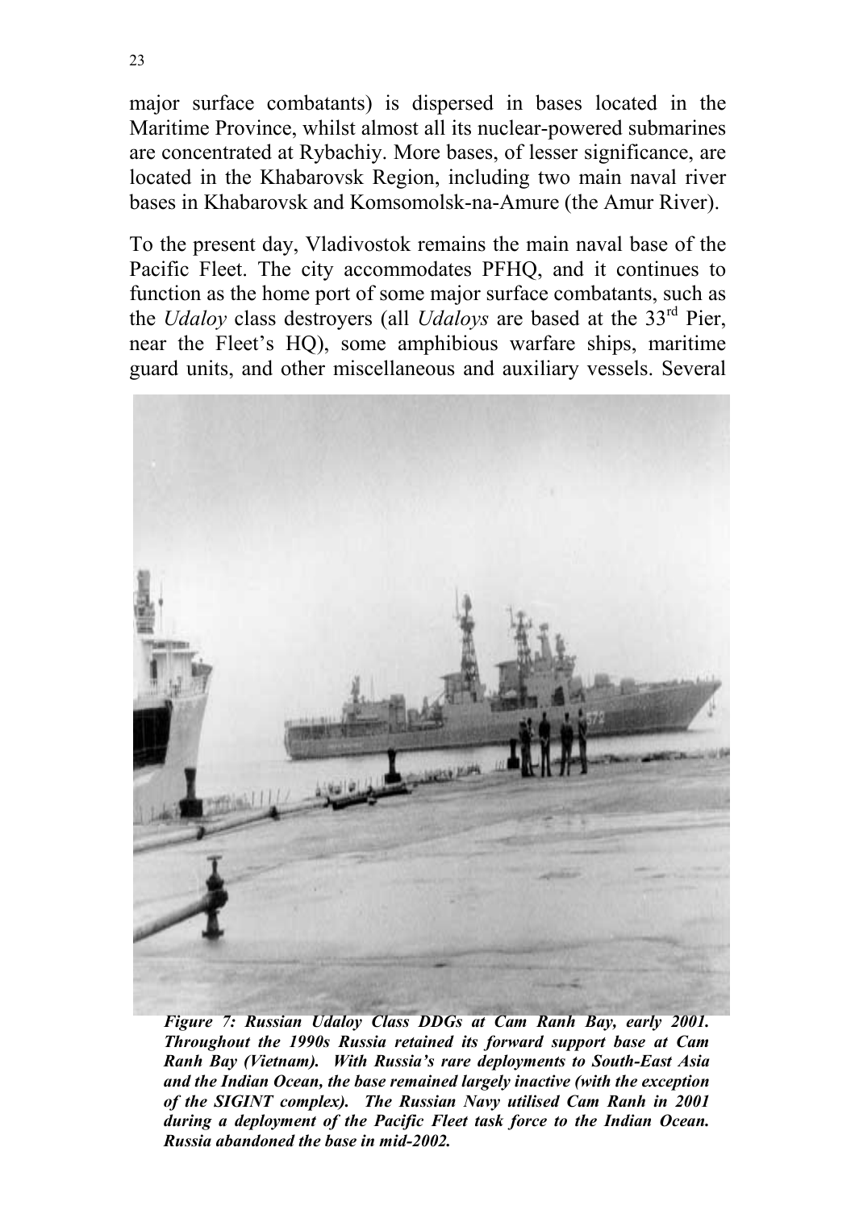major surface combatants) is dispersed in bases located in the Maritime Province, whilst almost all its nuclear-powered submarines are concentrated at Rybachiy. More bases, of lesser significance, are located in the Khabarovsk Region, including two main naval river bases in Khabarovsk and Komsomolsk-na-Amure (the Amur River).

To the present day, Vladivostok remains the main naval base of the Pacific Fleet. The city accommodates PFHQ, and it continues to function as the home port of some major surface combatants, such as the *Udaloy* class destroyers (all *Udaloys* are based at the 33rd Pier, near the Fleet's HQ), some amphibious warfare ships, maritime guard units, and other miscellaneous and auxiliary vessels. Several

***Figure 7: Russian Udaloy Class DDGs at Cam Ranh Bay, early 2001. Throughout the 1990s Russia retained its forward support base at Cam Ranh Bay (Vietnam). With Russia's rare deployments to South-East Asia and the Indian Ocean, the base remained largely inactive (with the exception of the SIGINT complex). The Russian Navy utilised Cam Ranh in 2001 during a deployment of the Pacific Fleet task force to the Indian Ocean. Russia abandoned the base in mid-2002.***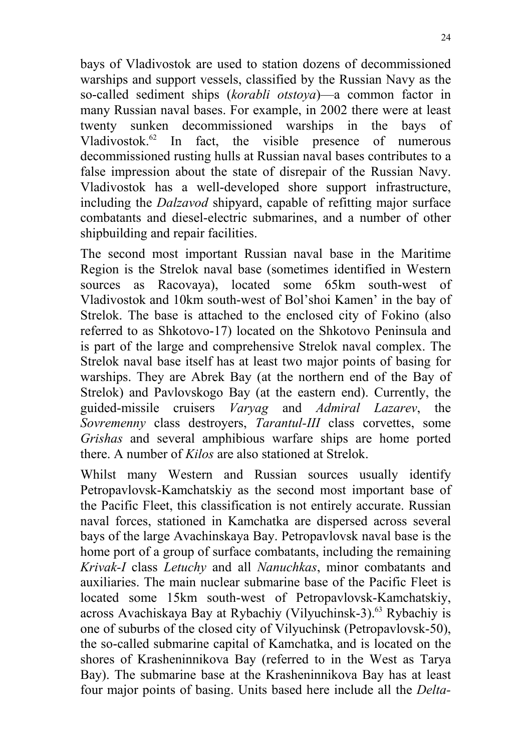bays of Vladivostok are used to station dozens of decommissioned warships and support vessels, classified by the Russian Navy as the so-called sediment ships (*korabli otstoya*)—a common factor in many Russian naval bases. For example, in 2002 there were at least twenty sunken decommissioned warships in the bays of Vladivostok.[62] In fact, the visible presence of numerous decommissioned rusting hulls at Russian naval bases contributes to a false impression about the state of disrepair of the Russian Navy. Vladivostok has a well-developed shore support infrastructure, including the *Dalzavod* shipyard, capable of refitting major surface combatants and diesel-electric submarines, and a number of other shipbuilding and repair facilities.

The second most important Russian naval base in the Maritime Region is the Strelok naval base (sometimes identified in Western sources as Racovaya), located some 65km south-west of Vladivostok and 10km south-west of Bol'shoi Kamen' in the bay of Strelok. The base is attached to the enclosed city of Fokino (also referred to as Shkotovo-17) located on the Shkotovo Peninsula and is part of the large and comprehensive Strelok naval complex. The Strelok naval base itself has at least two major points of basing for warships. They are Abrek Bay (at the northern end of the Bay of Strelok) and Pavlovskogo Bay (at the eastern end). Currently, the guided-missile cruisers *Varyag* and *Admiral Lazarev*, the *Sovremenny* class destroyers, *Tarantul-III* class corvettes, some *Grishas* and several amphibious warfare ships are home ported there. A number of *Kilos* are also stationed at Strelok.

Whilst many Western and Russian sources usually identify Petropavlovsk-Kamchatskiy as the second most important base of the Pacific Fleet, this classification is not entirely accurate. Russian naval forces, stationed in Kamchatka are dispersed across several bays of the large Avachinskaya Bay. Petropavlovsk naval base is the home port of a group of surface combatants, including the remaining *Krivak-I* class *Letuchy* and all *Nanuchkas*, minor combatants and auxiliaries. The main nuclear submarine base of the Pacific Fleet is located some 15km south-west of Petropavlovsk-Kamchatskiy, across Avachiskaya Bay at Rybachiy (Vilyuchinsk-3).[63] Rybachiy is one of suburbs of the closed city of Vilyuchinsk (Petropavlovsk-50), the so-called submarine capital of Kamchatka, and is located on the shores of Krasheninnikova Bay (referred to in the West as Tarya Bay). The submarine base at the Krasheninnikova Bay has at least four major points of basing. Units based here include all the *Delta-*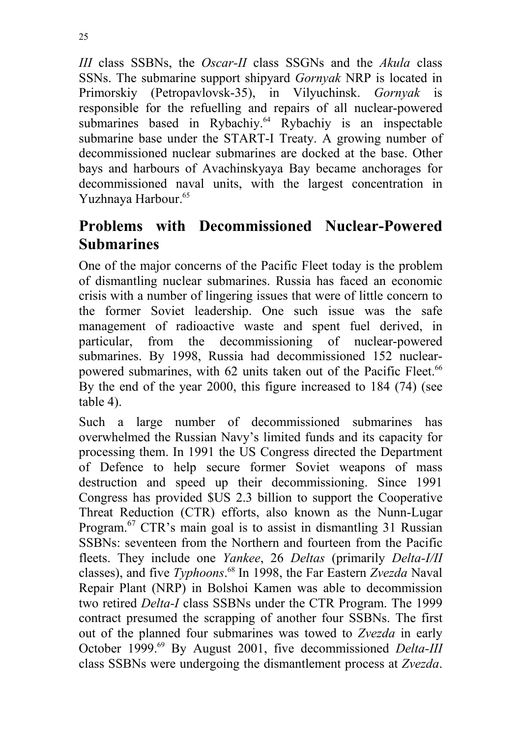*III* class SSBNs, the *Oscar-II* class SSGNs and the *Akula* class SSNs. The submarine support shipyard *Gornyak* NRP is located in Primorskiy (Petropavlovsk-35), in Vilyuchinsk. *Gornyak* is responsible for the refuelling and repairs of all nuclear-powered submarines based in Rybachiy.[64] Rybachiy is an inspectable submarine base under the START-I Treaty. A growing number of decommissioned nuclear submarines are docked at the base. Other bays and harbours of Avachinskyaya Bay became anchorages for decommissioned naval units, with the largest concentration in Yuzhnaya Harbour.[65]

## Problems with Decommissioned Nuclear-Powered Submarines

One of the major concerns of the Pacific Fleet today is the problem of dismantling nuclear submarines. Russia has faced an economic crisis with a number of lingering issues that were of little concern to the former Soviet leadership. One such issue was the safe management of radioactive waste and spent fuel derived, in particular, from the decommissioning of nuclear-powered submarines. By 1998, Russia had decommissioned 152 nuclear-powered submarines, with 62 units taken out of the Pacific Fleet.[66] By the end of the year 2000, this figure increased to 184 (74) (see table 4).

Such a large number of decommissioned submarines has overwhelmed the Russian Navy's limited funds and its capacity for processing them. In 1991 the US Congress directed the Department of Defence to help secure former Soviet weapons of mass destruction and speed up their decommissioning. Since 1991 Congress has provided $US 2.3 billion to support the Cooperative Threat Reduction (CTR) efforts, also known as the Nunn-Lugar Program.[67] CTR's main goal is to assist in dismantling 31 Russian SSBNs: seventeen from the Northern and fourteen from the Pacific fleets. They include one *Yankee*, 26 *Deltas* (primarily *Delta-I/II* classes), and five *Typhoons*.[68] In 1998, the Far Eastern *Zvezda* Naval Repair Plant (NRP) in Bolshoi Kamen was able to decommission two retired *Delta-I* class SSBNs under the CTR Program. The 1999 contract presumed the scrapping of another four SSBNs. The first out of the planned four submarines was towed to *Zvezda* in early October 1999.[69] By August 2001, five decommissioned *Delta-III* class SSBNs were undergoing the dismantlement process at *Zvezda*.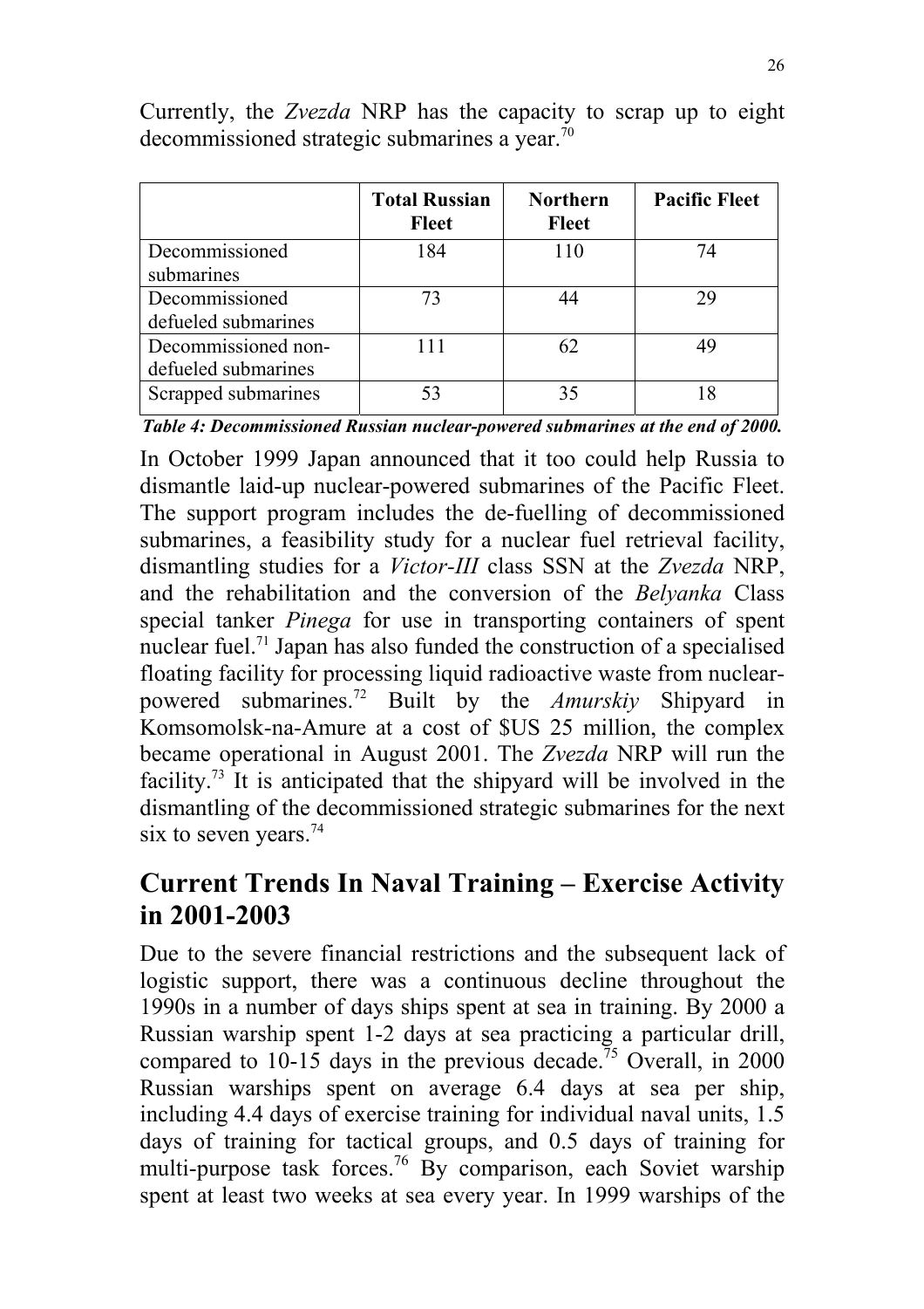Currently, the *Zvezda* NRP has the capacity to scrap up to eight decommissioned strategic submarines a year.[70]

| | Total Russian Fleet | Northern Fleet | Pacific Fleet |
|---|---|---|---|
| Decommissioned submarines | 184 | 110 | 74 |
| Decommissioned defueled submarines | 73 | 44 | 29 |
| Decommissioned non-defueled submarines | 111 | 62 | 49 |
| Scrapped submarines | 53 | 35 | 18 |

***Table 4: Decommissioned Russian nuclear-powered submarines at the end of 2000.***

In October 1999 Japan announced that it too could help Russia to dismantle laid-up nuclear-powered submarines of the Pacific Fleet. The support program includes the de-fuelling of decommissioned submarines, a feasibility study for a nuclear fuel retrieval facility, dismantling studies for a *Victor-III* class SSN at the *Zvezda* NRP, and the rehabilitation and the conversion of the *Belyanka* Class special tanker *Pinega* for use in transporting containers of spent nuclear fuel.[71] Japan has also funded the construction of a specialised floating facility for processing liquid radioactive waste from nuclear-powered submarines.[72] Built by the *Amurskiy* Shipyard in Komsomolsk-na-Amure at a cost of $US 25 million, the complex became operational in August 2001. The *Zvezda* NRP will run the facility.[73] It is anticipated that the shipyard will be involved in the dismantling of the decommissioned strategic submarines for the next six to seven years.[74]

## Current Trends In Naval Training – Exercise Activity in 2001-2003

Due to the severe financial restrictions and the subsequent lack of logistic support, there was a continuous decline throughout the 1990s in a number of days ships spent at sea in training. By 2000 a Russian warship spent 1-2 days at sea practicing a particular drill, compared to 10-15 days in the previous decade.[75] Overall, in 2000 Russian warships spent on average 6.4 days at sea per ship, including 4.4 days of exercise training for individual naval units, 1.5 days of training for tactical groups, and 0.5 days of training for multi-purpose task forces.[76] By comparison, each Soviet warship spent at least two weeks at sea every year. In 1999 warships of the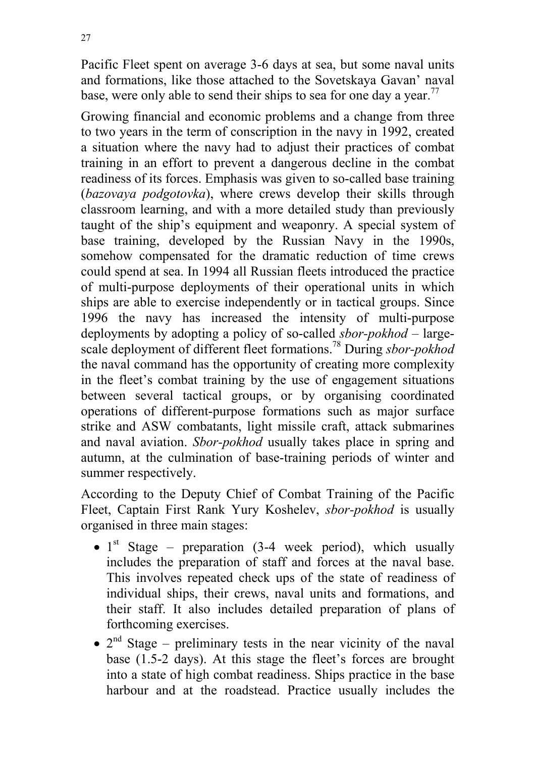Pacific Fleet spent on average 3-6 days at sea, but some naval units and formations, like those attached to the Sovetskaya Gavan' naval base, were only able to send their ships to sea for one day a year.[77]

Growing financial and economic problems and a change from three to two years in the term of conscription in the navy in 1992, created a situation where the navy had to adjust their practices of combat training in an effort to prevent a dangerous decline in the combat readiness of its forces. Emphasis was given to so-called base training (*bazovaya podgotovka*), where crews develop their skills through classroom learning, and with a more detailed study than previously taught of the ship's equipment and weaponry. A special system of base training, developed by the Russian Navy in the 1990s, somehow compensated for the dramatic reduction of time crews could spend at sea. In 1994 all Russian fleets introduced the practice of multi-purpose deployments of their operational units in which ships are able to exercise independently or in tactical groups. Since 1996 the navy has increased the intensity of multi-purpose deployments by adopting a policy of so-called *sbor-pokhod* – large-scale deployment of different fleet formations.[78] During *sbor-pokhod* the naval command has the opportunity of creating more complexity in the fleet's combat training by the use of engagement situations between several tactical groups, or by organising coordinated operations of different-purpose formations such as major surface strike and ASW combatants, light missile craft, attack submarines and naval aviation. *Sbor-pokhod* usually takes place in spring and autumn, at the culmination of base-training periods of winter and summer respectively.

According to the Deputy Chief of Combat Training of the Pacific Fleet, Captain First Rank Yury Koshelev, *sbor-pokhod* is usually organised in three main stages:

- 1st Stage – preparation (3-4 week period), which usually includes the preparation of staff and forces at the naval base. This involves repeated check ups of the state of readiness of individual ships, their crews, naval units and formations, and their staff. It also includes detailed preparation of plans of forthcoming exercises.
- 2nd Stage – preliminary tests in the near vicinity of the naval base (1.5-2 days). At this stage the fleet's forces are brought into a state of high combat readiness. Ships practice in the base harbour and at the roadstead. Practice usually includes the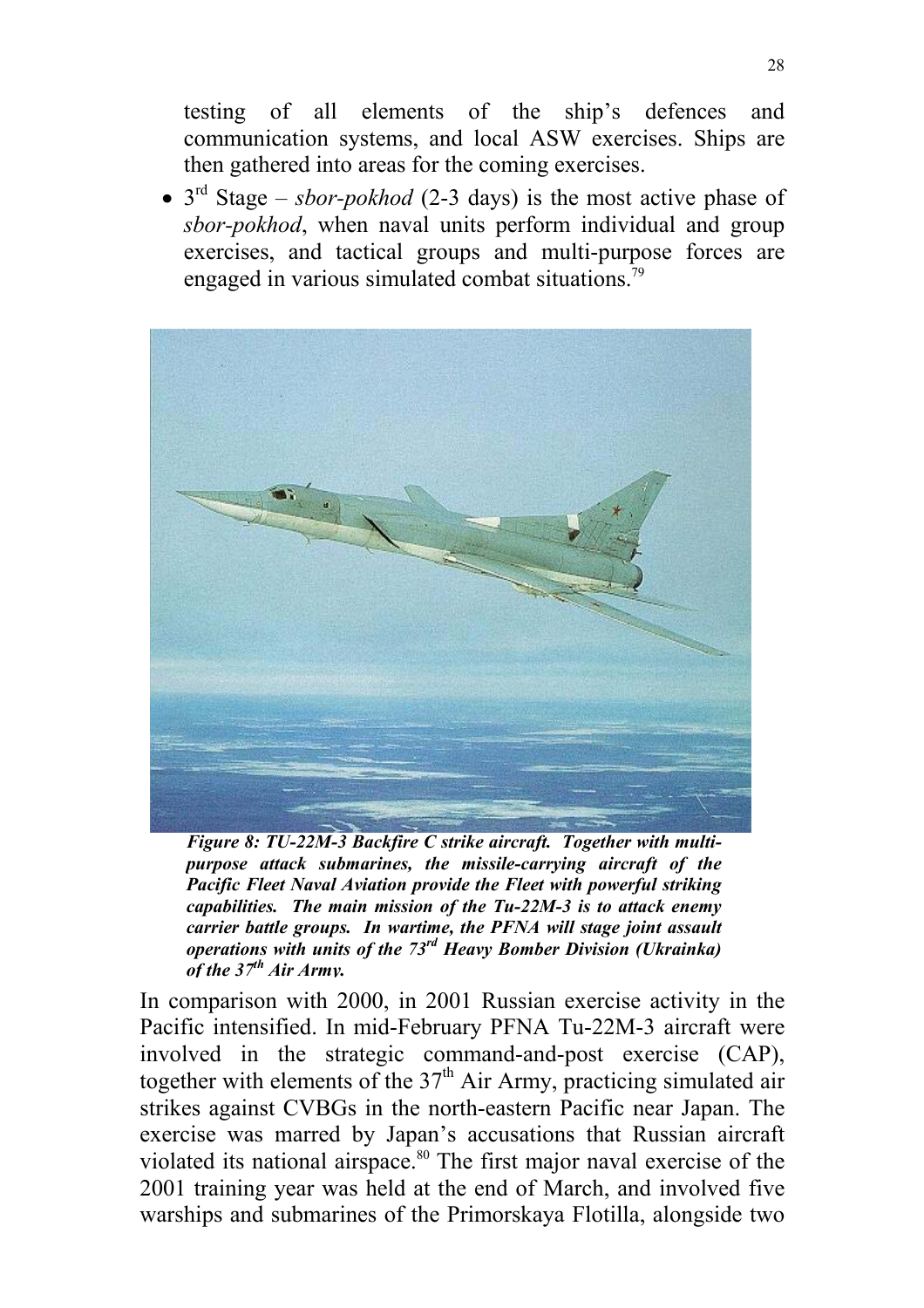testing of all elements of the ship's defences and communication systems, and local ASW exercises. Ships are then gathered into areas for the coming exercises.

- 3rd Stage – *sbor-pokhod* (2-3 days) is the most active phase of *sbor-pokhod*, when naval units perform individual and group exercises, and tactical groups and multi-purpose forces are engaged in various simulated combat situations.[79]

***Figure 8: TU-22M-3 Backfire C strike aircraft. Together with multi-purpose attack submarines, the missile-carrying aircraft of the Pacific Fleet Naval Aviation provide the Fleet with powerful striking capabilities. The main mission of the Tu-22M-3 is to attack enemy carrier battle groups. In wartime, the PFNA will stage joint assault operations with units of the 73rd Heavy Bomber Division (Ukrainka) of the 37th Air Army.***

In comparison with 2000, in 2001 Russian exercise activity in the Pacific intensified. In mid-February PFNA Tu-22M-3 aircraft were involved in the strategic command-and-post exercise (CAP), together with elements of the 37th Air Army, practicing simulated air strikes against CVBGs in the north-eastern Pacific near Japan. The exercise was marred by Japan's accusations that Russian aircraft violated its national airspace.[80] The first major naval exercise of the 2001 training year was held at the end of March, and involved five warships and submarines of the Primorskaya Flotilla, alongside two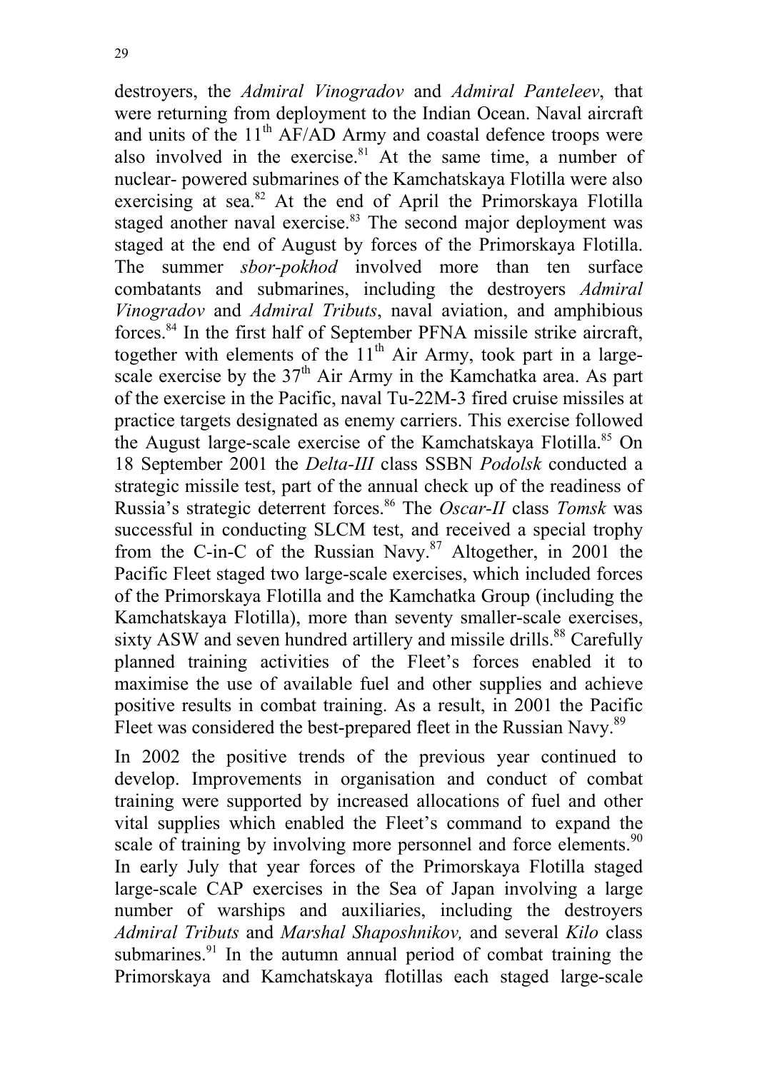destroyers, the *Admiral Vinogradov* and *Admiral Panteleev*, that were returning from deployment to the Indian Ocean. Naval aircraft and units of the 11th AF/AD Army and coastal defence troops were also involved in the exercise.[81] At the same time, a number of nuclear- powered submarines of the Kamchatskaya Flotilla were also exercising at sea.[82] At the end of April the Primorskaya Flotilla staged another naval exercise.[83] The second major deployment was staged at the end of August by forces of the Primorskaya Flotilla. The summer *sbor-pokhod* involved more than ten surface combatants and submarines, including the destroyers *Admiral Vinogradov* and *Admiral Tributs*, naval aviation, and amphibious forces.[84] In the first half of September PFNA missile strike aircraft, together with elements of the 11th Air Army, took part in a large-scale exercise by the 37th Air Army in the Kamchatka area. As part of the exercise in the Pacific, naval Tu-22M-3 fired cruise missiles at practice targets designated as enemy carriers. This exercise followed the August large-scale exercise of the Kamchatskaya Flotilla.[85] On 18 September 2001 the *Delta-III* class SSBN *Podolsk* conducted a strategic missile test, part of the annual check up of the readiness of Russia's strategic deterrent forces.[86] The *Oscar-II* class *Tomsk* was successful in conducting SLCM test, and received a special trophy from the C-in-C of the Russian Navy.[87] Altogether, in 2001 the Pacific Fleet staged two large-scale exercises, which included forces of the Primorskaya Flotilla and the Kamchatka Group (including the Kamchatskaya Flotilla), more than seventy smaller-scale exercises, sixty ASW and seven hundred artillery and missile drills.[88] Carefully planned training activities of the Fleet's forces enabled it to maximise the use of available fuel and other supplies and achieve positive results in combat training. As a result, in 2001 the Pacific Fleet was considered the best-prepared fleet in the Russian Navy.[89]

In 2002 the positive trends of the previous year continued to develop. Improvements in organisation and conduct of combat training were supported by increased allocations of fuel and other vital supplies which enabled the Fleet's command to expand the scale of training by involving more personnel and force elements.[90] In early July that year forces of the Primorskaya Flotilla staged large-scale CAP exercises in the Sea of Japan involving a large number of warships and auxiliaries, including the destroyers *Admiral Tributs* and *Marshal Shaposhnikov,* and several *Kilo* class submarines.[91] In the autumn annual period of combat training the Primorskaya and Kamchatskaya flotillas each staged large-scale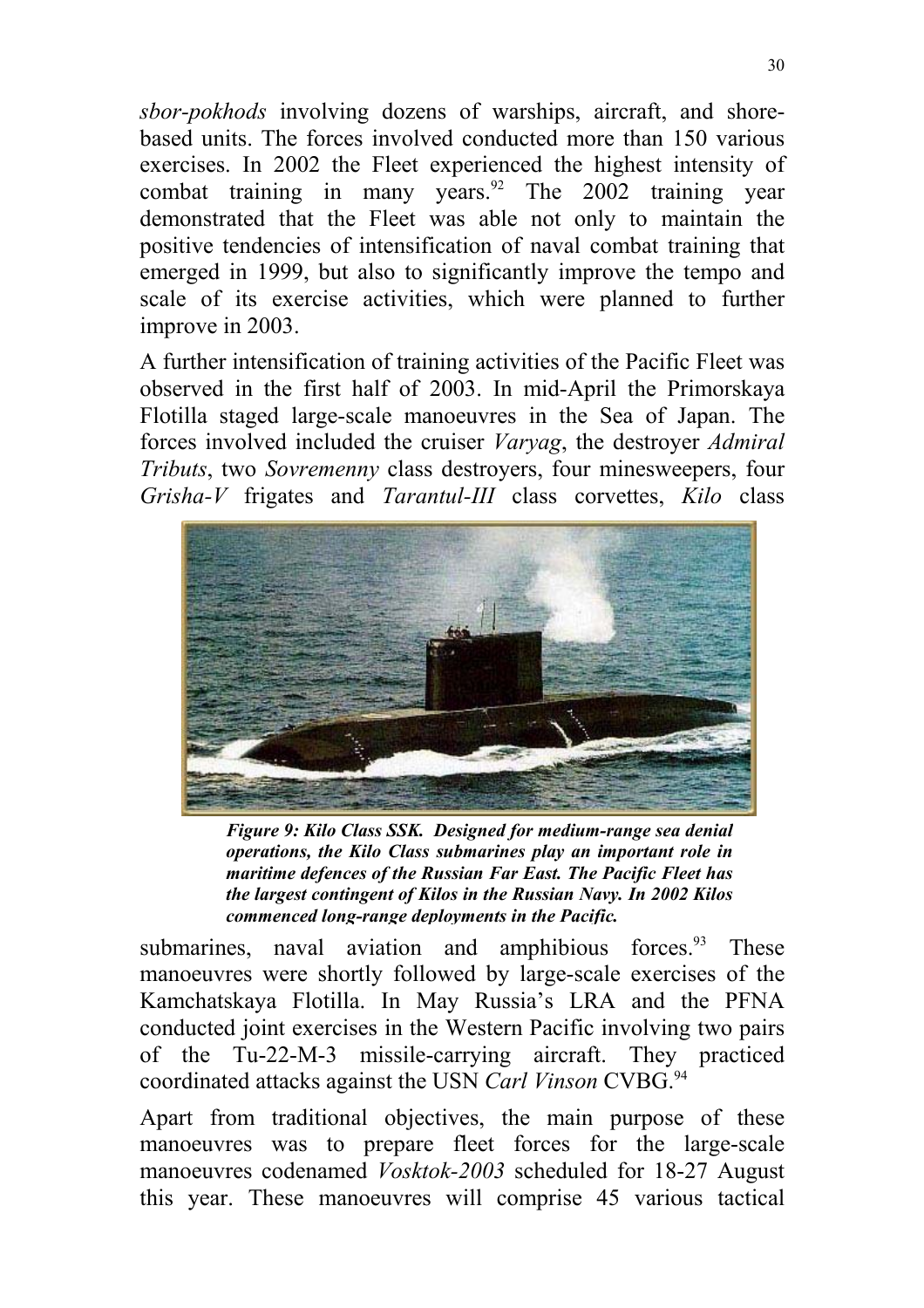*sbor-pokhods* involving dozens of warships, aircraft, and shore-based units. The forces involved conducted more than 150 various exercises. In 2002 the Fleet experienced the highest intensity of combat training in many years.[92] The 2002 training year demonstrated that the Fleet was able not only to maintain the positive tendencies of intensification of naval combat training that emerged in 1999, but also to significantly improve the tempo and scale of its exercise activities, which were planned to further improve in 2003.

A further intensification of training activities of the Pacific Fleet was observed in the first half of 2003. In mid-April the Primorskaya Flotilla staged large-scale manoeuvres in the Sea of Japan. The forces involved included the cruiser *Varyag*, the destroyer *Admiral Tributs*, two *Sovremenny* class destroyers, four minesweepers, four *Grisha-V* frigates and *Tarantul-III* class corvettes, *Kilo* class submarines, naval aviation and amphibious forces.[93] These manoeuvres were shortly followed by large-scale exercises of the Kamchatskaya Flotilla. In May Russia's LRA and the PFNA conducted joint exercises in the Western Pacific involving two pairs of the Tu-22-M-3 missile-carrying aircraft. They practiced coordinated attacks against the USN *Carl Vinson* CVBG.[94]

***Figure 9: Kilo Class SSK. Designed for medium-range sea denial operations, the Kilo Class submarines play an important role in maritime defences of the Russian Far East. The Pacific Fleet has the largest contingent of Kilos in the Russian Navy. In 2002 Kilos commenced long-range deployments in the Pacific.***

Apart from traditional objectives, the main purpose of these manoeuvres was to prepare fleet forces for the large-scale manoeuvres codenamed *Vosktok-2003* scheduled for 18-27 August this year. These manoeuvres will comprise 45 various tactical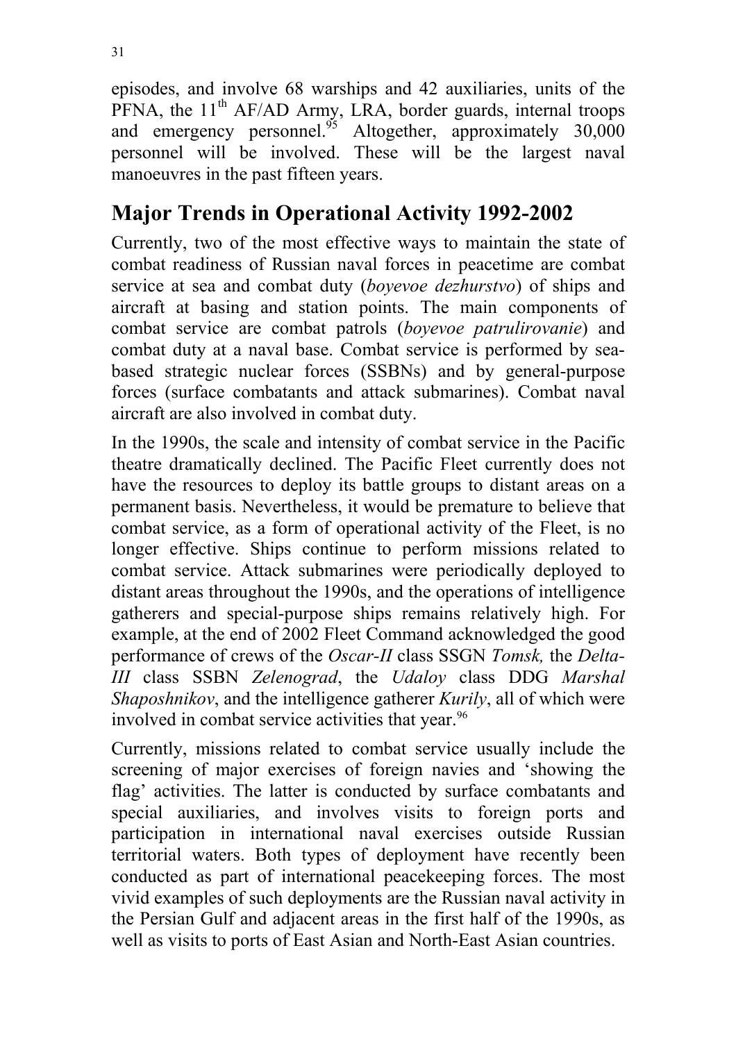episodes, and involve 68 warships and 42 auxiliaries, units of the PFNA, the 11th AF/AD Army, LRA, border guards, internal troops and emergency personnel.[95] Altogether, approximately 30,000 personnel will be involved. These will be the largest naval manoeuvres in the past fifteen years.

## Major Trends in Operational Activity 1992-2002

Currently, two of the most effective ways to maintain the state of combat readiness of Russian naval forces in peacetime are combat service at sea and combat duty (*boyevoe dezhurstvo*) of ships and aircraft at basing and station points. The main components of combat service are combat patrols (*boyevoe patrulirovanie*) and combat duty at a naval base. Combat service is performed by sea-based strategic nuclear forces (SSBNs) and by general-purpose forces (surface combatants and attack submarines). Combat naval aircraft are also involved in combat duty.

In the 1990s, the scale and intensity of combat service in the Pacific theatre dramatically declined. The Pacific Fleet currently does not have the resources to deploy its battle groups to distant areas on a permanent basis. Nevertheless, it would be premature to believe that combat service, as a form of operational activity of the Fleet, is no longer effective. Ships continue to perform missions related to combat service. Attack submarines were periodically deployed to distant areas throughout the 1990s, and the operations of intelligence gatherers and special-purpose ships remains relatively high. For example, at the end of 2002 Fleet Command acknowledged the good performance of crews of the *Oscar-II* class SSGN *Tomsk,* the *Delta-III* class SSBN *Zelenograd*, the *Udaloy* class DDG *Marshal Shaposhnikov*, and the intelligence gatherer *Kurily*, all of which were involved in combat service activities that year.[96]

Currently, missions related to combat service usually include the screening of major exercises of foreign navies and 'showing the flag' activities. The latter is conducted by surface combatants and special auxiliaries, and involves visits to foreign ports and participation in international naval exercises outside Russian territorial waters. Both types of deployment have recently been conducted as part of international peacekeeping forces. The most vivid examples of such deployments are the Russian naval activity in the Persian Gulf and adjacent areas in the first half of the 1990s, as well as visits to ports of East Asian and North-East Asian countries.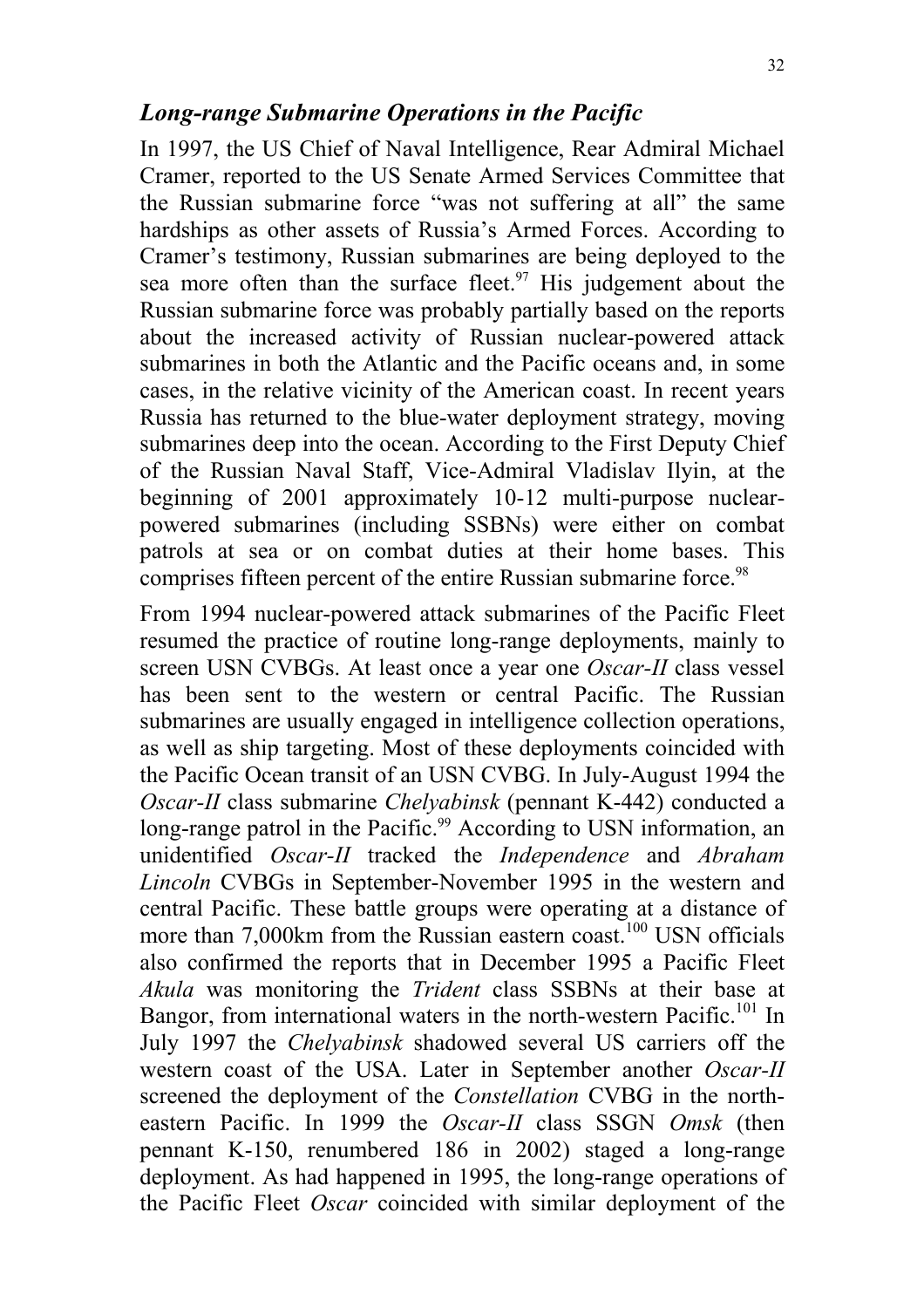## *Long-range Submarine Operations in the Pacific*

In 1997, the US Chief of Naval Intelligence, Rear Admiral Michael Cramer, reported to the US Senate Armed Services Committee that the Russian submarine force "was not suffering at all" the same hardships as other assets of Russia's Armed Forces. According to Cramer's testimony, Russian submarines are being deployed to the sea more often than the surface fleet.[97] His judgement about the Russian submarine force was probably partially based on the reports about the increased activity of Russian nuclear-powered attack submarines in both the Atlantic and the Pacific oceans and, in some cases, in the relative vicinity of the American coast. In recent years Russia has returned to the blue-water deployment strategy, moving submarines deep into the ocean. According to the First Deputy Chief of the Russian Naval Staff, Vice-Admiral Vladislav Ilyin, at the beginning of 2001 approximately 10-12 multi-purpose nuclear-powered submarines (including SSBNs) were either on combat patrols at sea or on combat duties at their home bases. This comprises fifteen percent of the entire Russian submarine force.[98]

From 1994 nuclear-powered attack submarines of the Pacific Fleet resumed the practice of routine long-range deployments, mainly to screen USN CVBGs. At least once a year one *Oscar-II* class vessel has been sent to the western or central Pacific. The Russian submarines are usually engaged in intelligence collection operations, as well as ship targeting. Most of these deployments coincided with the Pacific Ocean transit of an USN CVBG. In July-August 1994 the *Oscar-II* class submarine *Chelyabinsk* (pennant K-442) conducted a long-range patrol in the Pacific.[99] According to USN information, an unidentified *Oscar-II* tracked the *Independence* and *Abraham Lincoln* CVBGs in September-November 1995 in the western and central Pacific. These battle groups were operating at a distance of more than 7,000km from the Russian eastern coast.[100] USN officials also confirmed the reports that in December 1995 a Pacific Fleet *Akula* was monitoring the *Trident* class SSBNs at their base at Bangor, from international waters in the north-western Pacific.[101] In July 1997 the *Chelyabinsk* shadowed several US carriers off the western coast of the USA. Later in September another *Oscar-II* screened the deployment of the *Constellation* CVBG in the north-eastern Pacific. In 1999 the *Oscar-II* class SSGN *Omsk* (then pennant K-150, renumbered 186 in 2002) staged a long-range deployment. As had happened in 1995, the long-range operations of the Pacific Fleet *Oscar* coincided with similar deployment of the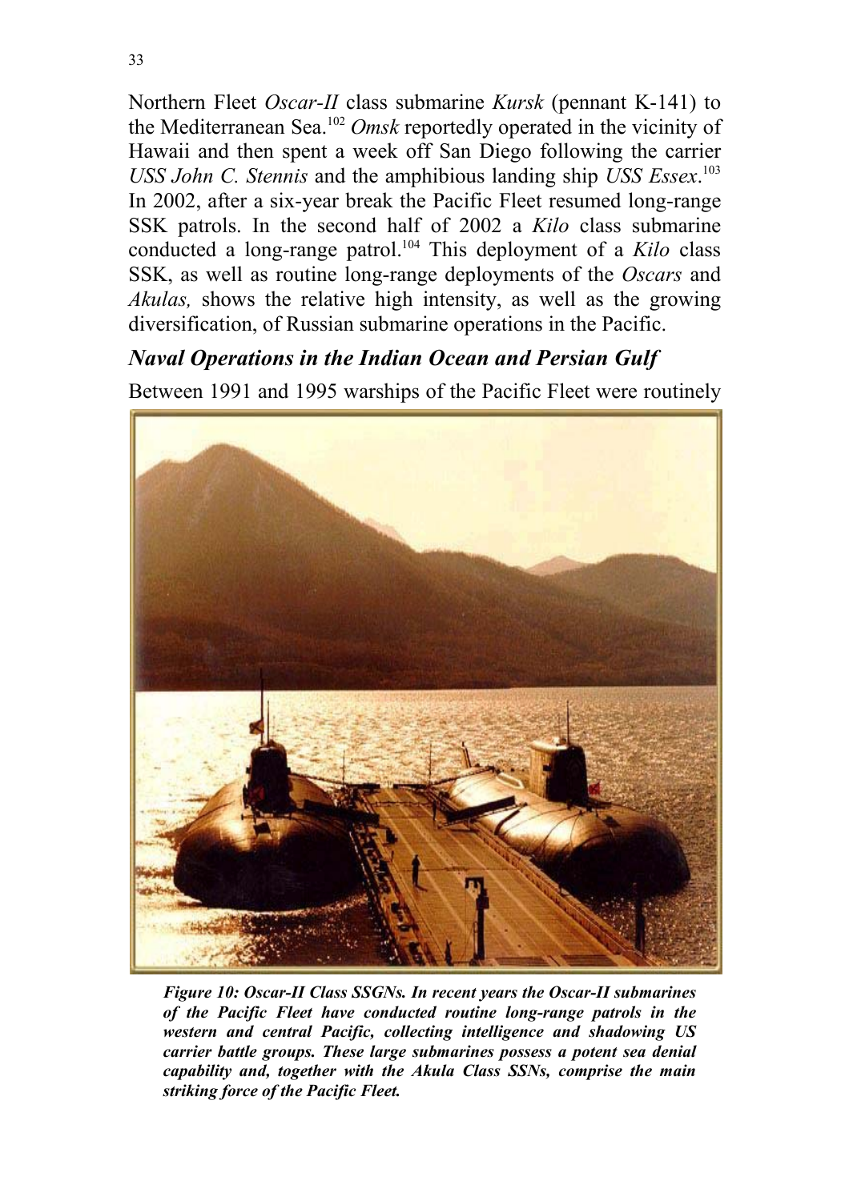Northern Fleet *Oscar-II* class submarine *Kursk* (pennant K-141) to the Mediterranean Sea.[102] *Omsk* reportedly operated in the vicinity of Hawaii and then spent a week off San Diego following the carrier *USS John C. Stennis* and the amphibious landing ship *USS Essex*.[103] In 2002, after a six-year break the Pacific Fleet resumed long-range SSK patrols. In the second half of 2002 a *Kilo* class submarine conducted a long-range patrol.[104] This deployment of a *Kilo* class SSK, as well as routine long-range deployments of the *Oscars* and *Akulas,* shows the relative high intensity, as well as the growing diversification, of Russian submarine operations in the Pacific.

## *Naval Operations in the Indian Ocean and Persian Gulf*

Between 1991 and 1995 warships of the Pacific Fleet were routinely

***Figure 10: Oscar-II Class SSGNs. In recent years the Oscar-II submarines of the Pacific Fleet have conducted routine long-range patrols in the western and central Pacific, collecting intelligence and shadowing US carrier battle groups. These large submarines possess a potent sea denial capability and, together with the Akula Class SSNs, comprise the main striking force of the Pacific Fleet.***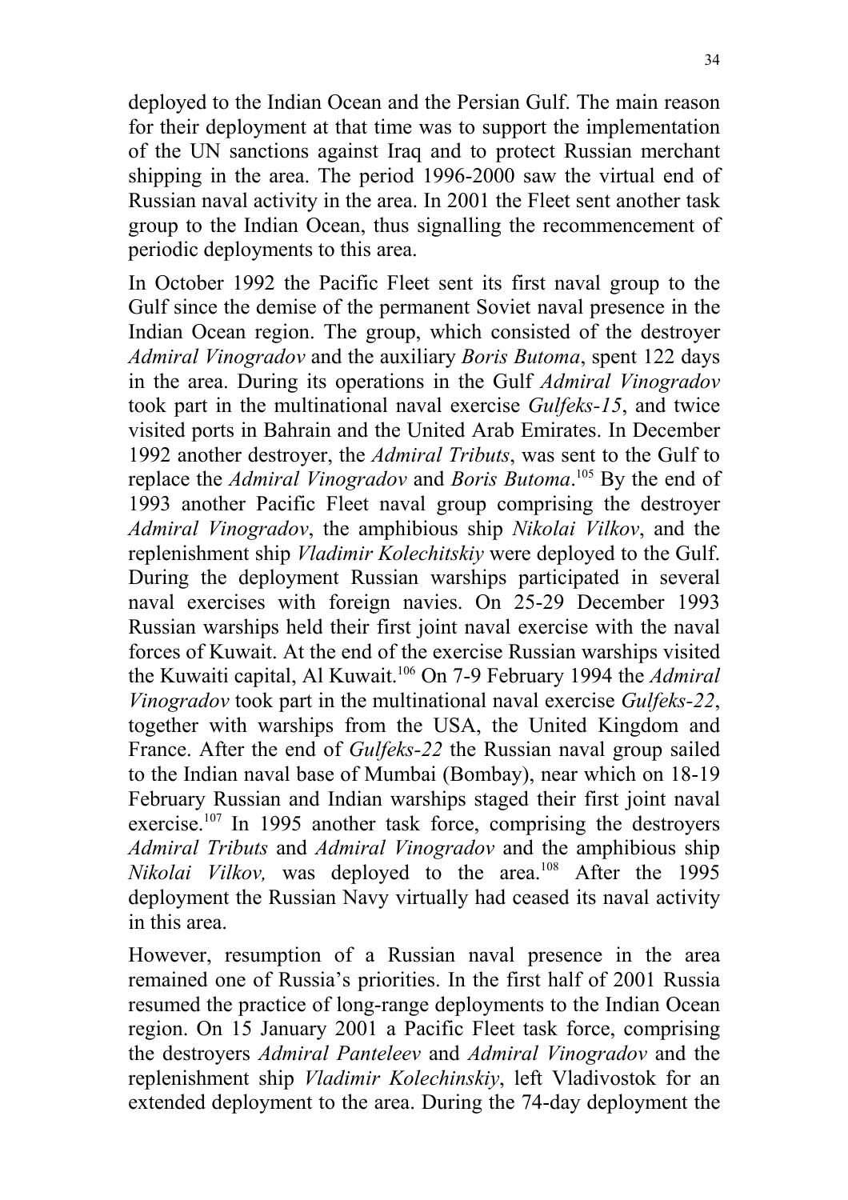deployed to the Indian Ocean and the Persian Gulf. The main reason for their deployment at that time was to support the implementation of the UN sanctions against Iraq and to protect Russian merchant shipping in the area. The period 1996-2000 saw the virtual end of Russian naval activity in the area. In 2001 the Fleet sent another task group to the Indian Ocean, thus signalling the recommencement of periodic deployments to this area.

In October 1992 the Pacific Fleet sent its first naval group to the Gulf since the demise of the permanent Soviet naval presence in the Indian Ocean region. The group, which consisted of the destroyer *Admiral Vinogradov* and the auxiliary *Boris Butoma*, spent 122 days in the area. During its operations in the Gulf *Admiral Vinogradov* took part in the multinational naval exercise *Gulfeks-15*, and twice visited ports in Bahrain and the United Arab Emirates. In December 1992 another destroyer, the *Admiral Tributs*, was sent to the Gulf to replace the *Admiral Vinogradov* and *Boris Butoma*.[105] By the end of 1993 another Pacific Fleet naval group comprising the destroyer *Admiral Vinogradov*, the amphibious ship *Nikolai Vilkov*, and the replenishment ship *Vladimir Kolechitskiy* were deployed to the Gulf. During the deployment Russian warships participated in several naval exercises with foreign navies. On 25-29 December 1993 Russian warships held their first joint naval exercise with the naval forces of Kuwait. At the end of the exercise Russian warships visited the Kuwaiti capital, Al Kuwait.[106] On 7-9 February 1994 the *Admiral Vinogradov* took part in the multinational naval exercise *Gulfeks-22*, together with warships from the USA, the United Kingdom and France. After the end of *Gulfeks-22* the Russian naval group sailed to the Indian naval base of Mumbai (Bombay), near which on 18-19 February Russian and Indian warships staged their first joint naval exercise.[107] In 1995 another task force, comprising the destroyers *Admiral Tributs* and *Admiral Vinogradov* and the amphibious ship *Nikolai Vilkov,* was deployed to the area.[108] After the 1995 deployment the Russian Navy virtually had ceased its naval activity in this area.

However, resumption of a Russian naval presence in the area remained one of Russia's priorities. In the first half of 2001 Russia resumed the practice of long-range deployments to the Indian Ocean region. On 15 January 2001 a Pacific Fleet task force, comprising the destroyers *Admiral Panteleev* and *Admiral Vinogradov* and the replenishment ship *Vladimir Kolechinskiy*, left Vladivostok for an extended deployment to the area. During the 74-day deployment the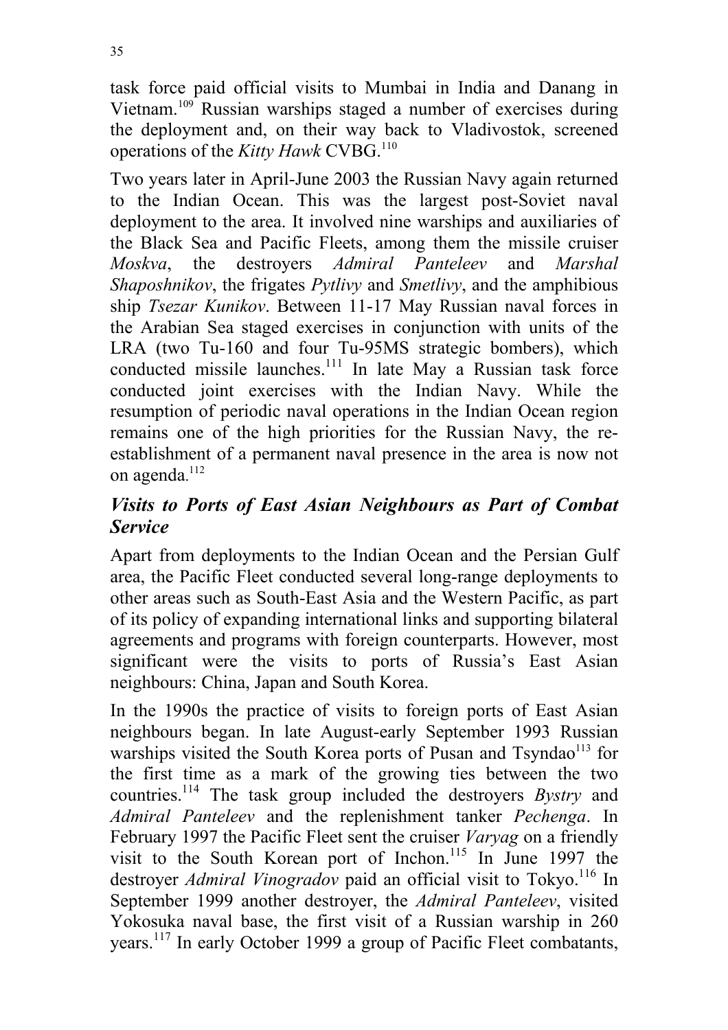task force paid official visits to Mumbai in India and Danang in Vietnam.[109] Russian warships staged a number of exercises during the deployment and, on their way back to Vladivostok, screened operations of the *Kitty Hawk* CVBG.[110]

Two years later in April-June 2003 the Russian Navy again returned to the Indian Ocean. This was the largest post-Soviet naval deployment to the area. It involved nine warships and auxiliaries of the Black Sea and Pacific Fleets, among them the missile cruiser *Moskva*, the destroyers *Admiral Panteleev* and *Marshal Shaposhnikov*, the frigates *Pytlivy* and *Smetlivy*, and the amphibious ship *Tsezar Kunikov*. Between 11-17 May Russian naval forces in the Arabian Sea staged exercises in conjunction with units of the LRA (two Tu-160 and four Tu-95MS strategic bombers), which conducted missile launches.[111] In late May a Russian task force conducted joint exercises with the Indian Navy. While the resumption of periodic naval operations in the Indian Ocean region remains one of the high priorities for the Russian Navy, the re-establishment of a permanent naval presence in the area is now not on agenda.[112]

## *Visits to Ports of East Asian Neighbours as Part of Combat Service*

Apart from deployments to the Indian Ocean and the Persian Gulf area, the Pacific Fleet conducted several long-range deployments to other areas such as South-East Asia and the Western Pacific, as part of its policy of expanding international links and supporting bilateral agreements and programs with foreign counterparts. However, most significant were the visits to ports of Russia's East Asian neighbours: China, Japan and South Korea.

In the 1990s the practice of visits to foreign ports of East Asian neighbours began. In late August-early September 1993 Russian warships visited the South Korea ports of Pusan and Tsyndao[113] for the first time as a mark of the growing ties between the two countries.[114] The task group included the destroyers *Bystry* and *Admiral Panteleev* and the replenishment tanker *Pechenga*. In February 1997 the Pacific Fleet sent the cruiser *Varyag* on a friendly visit to the South Korean port of Inchon.[115] In June 1997 the destroyer *Admiral Vinogradov* paid an official visit to Tokyo.[116] In September 1999 another destroyer, the *Admiral Panteleev*, visited Yokosuka naval base, the first visit of a Russian warship in 260 years.[117] In early October 1999 a group of Pacific Fleet combatants,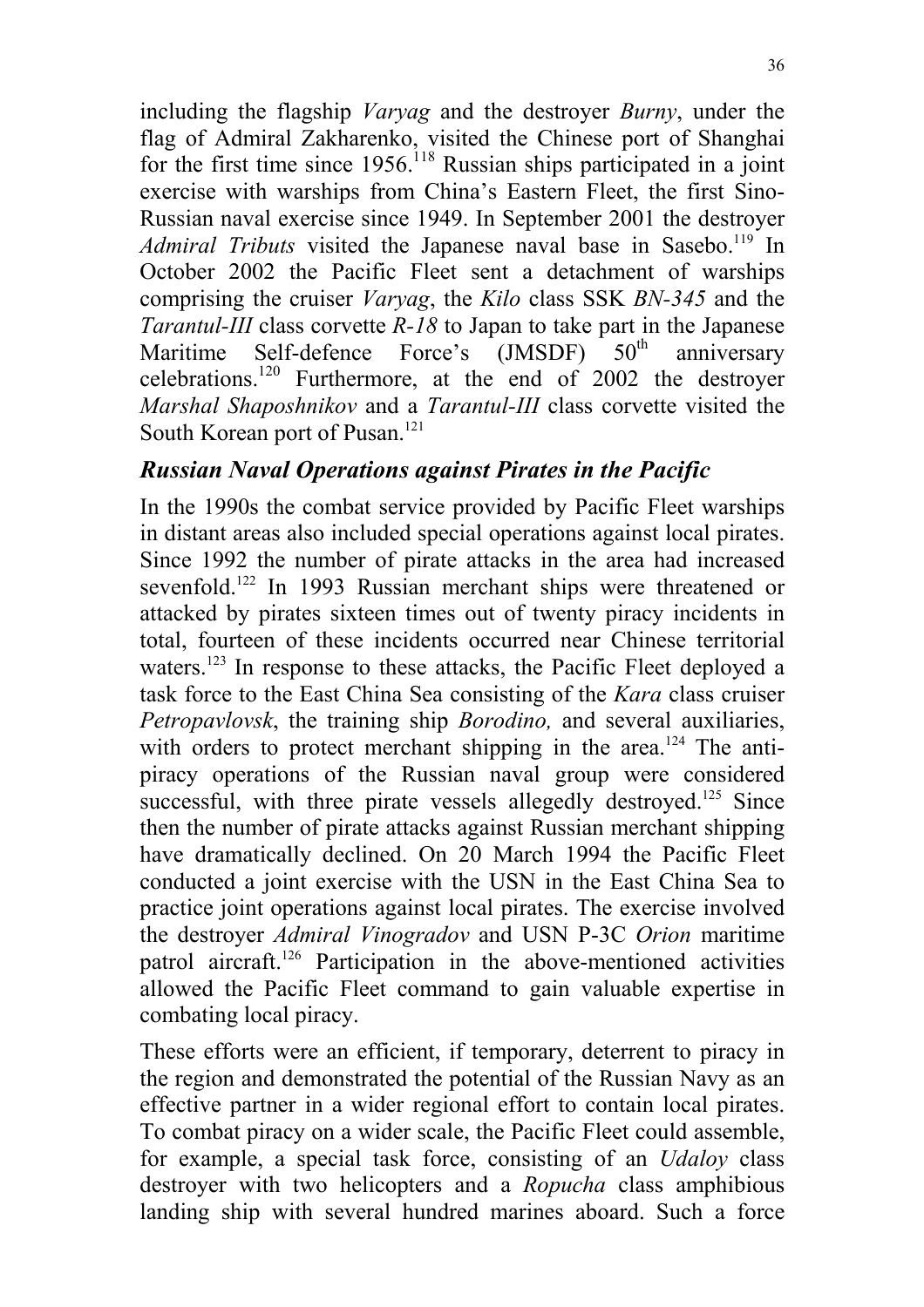including the flagship *Varyag* and the destroyer *Burny*, under the flag of Admiral Zakharenko, visited the Chinese port of Shanghai for the first time since 1956.[118] Russian ships participated in a joint exercise with warships from China's Eastern Fleet, the first Sino-Russian naval exercise since 1949. In September 2001 the destroyer *Admiral Tributs* visited the Japanese naval base in Sasebo.[119] In October 2002 the Pacific Fleet sent a detachment of warships comprising the cruiser *Varyag*, the *Kilo* class SSK *BN-345* and the *Tarantul-III* class corvette *R-18* to Japan to take part in the Japanese Maritime Self-defence Force's (JMSDF) 50th anniversary celebrations.[120] Furthermore, at the end of 2002 the destroyer *Marshal Shaposhnikov* and a *Tarantul-III* class corvette visited the South Korean port of Pusan.[121]

## *Russian Naval Operations against Pirates in the Pacific*

In the 1990s the combat service provided by Pacific Fleet warships in distant areas also included special operations against local pirates. Since 1992 the number of pirate attacks in the area had increased sevenfold.[122] In 1993 Russian merchant ships were threatened or attacked by pirates sixteen times out of twenty piracy incidents in total, fourteen of these incidents occurred near Chinese territorial waters.[123] In response to these attacks, the Pacific Fleet deployed a task force to the East China Sea consisting of the *Kara* class cruiser *Petropavlovsk*, the training ship *Borodino,* and several auxiliaries, with orders to protect merchant shipping in the area.[124] The anti-piracy operations of the Russian naval group were considered successful, with three pirate vessels allegedly destroyed.[125] Since then the number of pirate attacks against Russian merchant shipping have dramatically declined. On 20 March 1994 the Pacific Fleet conducted a joint exercise with the USN in the East China Sea to practice joint operations against local pirates. The exercise involved the destroyer *Admiral Vinogradov* and USN P-3C *Orion* maritime patrol aircraft.[126] Participation in the above-mentioned activities allowed the Pacific Fleet command to gain valuable expertise in combating local piracy.

These efforts were an efficient, if temporary, deterrent to piracy in the region and demonstrated the potential of the Russian Navy as an effective partner in a wider regional effort to contain local pirates. To combat piracy on a wider scale, the Pacific Fleet could assemble, for example, a special task force, consisting of an *Udaloy* class destroyer with two helicopters and a *Ropucha* class amphibious landing ship with several hundred marines aboard. Such a force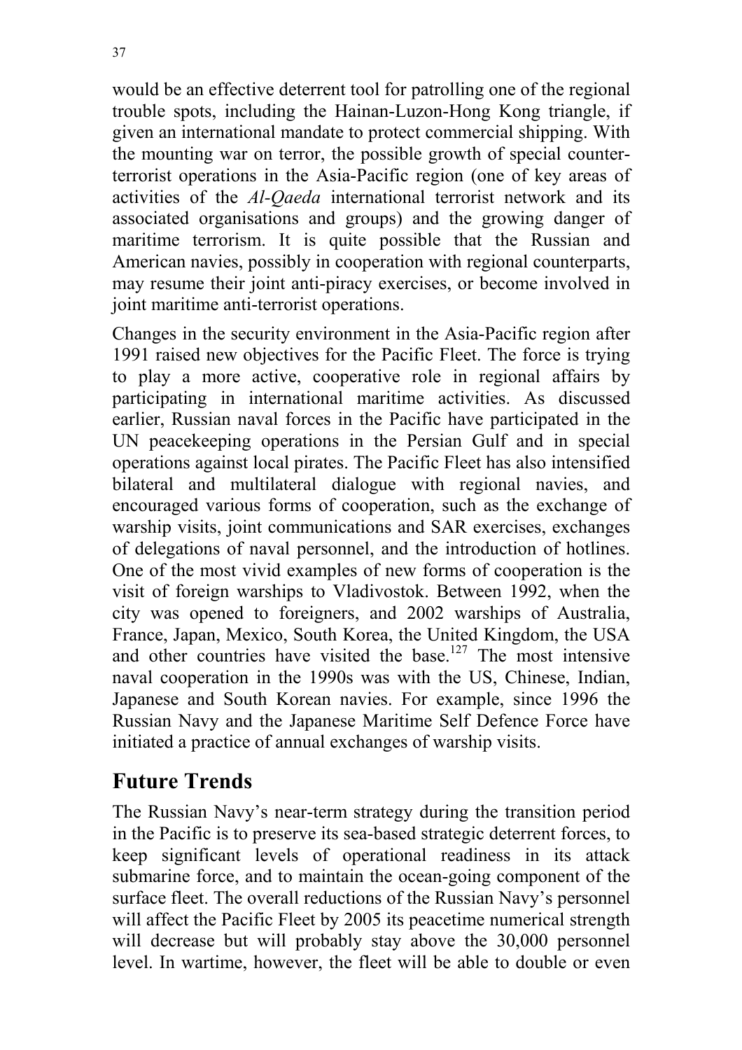would be an effective deterrent tool for patrolling one of the regional trouble spots, including the Hainan-Luzon-Hong Kong triangle, if given an international mandate to protect commercial shipping. With the mounting war on terror, the possible growth of special counter-terrorist operations in the Asia-Pacific region (one of key areas of activities of the *Al-Qaeda* international terrorist network and its associated organisations and groups) and the growing danger of maritime terrorism. It is quite possible that the Russian and American navies, possibly in cooperation with regional counterparts, may resume their joint anti-piracy exercises, or become involved in joint maritime anti-terrorist operations.

Changes in the security environment in the Asia-Pacific region after 1991 raised new objectives for the Pacific Fleet. The force is trying to play a more active, cooperative role in regional affairs by participating in international maritime activities. As discussed earlier, Russian naval forces in the Pacific have participated in the UN peacekeeping operations in the Persian Gulf and in special operations against local pirates. The Pacific Fleet has also intensified bilateral and multilateral dialogue with regional navies, and encouraged various forms of cooperation, such as the exchange of warship visits, joint communications and SAR exercises, exchanges of delegations of naval personnel, and the introduction of hotlines. One of the most vivid examples of new forms of cooperation is the visit of foreign warships to Vladivostok. Between 1992, when the city was opened to foreigners, and 2002 warships of Australia, France, Japan, Mexico, South Korea, the United Kingdom, the USA and other countries have visited the base.[127] The most intensive naval cooperation in the 1990s was with the US, Chinese, Indian, Japanese and South Korean navies. For example, since 1996 the Russian Navy and the Japanese Maritime Self Defence Force have initiated a practice of annual exchanges of warship visits.

## Future Trends

The Russian Navy's near-term strategy during the transition period in the Pacific is to preserve its sea-based strategic deterrent forces, to keep significant levels of operational readiness in its attack submarine force, and to maintain the ocean-going component of the surface fleet. The overall reductions of the Russian Navy's personnel will affect the Pacific Fleet by 2005 its peacetime numerical strength will decrease but will probably stay above the 30,000 personnel level. In wartime, however, the fleet will be able to double or even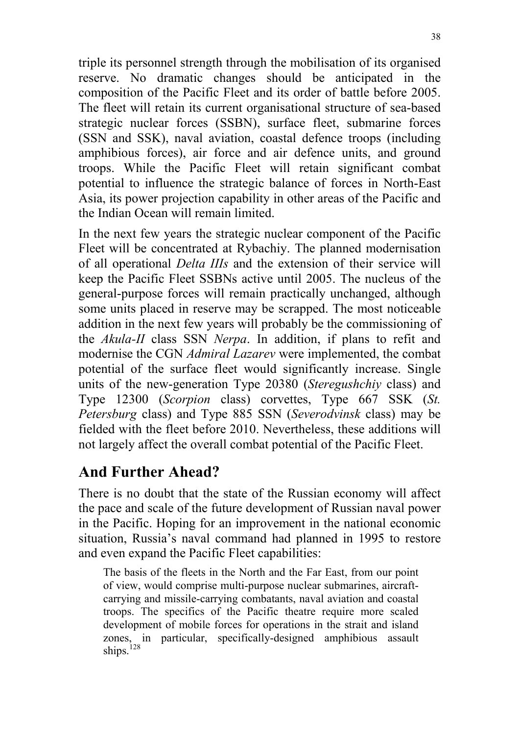triple its personnel strength through the mobilisation of its organised reserve. No dramatic changes should be anticipated in the composition of the Pacific Fleet and its order of battle before 2005. The fleet will retain its current organisational structure of sea-based strategic nuclear forces (SSBN), surface fleet, submarine forces (SSN and SSK), naval aviation, coastal defence troops (including amphibious forces), air force and air defence units, and ground troops. While the Pacific Fleet will retain significant combat potential to influence the strategic balance of forces in North-East Asia, its power projection capability in other areas of the Pacific and the Indian Ocean will remain limited.

In the next few years the strategic nuclear component of the Pacific Fleet will be concentrated at Rybachiy. The planned modernisation of all operational *Delta IIIs* and the extension of their service will keep the Pacific Fleet SSBNs active until 2005. The nucleus of the general-purpose forces will remain practically unchanged, although some units placed in reserve may be scrapped. The most noticeable addition in the next few years will probably be the commissioning of the *Akula-II* class SSN *Nerpa*. In addition, if plans to refit and modernise the CGN *Admiral Lazarev* were implemented, the combat potential of the surface fleet would significantly increase. Single units of the new-generation Type 20380 (*Steregushchiy* class) and Type 12300 (*Scorpion* class) corvettes, Type 667 SSK (*St. Petersburg* class) and Type 885 SSN (*Severodvinsk* class) may be fielded with the fleet before 2010. Nevertheless, these additions will not largely affect the overall combat potential of the Pacific Fleet.

## And Further Ahead?

There is no doubt that the state of the Russian economy will affect the pace and scale of the future development of Russian naval power in the Pacific. Hoping for an improvement in the national economic situation, Russia's naval command had planned in 1995 to restore and even expand the Pacific Fleet capabilities:

> The basis of the fleets in the North and the Far East, from our point of view, would comprise multi-purpose nuclear submarines, aircraft-carrying and missile-carrying combatants, naval aviation and coastal troops. The specifics of the Pacific theatre require more scaled development of mobile forces for operations in the strait and island zones, in particular, specifically-designed amphibious assault ships.[128]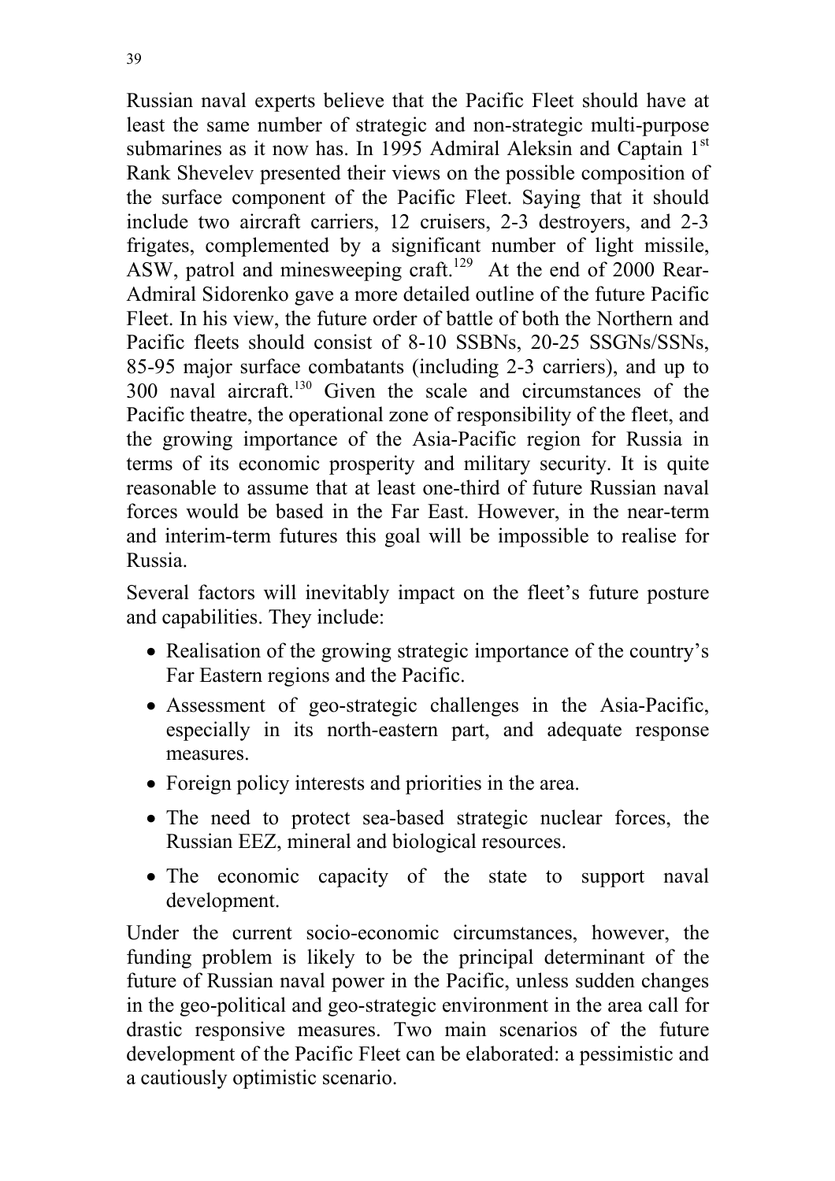Russian naval experts believe that the Pacific Fleet should have at least the same number of strategic and non-strategic multi-purpose submarines as it now has. In 1995 Admiral Aleksin and Captain 1st Rank Shevelev presented their views on the possible composition of the surface component of the Pacific Fleet. Saying that it should include two aircraft carriers, 12 cruisers, 2-3 destroyers, and 2-3 frigates, complemented by a significant number of light missile, ASW, patrol and minesweeping craft.[129] At the end of 2000 Rear-Admiral Sidorenko gave a more detailed outline of the future Pacific Fleet. In his view, the future order of battle of both the Northern and Pacific fleets should consist of 8-10 SSBNs, 20-25 SSGNs/SSNs, 85-95 major surface combatants (including 2-3 carriers), and up to 300 naval aircraft.[130] Given the scale and circumstances of the Pacific theatre, the operational zone of responsibility of the fleet, and the growing importance of the Asia-Pacific region for Russia in terms of its economic prosperity and military security. It is quite reasonable to assume that at least one-third of future Russian naval forces would be based in the Far East. However, in the near-term and interim-term futures this goal will be impossible to realise for Russia.

Several factors will inevitably impact on the fleet's future posture and capabilities. They include:

- Realisation of the growing strategic importance of the country's Far Eastern regions and the Pacific.
- Assessment of geo-strategic challenges in the Asia-Pacific, especially in its north-eastern part, and adequate response measures.
- Foreign policy interests and priorities in the area.
- The need to protect sea-based strategic nuclear forces, the Russian EEZ, mineral and biological resources.
- The economic capacity of the state to support naval development.

Under the current socio-economic circumstances, however, the funding problem is likely to be the principal determinant of the future of Russian naval power in the Pacific, unless sudden changes in the geo-political and geo-strategic environment in the area call for drastic responsive measures. Two main scenarios of the future development of the Pacific Fleet can be elaborated: a pessimistic and a cautiously optimistic scenario.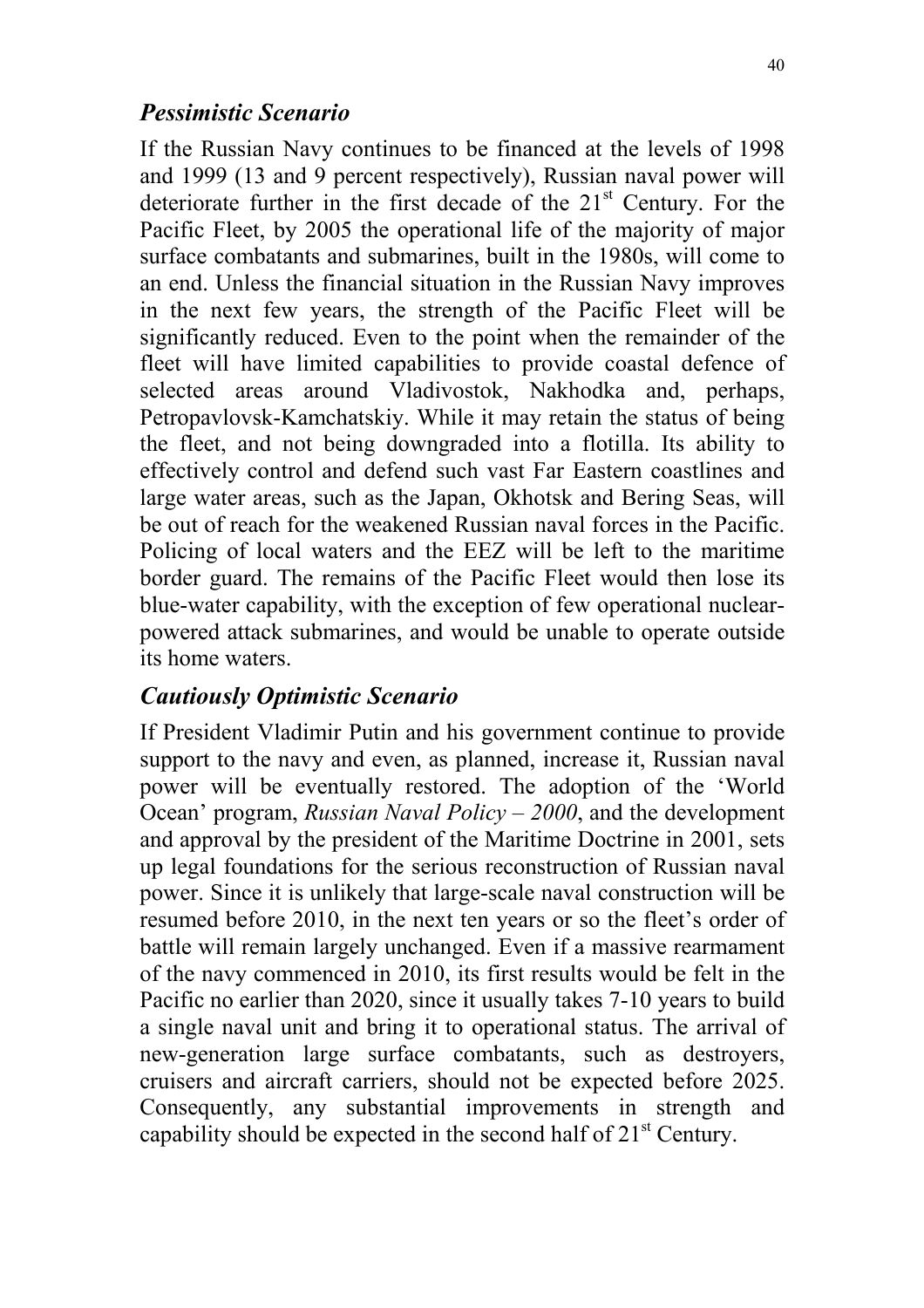### *Pessimistic Scenario*

If the Russian Navy continues to be financed at the levels of 1998 and 1999 (13 and 9 percent respectively), Russian naval power will deteriorate further in the first decade of the 21st Century. For the Pacific Fleet, by 2005 the operational life of the majority of major surface combatants and submarines, built in the 1980s, will come to an end. Unless the financial situation in the Russian Navy improves in the next few years, the strength of the Pacific Fleet will be significantly reduced. Even to the point when the remainder of the fleet will have limited capabilities to provide coastal defence of selected areas around Vladivostok, Nakhodka and, perhaps, Petropavlovsk-Kamchatskiy. While it may retain the status of being the fleet, and not being downgraded into a flotilla. Its ability to effectively control and defend such vast Far Eastern coastlines and large water areas, such as the Japan, Okhotsk and Bering Seas, will be out of reach for the weakened Russian naval forces in the Pacific. Policing of local waters and the EEZ will be left to the maritime border guard. The remains of the Pacific Fleet would then lose its blue-water capability, with the exception of few operational nuclear-powered attack submarines, and would be unable to operate outside its home waters.

### *Cautiously Optimistic Scenario*

If President Vladimir Putin and his government continue to provide support to the navy and even, as planned, increase it, Russian naval power will be eventually restored. The adoption of the 'World Ocean' program, *Russian Naval Policy – 2000*, and the development and approval by the president of the Maritime Doctrine in 2001, sets up legal foundations for the serious reconstruction of Russian naval power. Since it is unlikely that large-scale naval construction will be resumed before 2010, in the next ten years or so the fleet's order of battle will remain largely unchanged. Even if a massive rearmament of the navy commenced in 2010, its first results would be felt in the Pacific no earlier than 2020, since it usually takes 7-10 years to build a single naval unit and bring it to operational status. The arrival of new-generation large surface combatants, such as destroyers, cruisers and aircraft carriers, should not be expected before 2025. Consequently, any substantial improvements in strength and capability should be expected in the second half of 21st Century.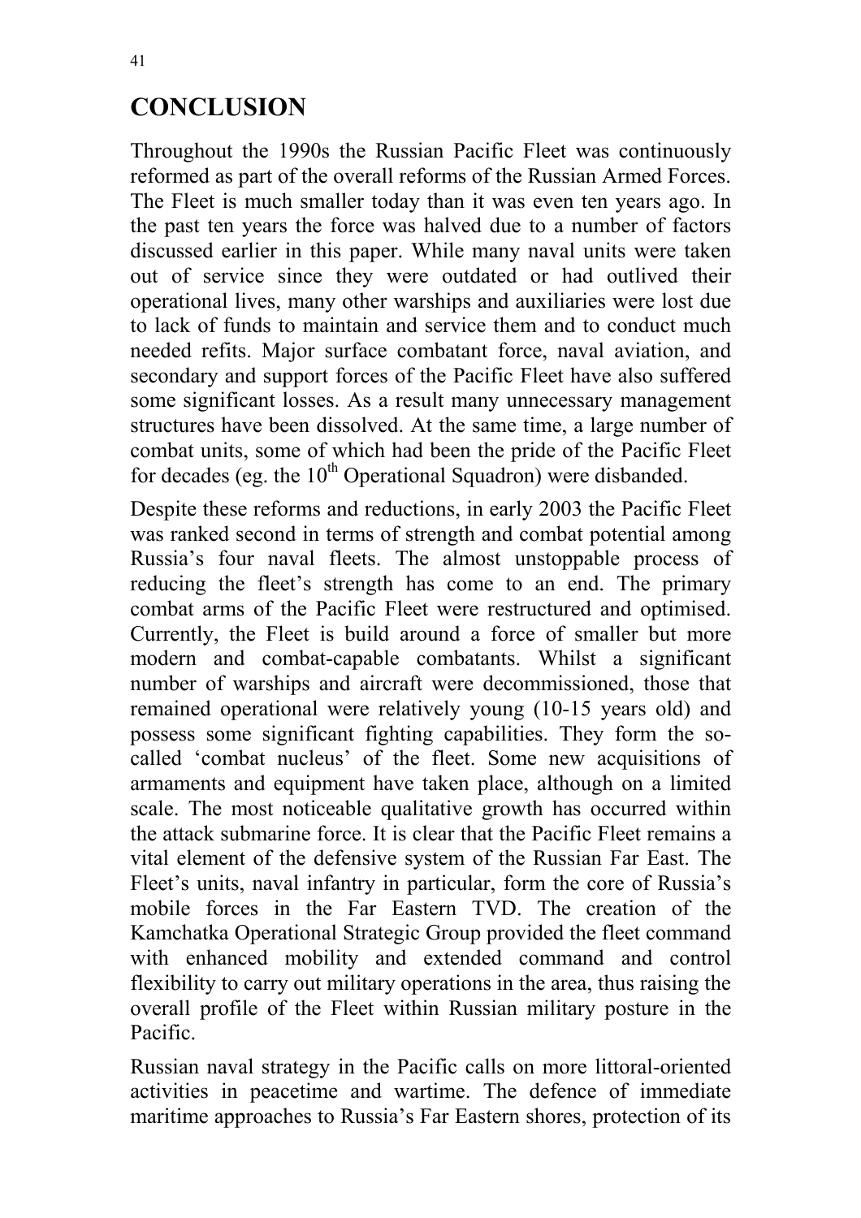# CONCLUSION

Throughout the 1990s the Russian Pacific Fleet was continuously reformed as part of the overall reforms of the Russian Armed Forces. The Fleet is much smaller today than it was even ten years ago. In the past ten years the force was halved due to a number of factors discussed earlier in this paper. While many naval units were taken out of service since they were outdated or had outlived their operational lives, many other warships and auxiliaries were lost due to lack of funds to maintain and service them and to conduct much needed refits. Major surface combatant force, naval aviation, and secondary and support forces of the Pacific Fleet have also suffered some significant losses. As a result many unnecessary management structures have been dissolved. At the same time, a large number of combat units, some of which had been the pride of the Pacific Fleet for decades (eg. the 10th Operational Squadron) were disbanded.

Despite these reforms and reductions, in early 2003 the Pacific Fleet was ranked second in terms of strength and combat potential among Russia's four naval fleets. The almost unstoppable process of reducing the fleet's strength has come to an end. The primary combat arms of the Pacific Fleet were restructured and optimised. Currently, the Fleet is build around a force of smaller but more modern and combat-capable combatants. Whilst a significant number of warships and aircraft were decommissioned, those that remained operational were relatively young (10-15 years old) and possess some significant fighting capabilities. They form the so-called 'combat nucleus' of the fleet. Some new acquisitions of armaments and equipment have taken place, although on a limited scale. The most noticeable qualitative growth has occurred within the attack submarine force. It is clear that the Pacific Fleet remains a vital element of the defensive system of the Russian Far East. The Fleet's units, naval infantry in particular, form the core of Russia's mobile forces in the Far Eastern TVD. The creation of the Kamchatka Operational Strategic Group provided the fleet command with enhanced mobility and extended command and control flexibility to carry out military operations in the area, thus raising the overall profile of the Fleet within Russian military posture in the Pacific.

Russian naval strategy in the Pacific calls on more littoral-oriented activities in peacetime and wartime. The defence of immediate maritime approaches to Russia's Far Eastern shores, protection of its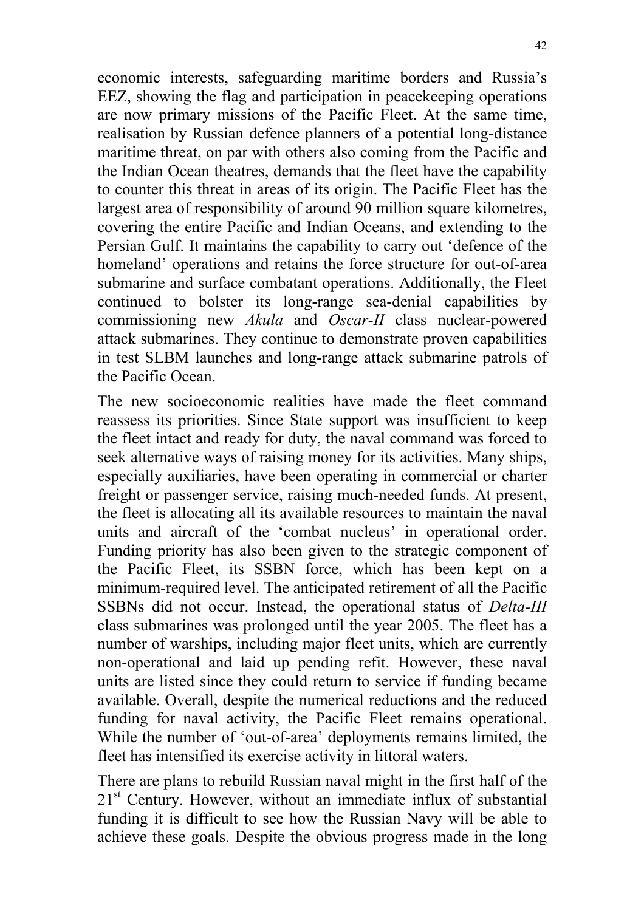economic interests, safeguarding maritime borders and Russia's EEZ, showing the flag and participation in peacekeeping operations are now primary missions of the Pacific Fleet. At the same time, realisation by Russian defence planners of a potential long-distance maritime threat, on par with others also coming from the Pacific and the Indian Ocean theatres, demands that the fleet have the capability to counter this threat in areas of its origin. The Pacific Fleet has the largest area of responsibility of around 90 million square kilometres, covering the entire Pacific and Indian Oceans, and extending to the Persian Gulf. It maintains the capability to carry out 'defence of the homeland' operations and retains the force structure for out-of-area submarine and surface combatant operations. Additionally, the Fleet continued to bolster its long-range sea-denial capabilities by commissioning new *Akula* and *Oscar-II* class nuclear-powered attack submarines. They continue to demonstrate proven capabilities in test SLBM launches and long-range attack submarine patrols of the Pacific Ocean.

The new socioeconomic realities have made the fleet command reassess its priorities. Since State support was insufficient to keep the fleet intact and ready for duty, the naval command was forced to seek alternative ways of raising money for its activities. Many ships, especially auxiliaries, have been operating in commercial or charter freight or passenger service, raising much-needed funds. At present, the fleet is allocating all its available resources to maintain the naval units and aircraft of the 'combat nucleus' in operational order. Funding priority has also been given to the strategic component of the Pacific Fleet, its SSBN force, which has been kept on a minimum-required level. The anticipated retirement of all the Pacific SSBNs did not occur. Instead, the operational status of *Delta-III* class submarines was prolonged until the year 2005. The fleet has a number of warships, including major fleet units, which are currently non-operational and laid up pending refit. However, these naval units are listed since they could return to service if funding became available. Overall, despite the numerical reductions and the reduced funding for naval activity, the Pacific Fleet remains operational. While the number of 'out-of-area' deployments remains limited, the fleet has intensified its exercise activity in littoral waters.

There are plans to rebuild Russian naval might in the first half of the 21st Century. However, without an immediate influx of substantial funding it is difficult to see how the Russian Navy will be able to achieve these goals. Despite the obvious progress made in the long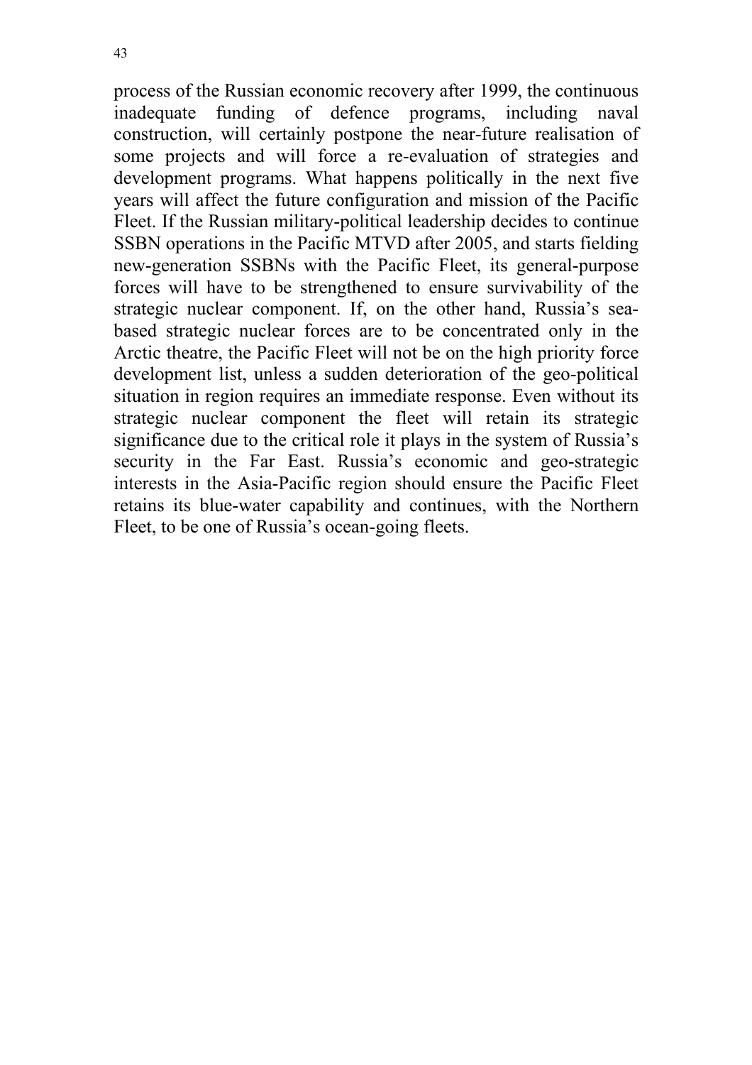process of the Russian economic recovery after 1999, the continuous inadequate funding of defence programs, including naval construction, will certainly postpone the near-future realisation of some projects and will force a re-evaluation of strategies and development programs. What happens politically in the next five years will affect the future configuration and mission of the Pacific Fleet. If the Russian military-political leadership decides to continue SSBN operations in the Pacific MTVD after 2005, and starts fielding new-generation SSBNs with the Pacific Fleet, its general-purpose forces will have to be strengthened to ensure survivability of the strategic nuclear component. If, on the other hand, Russia's sea-based strategic nuclear forces are to be concentrated only in the Arctic theatre, the Pacific Fleet will not be on the high priority force development list, unless a sudden deterioration of the geo-political situation in region requires an immediate response. Even without its strategic nuclear component the fleet will retain its strategic significance due to the critical role it plays in the system of Russia's security in the Far East. Russia's economic and geo-strategic interests in the Asia-Pacific region should ensure the Pacific Fleet retains its blue-water capability and continues, with the Northern Fleet, to be one of Russia's ocean-going fleets.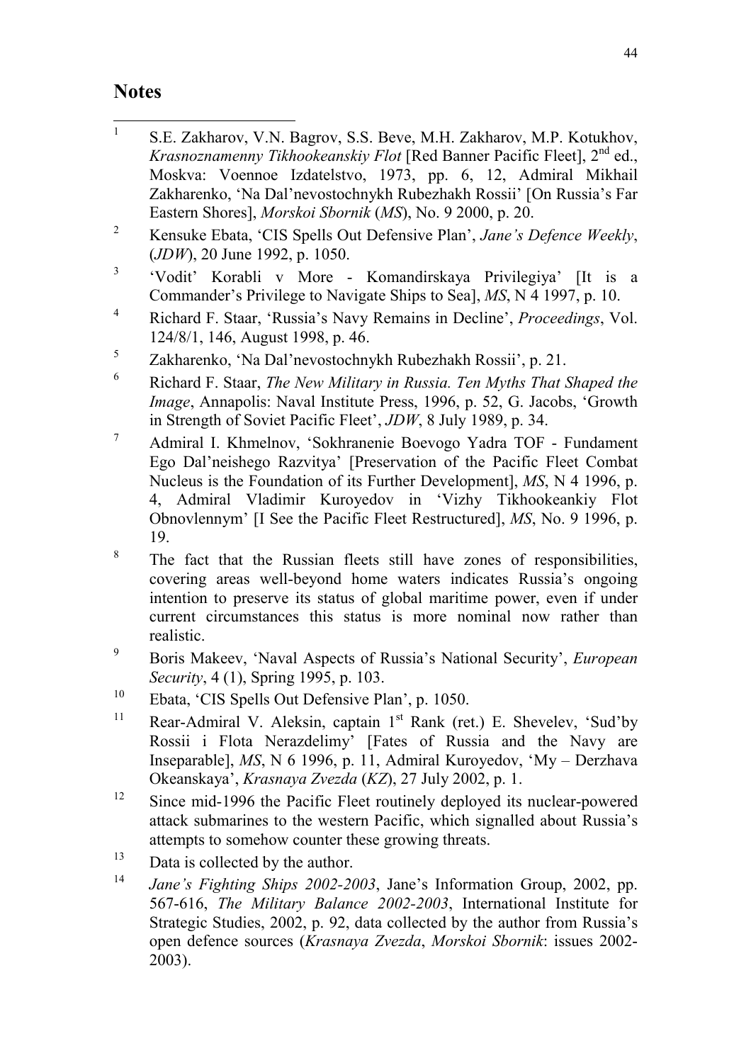## Notes

[1] S.E. Zakharov, V.N. Bagrov, S.S. Beve, M.H. Zakharov, M.P. Kotukhov, *Krasnoznamenny Tikhookeanskiy Flot* [Red Banner Pacific Fleet], 2nd ed., Moskva: Voennoe Izdatelstvo, 1973, pp. 6, 12, Admiral Mikhail Zakharenko, 'Na Dal'nevostochnykh Rubezhakh Rossii' [On Russia's Far Eastern Shores], *Morskoi Sbornik* (*MS*), No. 9 2000, p. 20.

[2] Kensuke Ebata, 'CIS Spells Out Defensive Plan', *Jane's Defence Weekly*, (*JDW*), 20 June 1992, p. 1050.

[3] 'Vodit' Korabli v More - Komandirskaya Privilegiya' [It is a Commander's Privilege to Navigate Ships to Sea], *MS*, N 4 1997, p. 10.

[4] Richard F. Staar, 'Russia's Navy Remains in Decline', *Proceedings*, Vol. 124/8/1, 146, August 1998, p. 46.

[5] Zakharenko, 'Na Dal'nevostochnykh Rubezhakh Rossii', p. 21.

[6] Richard F. Staar, *The New Military in Russia. Ten Myths That Shaped the Image*, Annapolis: Naval Institute Press, 1996, p. 52, G. Jacobs, 'Growth in Strength of Soviet Pacific Fleet', *JDW*, 8 July 1989, p. 34.

[7] Admiral I. Khmelnov, 'Sokhranenie Boevogo Yadra TOF - Fundament Ego Dal'neishego Razvitya' [Preservation of the Pacific Fleet Combat Nucleus is the Foundation of its Further Development], *MS*, N 4 1996, p. 4, Admiral Vladimir Kuroyedov in 'Vizhy Tikhookeankiy Flot Obnovlennym' [I See the Pacific Fleet Restructured], *MS*, No. 9 1996, p. 19.

[8] The fact that the Russian fleets still have zones of responsibilities, covering areas well-beyond home waters indicates Russia's ongoing intention to preserve its status of global maritime power, even if under current circumstances this status is more nominal now rather than realistic.

[9] Boris Makeev, 'Naval Aspects of Russia's National Security', *European Security*, 4 (1), Spring 1995, p. 103.

[10] Ebata, 'CIS Spells Out Defensive Plan', p. 1050.

[11] Rear-Admiral V. Aleksin, captain 1st Rank (ret.) E. Shevelev, 'Sud'by Rossii i Flota Nerazdelimy' [Fates of Russia and the Navy are Inseparable], *MS*, N 6 1996, p. 11, Admiral Kuroyedov, 'My – Derzhava Okeanskaya', *Krasnaya Zvezda* (*KZ*), 27 July 2002, p. 1.

[12] Since mid-1996 the Pacific Fleet routinely deployed its nuclear-powered attack submarines to the western Pacific, which signalled about Russia's attempts to somehow counter these growing threats.

[13] Data is collected by the author.

[14] *Jane's Fighting Ships 2002-2003*, Jane's Information Group, 2002, pp. 567-616, *The Military Balance 2002-2003*, International Institute for Strategic Studies, 2002, p. 92, data collected by the author from Russia's open defence sources (*Krasnaya Zvezda*, *Morskoi Sbornik*: issues 2002-2003).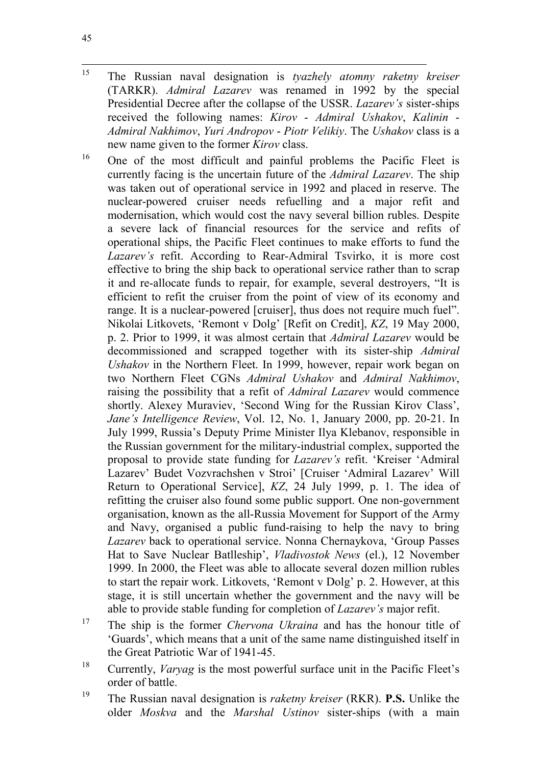[15] The Russian naval designation is *tyazhely atomny raketny kreiser* (TARKR). *Admiral Lazarev* was renamed in 1992 by the special Presidential Decree after the collapse of the USSR. *Lazarev's* sister-ships received the following names: *Kirov* - *Admiral Ushakov*, *Kalinin* - *Admiral Nakhimov*, *Yuri Andropov* - *Piotr Velikiy*. The *Ushakov* class is a new name given to the former *Kirov* class.

[16] One of the most difficult and painful problems the Pacific Fleet is currently facing is the uncertain future of the *Admiral Lazarev*. The ship was taken out of operational service in 1992 and placed in reserve. The nuclear-powered cruiser needs refuelling and a major refit and modernisation, which would cost the navy several billion rubles. Despite a severe lack of financial resources for the service and refits of operational ships, the Pacific Fleet continues to make efforts to fund the *Lazarev's* refit. According to Rear-Admiral Tsvirko, it is more cost effective to bring the ship back to operational service rather than to scrap it and re-allocate funds to repair, for example, several destroyers, "It is efficient to refit the cruiser from the point of view of its economy and range. It is a nuclear-powered [cruiser], thus does not require much fuel". Nikolai Litkovets, 'Remont v Dolg' [Refit on Credit], *KZ*, 19 May 2000, p. 2. Prior to 1999, it was almost certain that *Admiral Lazarev* would be decommissioned and scrapped together with its sister-ship *Admiral Ushakov* in the Northern Fleet. In 1999, however, repair work began on two Northern Fleet CGNs *Admiral Ushakov* and *Admiral Nakhimov*, raising the possibility that a refit of *Admiral Lazarev* would commence shortly. Alexey Muraviev, 'Second Wing for the Russian Kirov Class', *Jane's Intelligence Review*, Vol. 12, No. 1, January 2000, pp. 20-21. In July 1999, Russia's Deputy Prime Minister Ilya Klebanov, responsible in the Russian government for the military-industrial complex, supported the proposal to provide state funding for *Lazarev's* refit. 'Kreiser 'Admiral Lazarev' Budet Vozvrachshen v Stroi' [Cruiser 'Admiral Lazarev' Will Return to Operational Service], *KZ*, 24 July 1999, p. 1. The idea of refitting the cruiser also found some public support. One non-government organisation, known as the all-Russia Movement for Support of the Army and Navy, organised a public fund-raising to help the navy to bring *Lazarev* back to operational service. Nonna Chernaykova, 'Group Passes Hat to Save Nuclear Batlleship', *Vladivostok News* (el.), 12 November 1999. In 2000, the Fleet was able to allocate several dozen million rubles to start the repair work. Litkovets, 'Remont v Dolg' p. 2. However, at this stage, it is still uncertain whether the government and the navy will be able to provide stable funding for completion of *Lazarev's* major refit.

[17] The ship is the former *Chervona Ukraina* and has the honour title of 'Guards', which means that a unit of the same name distinguished itself in the Great Patriotic War of 1941-45.

[18] Currently, *Varyag* is the most powerful surface unit in the Pacific Fleet's order of battle.

[19] The Russian naval designation is *raketny kreiser* (RKR). **P.S.** Unlike the older *Moskva* and the *Marshal Ustinov* sister-ships (with a main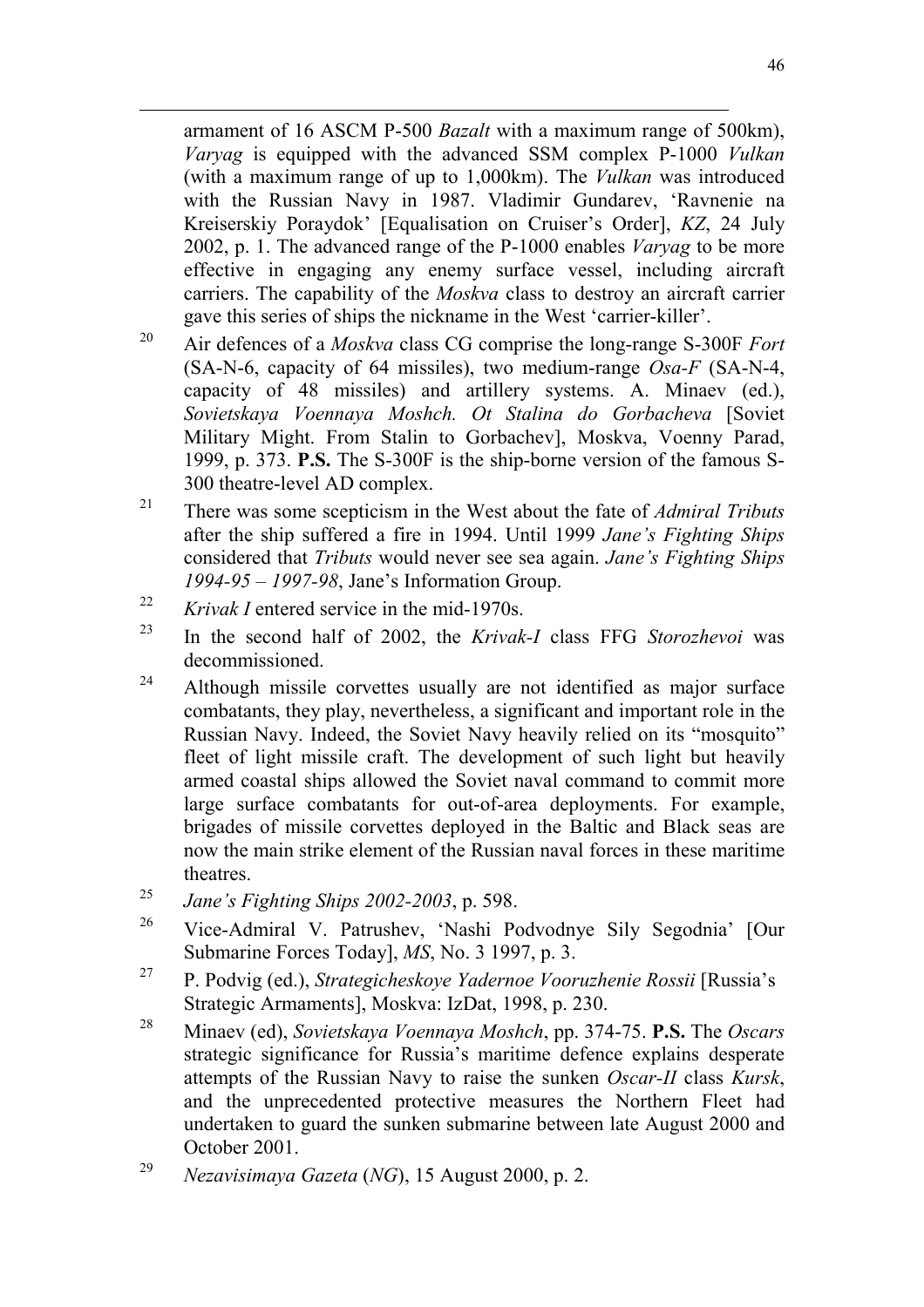armament of 16 ASCM P-500 *Bazalt* with a maximum range of 500km), *Varyag* is equipped with the advanced SSM complex P-1000 *Vulkan* (with a maximum range of up to 1,000km). The *Vulkan* was introduced with the Russian Navy in 1987. Vladimir Gundarev, 'Ravnenie na Kreiserskiy Poraydok' [Equalisation on Cruiser's Order], *KZ*, 24 July 2002, p. 1. The advanced range of the P-1000 enables *Varyag* to be more effective in engaging any enemy surface vessel, including aircraft carriers. The capability of the *Moskva* class to destroy an aircraft carrier gave this series of ships the nickname in the West 'carrier-killer'.

[20] Air defences of a *Moskva* class CG comprise the long-range S-300F *Fort* (SA-N-6, capacity of 64 missiles), two medium-range *Osa-F* (SA-N-4, capacity of 48 missiles) and artillery systems. A. Minaev (ed.), *Sovietskaya Voennaya Moshch. Ot Stalina do Gorbacheva* [Soviet Military Might. From Stalin to Gorbachev], Moskva, Voenny Parad, 1999, p. 373. **P.S.** The S-300F is the ship-borne version of the famous S-300 theatre-level AD complex.

[21] There was some scepticism in the West about the fate of *Admiral Tributs* after the ship suffered a fire in 1994. Until 1999 *Jane's Fighting Ships* considered that *Tributs* would never see sea again. *Jane's Fighting Ships 1994-95 – 1997-98*, Jane's Information Group.

[22] *Krivak I* entered service in the mid-1970s.

[23] In the second half of 2002, the *Krivak-I* class FFG *Storozhevoi* was decommissioned.

[24] Although missile corvettes usually are not identified as major surface combatants, they play, nevertheless, a significant and important role in the Russian Navy. Indeed, the Soviet Navy heavily relied on its "mosquito" fleet of light missile craft. The development of such light but heavily armed coastal ships allowed the Soviet naval command to commit more large surface combatants for out-of-area deployments. For example, brigades of missile corvettes deployed in the Baltic and Black seas are now the main strike element of the Russian naval forces in these maritime theatres.

[25] *Jane's Fighting Ships 2002-2003*, p. 598.

[26] Vice-Admiral V. Patrushev, 'Nashi Podvodnye Sily Segodnia' [Our Submarine Forces Today], *MS*, No. 3 1997, p. 3.

[27] P. Podvig (ed.), *Strategicheskoye Yadernoe Vooruzhenie Rossii* [Russia's Strategic Armaments], Moskva: IzDat, 1998, p. 230.

[28] Minaev (ed), *Sovietskaya Voennaya Moshch*, pp. 374-75. **P.S.** The *Oscars* strategic significance for Russia's maritime defence explains desperate attempts of the Russian Navy to raise the sunken *Oscar-II* class *Kursk*, and the unprecedented protective measures the Northern Fleet had undertaken to guard the sunken submarine between late August 2000 and October 2001.

[29] *Nezavisimaya Gazeta* (*NG*), 15 August 2000, p. 2.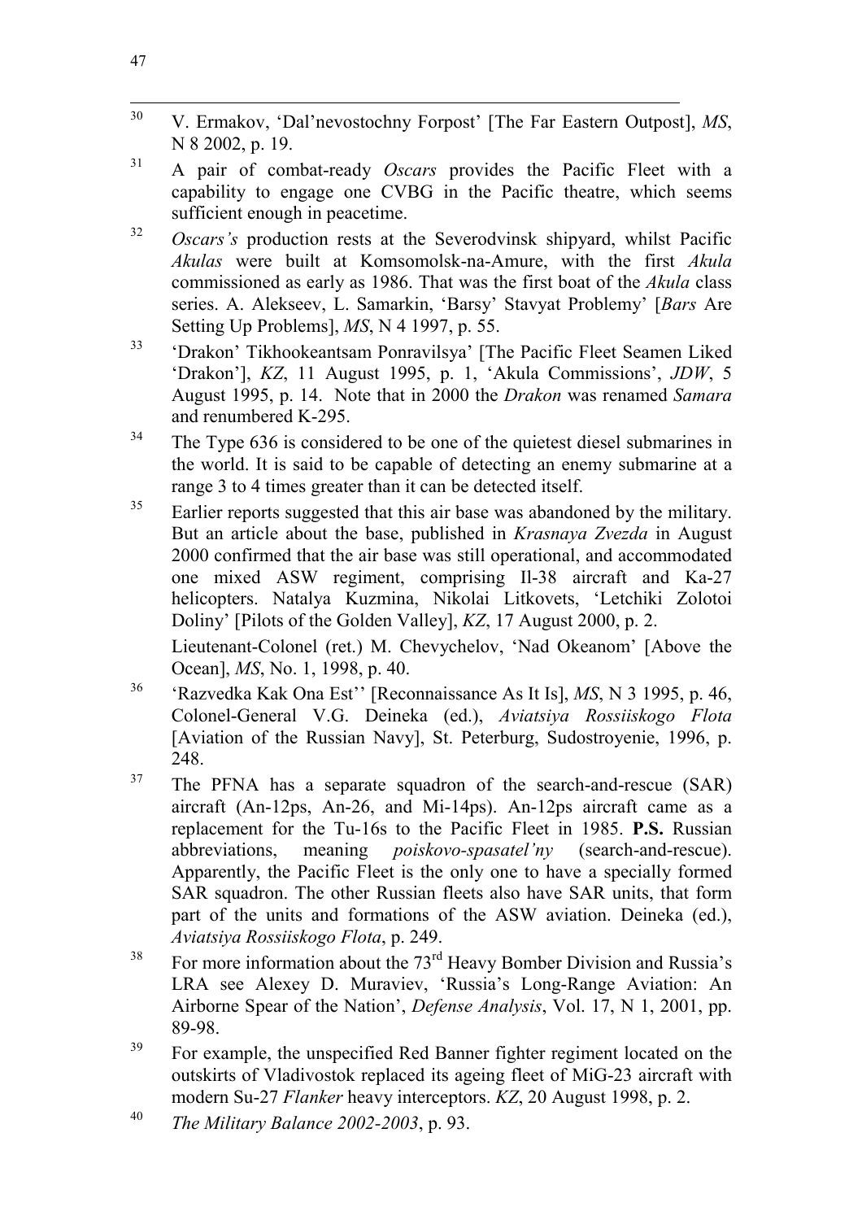30 V. Ermakov, 'Dal'nevostochny Forpost' [The Far Eastern Outpost], *MS*, N 8 2002, p. 19.

31 A pair of combat-ready *Oscars* provides the Pacific Fleet with a capability to engage one CVBG in the Pacific theatre, which seems sufficient enough in peacetime.

32 *Oscars's* production rests at the Severodvinsk shipyard, whilst Pacific *Akulas* were built at Komsomolsk-na-Amure, with the first *Akula* commissioned as early as 1986. That was the first boat of the *Akula* class series. A. Alekseev, L. Samarkin, 'Barsy' Stavyat Problemy' [*Bars* Are Setting Up Problems], *MS*, N 4 1997, p. 55.

33 'Drakon' Tikhookeantsam Ponravilsya' [The Pacific Fleet Seamen Liked 'Drakon'], *KZ*, 11 August 1995, p. 1, 'Akula Commissions', *JDW*, 5 August 1995, p. 14. Note that in 2000 the *Drakon* was renamed *Samara* and renumbered K-295.

34 The Type 636 is considered to be one of the quietest diesel submarines in the world. It is said to be capable of detecting an enemy submarine at a range 3 to 4 times greater than it can be detected itself.

35 Earlier reports suggested that this air base was abandoned by the military. But an article about the base, published in *Krasnaya Zvezda* in August 2000 confirmed that the air base was still operational, and accommodated one mixed ASW regiment, comprising Il-38 aircraft and Ka-27 helicopters. Natalya Kuzmina, Nikolai Litkovets, 'Letchiki Zolotoi Doliny' [Pilots of the Golden Valley], *KZ*, 17 August 2000, p. 2.

Lieutenant-Colonel (ret.) M. Chevychelov, 'Nad Okeanom' [Above the Ocean], *MS*, No. 1, 1998, p. 40.

36 'Razvedka Kak Ona Est'' [Reconnaissance As It Is], *MS*, N 3 1995, p. 46, Colonel-General V.G. Deineka (ed.), *Aviatsiya Rossiiskogo Flota* [Aviation of the Russian Navy], St. Peterburg, Sudostroyenie, 1996, p. 248.

37 The PFNA has a separate squadron of the search-and-rescue (SAR) aircraft (An-12ps, An-26, and Mi-14ps). An-12ps aircraft came as a replacement for the Tu-16s to the Pacific Fleet in 1985. **P.S.** Russian abbreviations, meaning *poiskovo-spasatel'ny* (search-and-rescue). Apparently, the Pacific Fleet is the only one to have a specially formed SAR squadron. The other Russian fleets also have SAR units, that form part of the units and formations of the ASW aviation. Deineka (ed.), *Aviatsiya Rossiiskogo Flota*, p. 249.

38 For more information about the 73rd Heavy Bomber Division and Russia's LRA see Alexey D. Muraviev, 'Russia's Long-Range Aviation: An Airborne Spear of the Nation', *Defense Analysis*, Vol. 17, N 1, 2001, pp. 89-98.

39 For example, the unspecified Red Banner fighter regiment located on the outskirts of Vladivostok replaced its ageing fleet of MiG-23 aircraft with modern Su-27 *Flanker* heavy interceptors. *KZ*, 20 August 1998, p. 2.

40 *The Military Balance 2002-2003*, p. 93.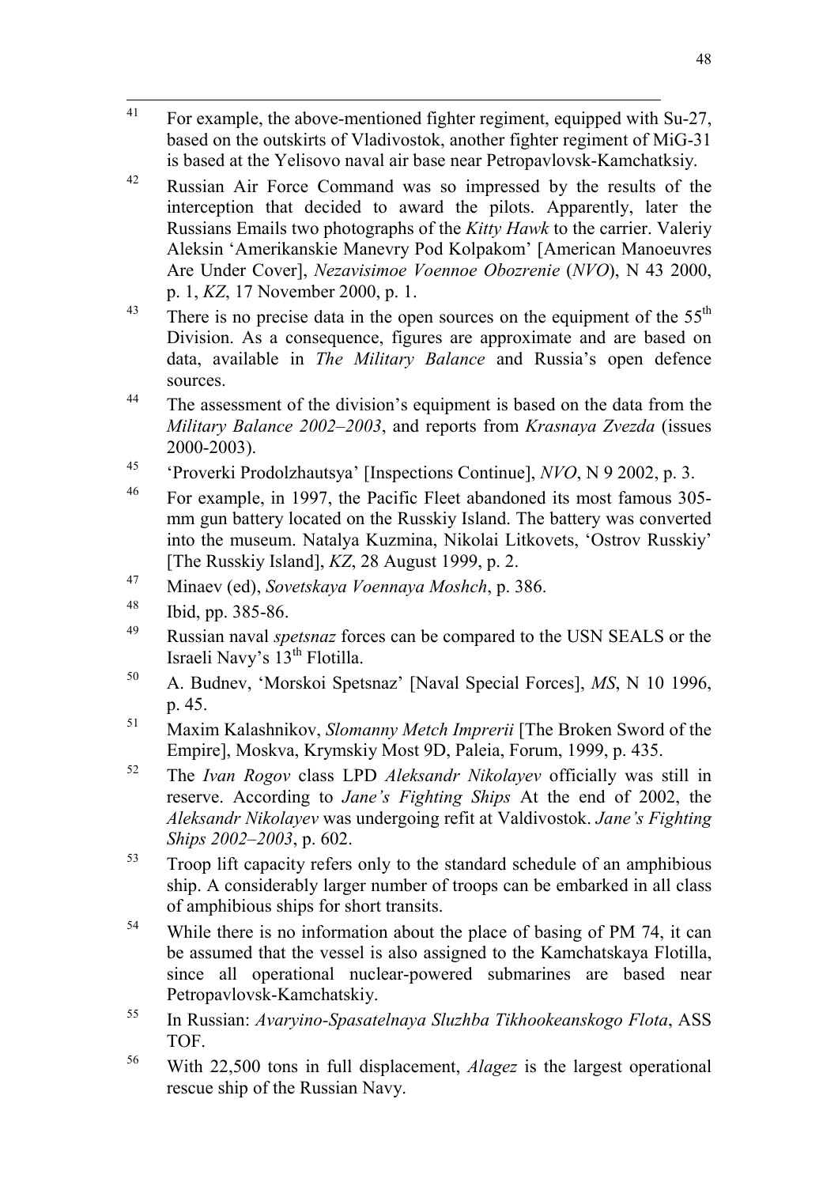[41] For example, the above-mentioned fighter regiment, equipped with Su-27, based on the outskirts of Vladivostok, another fighter regiment of MiG-31 is based at the Yelisovo naval air base near Petropavlovsk-Kamchatksiy.

[42] Russian Air Force Command was so impressed by the results of the interception that decided to award the pilots. Apparently, later the Russians Emails two photographs of the *Kitty Hawk* to the carrier. Valeriy Aleksin 'Amerikanskie Manevry Pod Kolpakom' [American Manoeuvres Are Under Cover], *Nezavisimoe Voennoe Obozrenie* (*NVO*), N 43 2000, p. 1, *KZ*, 17 November 2000, p. 1.

[43] There is no precise data in the open sources on the equipment of the 55th Division. As a consequence, figures are approximate and are based on data, available in *The Military Balance* and Russia's open defence sources.

[44] The assessment of the division's equipment is based on the data from the *Military Balance 2002–2003*, and reports from *Krasnaya Zvezda* (issues 2000-2003).

[45] 'Proverki Prodolzhautsya' [Inspections Continue], *NVO*, N 9 2002, p. 3.

[46] For example, in 1997, the Pacific Fleet abandoned its most famous 305-mm gun battery located on the Russkiy Island. The battery was converted into the museum. Natalya Kuzmina, Nikolai Litkovets, 'Ostrov Russkiy' [The Russkiy Island], *KZ*, 28 August 1999, p. 2.

[47] Minaev (ed), *Sovetskaya Voennaya Moshch*, p. 386.

[48] Ibid, pp. 385-86.

[49] Russian naval *spetsnaz* forces can be compared to the USN SEALS or the Israeli Navy's 13th Flotilla.

[50] A. Budnev, 'Morskoi Spetsnaz' [Naval Special Forces], *MS*, N 10 1996, p. 45.

[51] Maxim Kalashnikov, *Slomanny Metch Imprerii* [The Broken Sword of the Empire], Moskva, Krymskiy Most 9D, Paleia, Forum, 1999, p. 435.

[52] The *Ivan Rogov* class LPD *Aleksandr Nikolayev* officially was still in reserve. According to *Jane's Fighting Ships* At the end of 2002, the *Aleksandr Nikolayev* was undergoing refit at Valdivostok. *Jane's Fighting Ships 2002–2003*, p. 602.

[53] Troop lift capacity refers only to the standard schedule of an amphibious ship. A considerably larger number of troops can be embarked in all class of amphibious ships for short transits.

[54] While there is no information about the place of basing of PM 74, it can be assumed that the vessel is also assigned to the Kamchatskaya Flotilla, since all operational nuclear-powered submarines are based near Petropavlovsk-Kamchatskiy.

[55] In Russian: *Avaryino-Spasatelnaya Sluzhba Tikhookeanskogo Flota*, ASS TOF.

[56] With 22,500 tons in full displacement, *Alagez* is the largest operational rescue ship of the Russian Navy.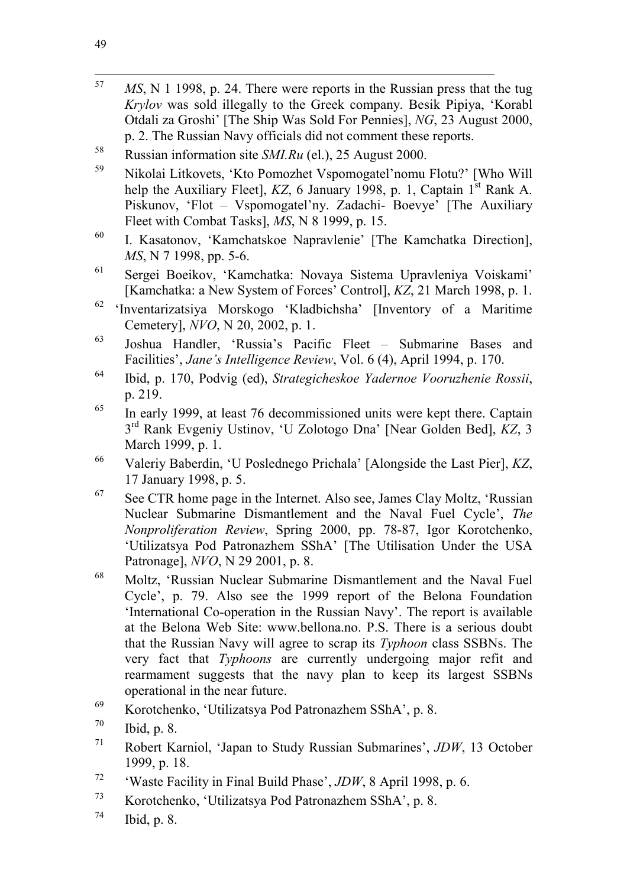57 *MS*, N 1 1998, p. 24. There were reports in the Russian press that the tug *Krylov* was sold illegally to the Greek company. Besik Pipiya, 'Korabl Otdali za Groshi' [The Ship Was Sold For Pennies], *NG*, 23 August 2000, p. 2. The Russian Navy officials did not comment these reports.

58 Russian information site *SMI.Ru* (el.), 25 August 2000.

59 Nikolai Litkovets, 'Kto Pomozhet Vspomogatel'nomu Flotu?' [Who Will help the Auxiliary Fleet], *KZ*, 6 January 1998, p. 1, Captain 1st Rank A. Piskunov, 'Flot – Vspomogatel'ny. Zadachi- Boevye' [The Auxiliary Fleet with Combat Tasks], *MS*, N 8 1999, p. 15.

60 I. Kasatonov, 'Kamchatskoe Napravlenie' [The Kamchatka Direction], *MS*, N 7 1998, pp. 5-6.

61 Sergei Boeikov, 'Kamchatka: Novaya Sistema Upravleniya Voiskami' [Kamchatka: a New System of Forces' Control], *KZ*, 21 March 1998, p. 1.

62 'Inventarizatsiya Morskogo 'Kladbichsha' [Inventory of a Maritime Cemetery], *NVO*, N 20, 2002, p. 1.

63 Joshua Handler, 'Russia's Pacific Fleet – Submarine Bases and Facilities', *Jane's Intelligence Review*, Vol. 6 (4), April 1994, p. 170.

64 Ibid, p. 170, Podvig (ed), *Strategicheskoe Yadernoe Vooruzhenie Rossii*, p. 219.

65 In early 1999, at least 76 decommissioned units were kept there. Captain 3rd Rank Evgeniy Ustinov, 'U Zolotogo Dna' [Near Golden Bed], *KZ*, 3 March 1999, p. 1.

66 Valeriy Baberdin, 'U Poslednego Prichala' [Alongside the Last Pier], *KZ*, 17 January 1998, p. 5.

67 See CTR home page in the Internet. Also see, James Clay Moltz, 'Russian Nuclear Submarine Dismantlement and the Naval Fuel Cycle', *The Nonproliferation Review*, Spring 2000, pp. 78-87, Igor Korotchenko, 'Utilizatsya Pod Patronazhem SShA' [The Utilisation Under the USA Patronage], *NVO*, N 29 2001, p. 8.

68 Moltz, 'Russian Nuclear Submarine Dismantlement and the Naval Fuel Cycle', p. 79. Also see the 1999 report of the Belona Foundation 'International Co-operation in the Russian Navy'. The report is available at the Belona Web Site: www.bellona.no. P.S. There is a serious doubt that the Russian Navy will agree to scrap its *Typhoon* class SSBNs. The very fact that *Typhoons* are currently undergoing major refit and rearmament suggests that the navy plan to keep its largest SSBNs operational in the near future.

69 Korotchenko, 'Utilizatsya Pod Patronazhem SShA', p. 8.

70 Ibid, p. 8.

71 Robert Karniol, 'Japan to Study Russian Submarines', *JDW*, 13 October 1999, p. 18.

72 'Waste Facility in Final Build Phase', *JDW*, 8 April 1998, p. 6.

73 Korotchenko, 'Utilizatsya Pod Patronazhem SShA', p. 8.

74 Ibid, p. 8.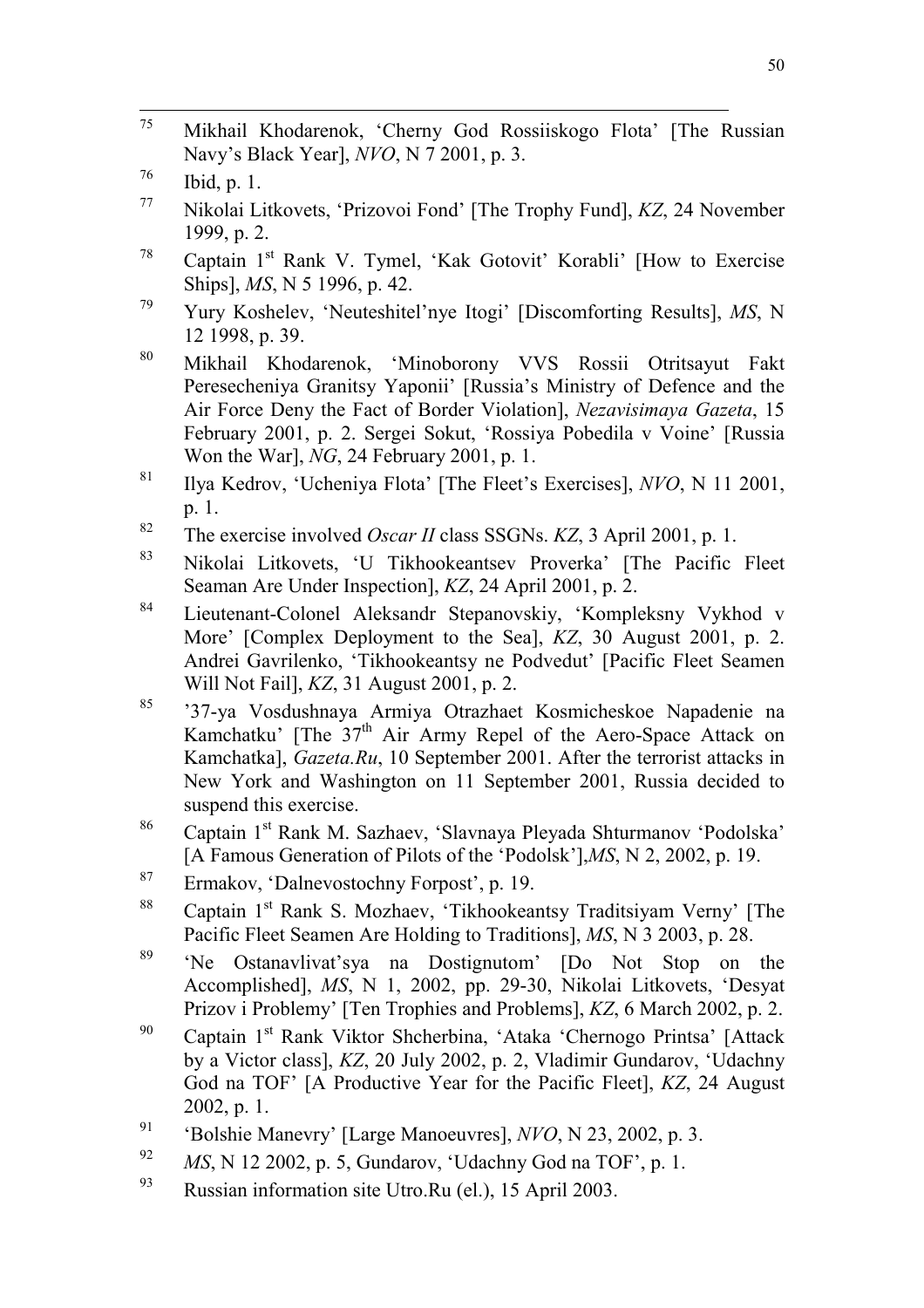[75] Mikhail Khodarenok, 'Cherny God Rossiiskogo Flota' [The Russian Navy's Black Year], *NVO*, N 7 2001, p. 3.

[76] Ibid, p. 1.

[77] Nikolai Litkovets, 'Prizovoi Fond' [The Trophy Fund], *KZ*, 24 November 1999, p. 2.

[78] Captain 1st Rank V. Tymel, 'Kak Gotovit' Korabli' [How to Exercise Ships], *MS*, N 5 1996, p. 42.

[79] Yury Koshelev, 'Neuteshitel'nye Itogi' [Discomforting Results], *MS*, N 12 1998, p. 39.

[80] Mikhail Khodarenok, 'Minoborony VVS Rossii Otritsayut Fakt Peresecheniya Granitsy Yaponii' [Russia's Ministry of Defence and the Air Force Deny the Fact of Border Violation], *Nezavisimaya Gazeta*, 15 February 2001, p. 2. Sergei Sokut, 'Rossiya Pobedila v Voine' [Russia Won the War], *NG*, 24 February 2001, p. 1.

[81] Ilya Kedrov, 'Ucheniya Flota' [The Fleet's Exercises], *NVO*, N 11 2001, p. 1.

[82] The exercise involved *Oscar II* class SSGNs. *KZ*, 3 April 2001, p. 1.

[83] Nikolai Litkovets, 'U Tikhookeantsev Proverka' [The Pacific Fleet Seaman Are Under Inspection], *KZ*, 24 April 2001, p. 2.

[84] Lieutenant-Colonel Aleksandr Stepanovskiy, 'Kompleksny Vykhod v More' [Complex Deployment to the Sea], *KZ*, 30 August 2001, p. 2. Andrei Gavrilenko, 'Tikhookeantsy ne Podvedut' [Pacific Fleet Seamen Will Not Fail], *KZ*, 31 August 2001, p. 2.

[85] '37-ya Vosdushnaya Armiya Otrazhaet Kosmicheskoe Napadenie na Kamchatku' [The 37th Air Army Repel of the Aero-Space Attack on Kamchatka], *Gazeta.Ru*, 10 September 2001. After the terrorist attacks in New York and Washington on 11 September 2001, Russia decided to suspend this exercise.

[86] Captain 1st Rank M. Sazhaev, 'Slavnaya Pleyada Shturmanov 'Podolska' [A Famous Generation of Pilots of the 'Podolsk'],*MS*, N 2, 2002, p. 19.

[87] Ermakov, 'Dalnevostochny Forpost', p. 19.

[88] Captain 1st Rank S. Mozhaev, 'Tikhookeantsy Traditsiyam Verny' [The Pacific Fleet Seamen Are Holding to Traditions], *MS*, N 3 2003, p. 28.

[89] 'Ne Ostanavlivat'sya na Dostignutom' [Do Not Stop on the Accomplished], *MS*, N 1, 2002, pp. 29-30, Nikolai Litkovets, 'Desyat Prizov i Problemy' [Ten Trophies and Problems], *KZ*, 6 March 2002, p. 2.

[90] Captain 1st Rank Viktor Shcherbina, 'Ataka 'Chernogo Printsa' [Attack by a Victor class], *KZ*, 20 July 2002, p. 2, Vladimir Gundarov, 'Udachny God na TOF' [A Productive Year for the Pacific Fleet], *KZ*, 24 August 2002, p. 1.

[91] 'Bolshie Manevry' [Large Manoeuvres], *NVO*, N 23, 2002, p. 3.

[92] *MS*, N 12 2002, p. 5, Gundarov, 'Udachny God na TOF', p. 1.

[93] Russian information site Utro.Ru (el.), 15 April 2003.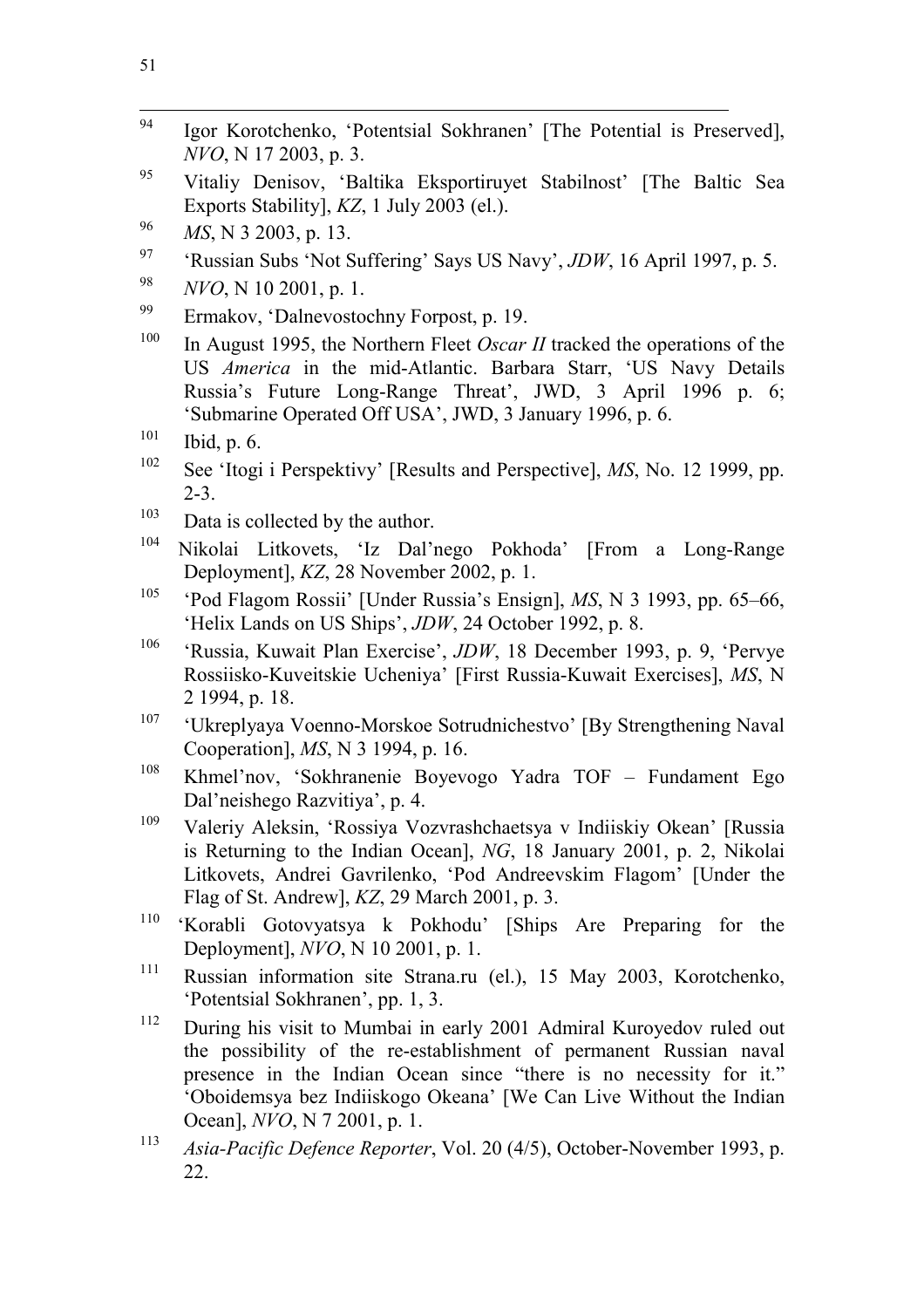[94] Igor Korotchenko, 'Potentsial Sokhranen' [The Potential is Preserved], *NVO*, N 17 2003, p. 3.

[95] Vitaliy Denisov, 'Baltika Eksportiruyet Stabilnost' [The Baltic Sea Exports Stability], *KZ*, 1 July 2003 (el.).

[96] *MS*, N 3 2003, p. 13.

[97] 'Russian Subs 'Not Suffering' Says US Navy', *JDW*, 16 April 1997, p. 5.

[98] *NVO*, N 10 2001, p. 1.

[99] Ermakov, 'Dalnevostochny Forpost, p. 19.

[100] In August 1995, the Northern Fleet *Oscar II* tracked the operations of the US *America* in the mid-Atlantic. Barbara Starr, 'US Navy Details Russia's Future Long-Range Threat', JWD, 3 April 1996 p. 6; 'Submarine Operated Off USA', JWD, 3 January 1996, p. 6.

[101] Ibid, p. 6.

[102] See 'Itogi i Perspektivy' [Results and Perspective], *MS*, No. 12 1999, pp. 2-3.

[103] Data is collected by the author.

[104] Nikolai Litkovets, 'Iz Dal'nego Pokhoda' [From a Long-Range Deployment], *KZ*, 28 November 2002, p. 1.

[105] 'Pod Flagom Rossii' [Under Russia's Ensign], *MS*, N 3 1993, pp. 65–66, 'Helix Lands on US Ships', *JDW*, 24 October 1992, p. 8.

[106] 'Russia, Kuwait Plan Exercise', *JDW*, 18 December 1993, p. 9, 'Pervye Rossiisko-Kuveitskie Ucheniya' [First Russia-Kuwait Exercises], *MS*, N 2 1994, p. 18.

[107] 'Ukreplyaya Voenno-Morskoe Sotrudnichestvo' [By Strengthening Naval Cooperation], *MS*, N 3 1994, p. 16.

[108] Khmel'nov, 'Sokhranenie Boyevogo Yadra TOF – Fundament Ego Dal'neishego Razvitiya', p. 4.

[109] Valeriy Aleksin, 'Rossiya Vozvrashchaetsya v Indiiskiy Okean' [Russia is Returning to the Indian Ocean], *NG*, 18 January 2001, p. 2, Nikolai Litkovets, Andrei Gavrilenko, 'Pod Andreevskim Flagom' [Under the Flag of St. Andrew], *KZ*, 29 March 2001, p. 3.

[110] 'Korabli Gotovyatsya k Pokhodu' [Ships Are Preparing for the Deployment], *NVO*, N 10 2001, p. 1.

[111] Russian information site Strana.ru (el.), 15 May 2003, Korotchenko, 'Potentsial Sokhranen', pp. 1, 3.

[112] During his visit to Mumbai in early 2001 Admiral Kuroyedov ruled out the possibility of the re-establishment of permanent Russian naval presence in the Indian Ocean since "there is no necessity for it." 'Oboidemsya bez Indiiskogo Okeana' [We Can Live Without the Indian Ocean], *NVO*, N 7 2001, p. 1.

[113] *Asia-Pacific Defence Reporter*, Vol. 20 (4/5), October-November 1993, p. 22.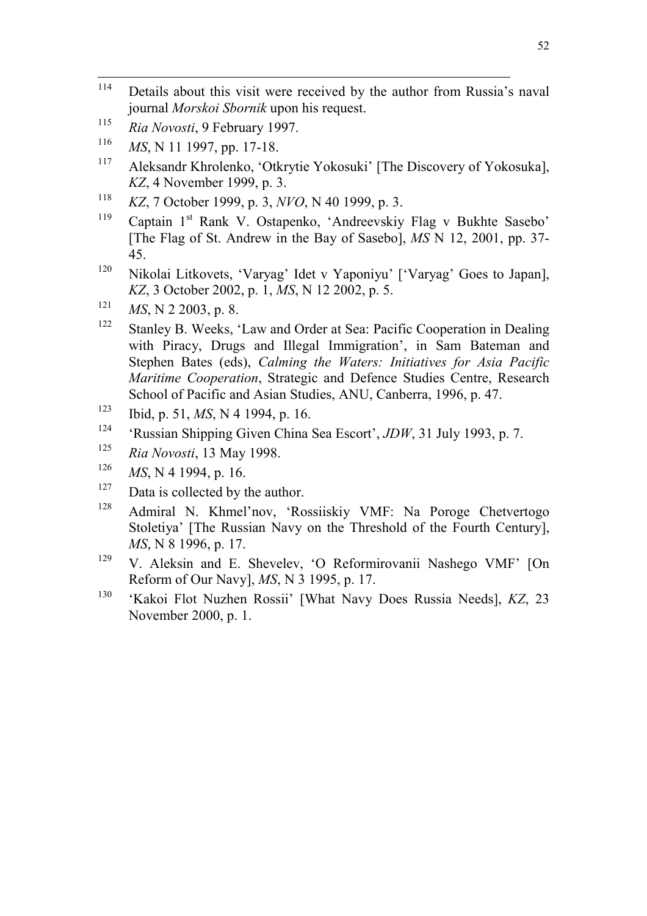[114] Details about this visit were received by the author from Russia's naval journal *Morskoi Sbornik* upon his request.

[115] *Ria Novosti*, 9 February 1997.

[116] *MS*, N 11 1997, pp. 17-18.

[117] Aleksandr Khrolenko, 'Otkrytie Yokosuki' [The Discovery of Yokosuka], *KZ*, 4 November 1999, p. 3.

[118] *KZ*, 7 October 1999, p. 3, *NVO*, N 40 1999, p. 3.

[119] Captain 1st Rank V. Ostapenko, 'Andreevskiy Flag v Bukhte Sasebo' [The Flag of St. Andrew in the Bay of Sasebo], *MS* N 12, 2001, pp. 37-45.

[120] Nikolai Litkovets, 'Varyag' Idet v Yaponiyu' ['Varyag' Goes to Japan], *KZ*, 3 October 2002, p. 1, *MS*, N 12 2002, p. 5.

[121] *MS*, N 2 2003, p. 8.

[122] Stanley B. Weeks, 'Law and Order at Sea: Pacific Cooperation in Dealing with Piracy, Drugs and Illegal Immigration', in Sam Bateman and Stephen Bates (eds), *Calming the Waters: Initiatives for Asia Pacific Maritime Cooperation*, Strategic and Defence Studies Centre, Research School of Pacific and Asian Studies, ANU, Canberra, 1996, p. 47.

[123] Ibid, p. 51, *MS*, N 4 1994, p. 16.

[124] 'Russian Shipping Given China Sea Escort', *JDW*, 31 July 1993, p. 7.

[125] *Ria Novosti*, 13 May 1998.

[126] *MS*, N 4 1994, p. 16.

[127] Data is collected by the author.

[128] Admiral N. Khmel'nov, 'Rossiiskiy VMF: Na Poroge Chetvertogo Stoletiya' [The Russian Navy on the Threshold of the Fourth Century], *MS*, N 8 1996, p. 17.

[129] V. Aleksin and E. Shevelev, 'O Reformirovanii Nashego VMF' [On Reform of Our Navy], *MS*, N 3 1995, p. 17.

[130] 'Kakoi Flot Nuzhen Rossii' [What Navy Does Russia Needs], *KZ*, 23 November 2000, p. 1.